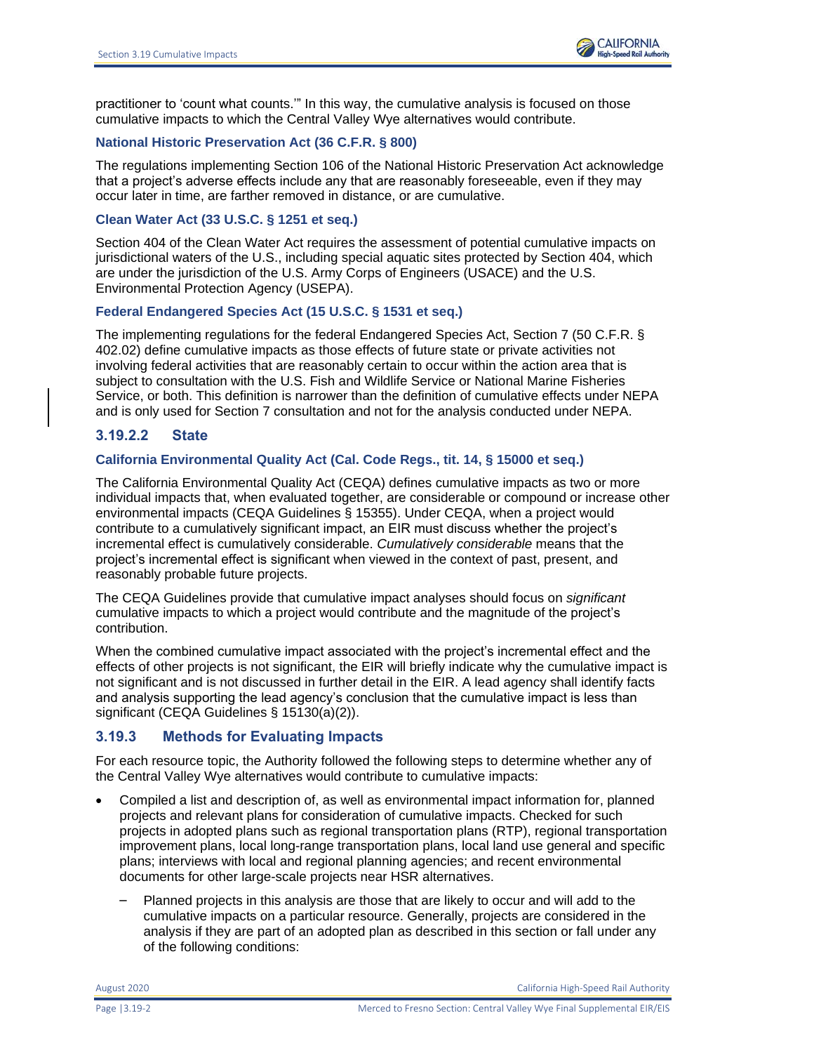practitioner to 'count what counts.'" In this way, the cumulative analysis is focused on those cumulative impacts to which the Central Valley Wye alternatives would contribute.

#### National Historic Preservation Act (36 C.F.R. § 800)

The regulations implementing Section 106 of the National Historic Preservation Act acknowledge that a project's adverse effects include any that are reasonably foreseeable, even if they may occur later in time, are farther removed in distance, or are cumulative.

#### Clean Water Act (33 U.S.C. § 1251 et seq.)

Section 404 of the Clean Water Act requires the assessment of potential cumulative impacts on jurisdictional waters of the U.S., including special aquatic sites protected by Section 404, which are under the jurisdiction of the U.S. Army Corps of Engineers (USACE) and the U.S. Environmental Protection Agency (USEPA).

#### Federal Endangered Species Act (15 U.S.C. § 1531 et seq.)

The implementing regulations for the federal Endangered Species Act, Section 7 (50 C.F.R. § 402.02) define cumulative impacts as those effects of future state or private activities not involving federal activities that are reasonably certain to occur within the action area that is subject to consultation with the U.S. Fish and Wildlife Service or National Marine Fisheries Service, or both. This definition is narrower than the definition of cumulative effects under NEPA and is only used for Section 7 consultation and not for the analysis conducted under NEPA.

### 3.19.2.2 State

#### California Environmental Quality Act (Cal. Code Regs., tit. 14, § 15000 et seq.)

The California Environmental Quality Act (CEQA) defines cumulative impacts as two or more individual impacts that, when evaluated together, are considerable or compound or increase other environmental impacts (CEQA Guidelines § 15355). Under CEQA, when a project would contribute to a cumulatively significant impact, an EIR must discuss whether the project's incremental effect is cumulatively considerable. *Cumulatively considerable* means that the project's incremental effect is significant when viewed in the context of past, present, and reasonably probable future projects.

The CEQA Guidelines provide that cumulative impact analyses should focus on *significant* cumulative impacts to which a project would contribute and the magnitude of the project's contribution.

When the combined cumulative impact associated with the project's incremental effect and the effects of other projects is not significant, the EIR will briefly indicate why the cumulative impact is not significant and is not discussed in further detail in the EIR. A lead agency shall identify facts and analysis supporting the lead agency's conclusion that the cumulative impact is less than significant (CEQA Guidelines § 15130(a)(2)).

## 3.19.3 Methods for Evaluating Impacts

For each resource topic, the Authority followed the following steps to determine whether any of the Central Valley Wye alternatives would contribute to cumulative impacts:

- Compiled a list and description of, as well as environmental impact information for, planned projects and relevant plans for consideration of cumulative impacts. Checked for such projects in adopted plans such as regional transportation plans (RTP), regional transportation improvement plans, local long-range transportation plans, local land use general and specific plans; interviews with local and regional planning agencies; and recent environmental documents for other large-scale projects near HSR alternatives.
  - Planned projects in this analysis are those that are likely to occur and will add to the cumulative impacts on a particular resource. Generally, projects are considered in the analysis if they are part of an adopted plan as described in this section or fall under any of the following conditions: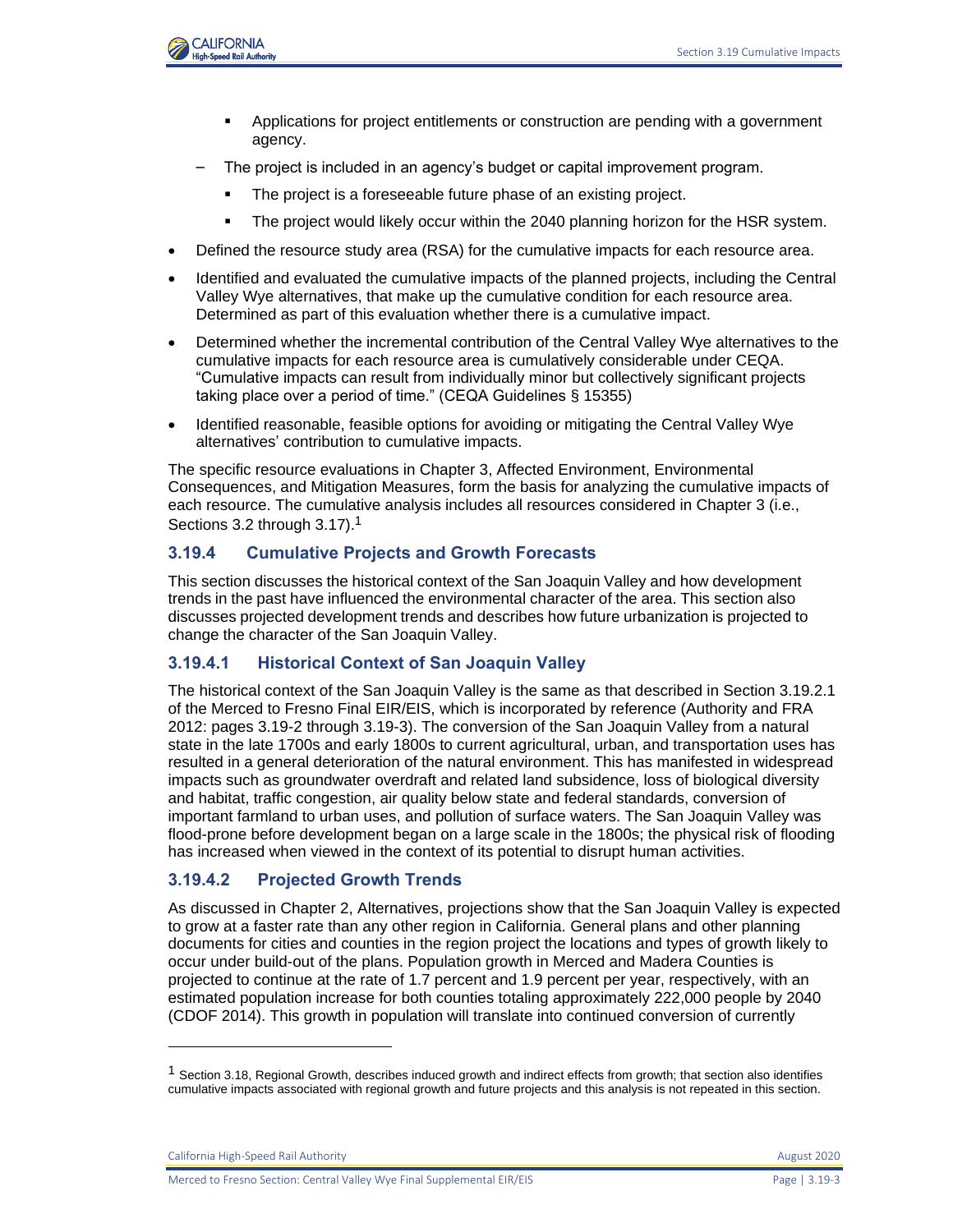- Applications for project entitlements or construction are pending with a government agency.
    - The project is included in an agency's budget or capital improvement program.
        - The project is a foreseeable future phase of an existing project.
        - The project would likely occur within the 2040 planning horizon for the HSR system.
- Defined the resource study area (RSA) for the cumulative impacts for each resource area.
- Identified and evaluated the cumulative impacts of the planned projects, including the Central Valley Wye alternatives, that make up the cumulative condition for each resource area. Determined as part of this evaluation whether there is a cumulative impact.
- Determined whether the incremental contribution of the Central Valley Wye alternatives to the cumulative impacts for each resource area is cumulatively considerable under CEQA. "Cumulative impacts can result from individually minor but collectively significant projects taking place over a period of time." (CEQA Guidelines § 15355)
- Identified reasonable, feasible options for avoiding or mitigating the Central Valley Wye alternatives' contribution to cumulative impacts.

The specific resource evaluations in Chapter 3, Affected Environment, Environmental Consequences, and Mitigation Measures, form the basis for analyzing the cumulative impacts of each resource. The cumulative analysis includes all resources considered in Chapter 3 (i.e., Sections 3.2 through 3.17).[1]

### 3.19.4 Cumulative Projects and Growth Forecasts

This section discusses the historical context of the San Joaquin Valley and how development trends in the past have influenced the environmental character of the area. This section also discusses projected development trends and describes how future urbanization is projected to change the character of the San Joaquin Valley.

#### 3.19.4.1 Historical Context of San Joaquin Valley

The historical context of the San Joaquin Valley is the same as that described in Section 3.19.2.1 of the Merced to Fresno Final EIR/EIS, which is incorporated by reference (Authority and FRA 2012: pages 3.19-2 through 3.19-3). The conversion of the San Joaquin Valley from a natural state in the late 1700s and early 1800s to current agricultural, urban, and transportation uses has resulted in a general deterioration of the natural environment. This has manifested in widespread impacts such as groundwater overdraft and related land subsidence, loss of biological diversity and habitat, traffic congestion, air quality below state and federal standards, conversion of important farmland to urban uses, and pollution of surface waters. The San Joaquin Valley was flood-prone before development began on a large scale in the 1800s; the physical risk of flooding has increased when viewed in the context of its potential to disrupt human activities.

#### 3.19.4.2 Projected Growth Trends

As discussed in Chapter 2, Alternatives, projections show that the San Joaquin Valley is expected to grow at a faster rate than any other region in California. General plans and other planning documents for cities and counties in the region project the locations and types of growth likely to occur under build-out of the plans. Population growth in Merced and Madera Counties is projected to continue at the rate of 1.7 percent and 1.9 percent per year, respectively, with an estimated population increase for both counties totaling approximately 222,000 people by 2040 (CDOF 2014). This growth in population will translate into continued conversion of currently

[1] Section 3.18, Regional Growth, describes induced growth and indirect effects from growth; that section also identifies cumulative impacts associated with regional growth and future projects and this analysis is not repeated in this section.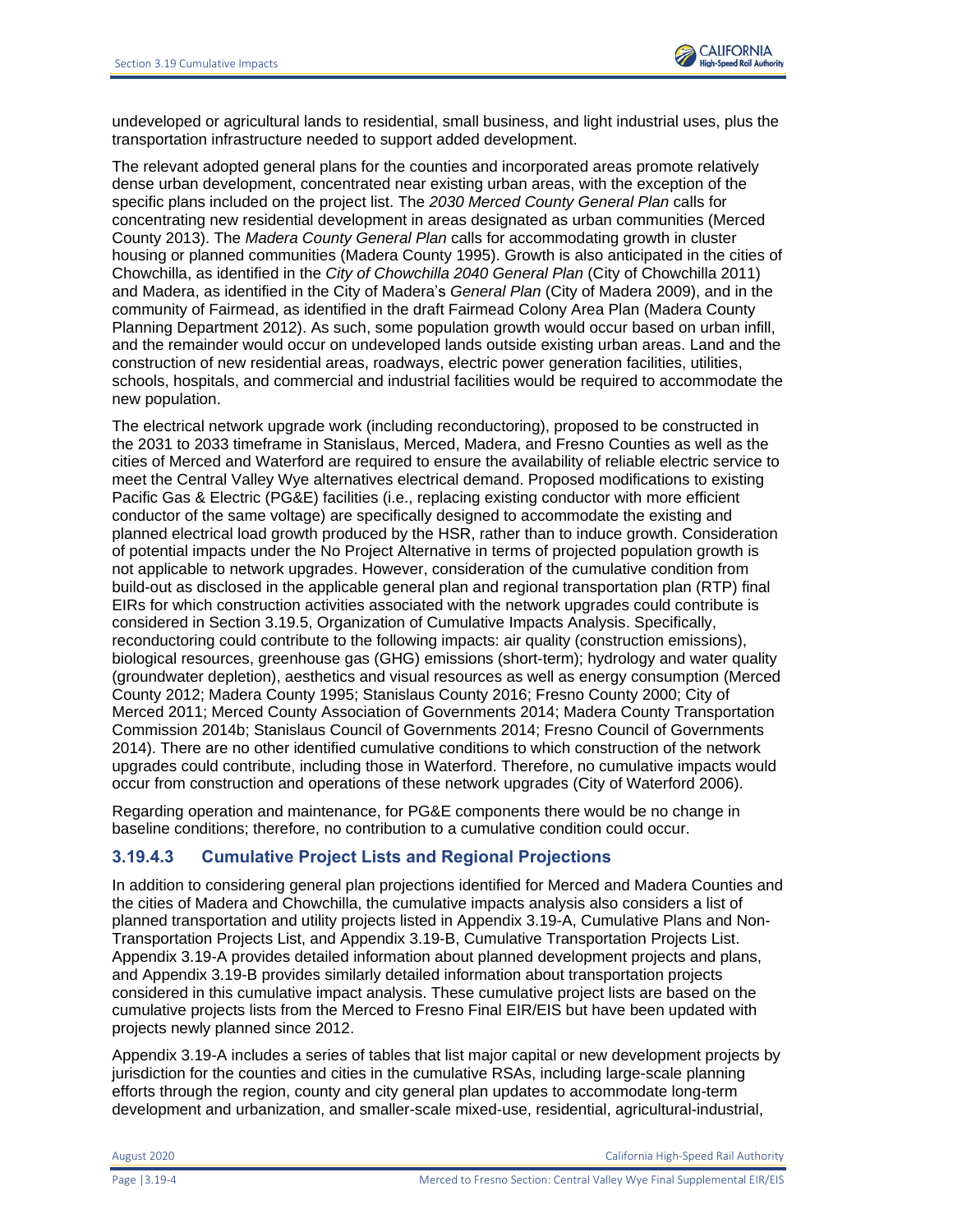undeveloped or agricultural lands to residential, small business, and light industrial uses, plus the transportation infrastructure needed to support added development.

The relevant adopted general plans for the counties and incorporated areas promote relatively dense urban development, concentrated near existing urban areas, with the exception of the specific plans included on the project list. The *2030 Merced County General Plan* calls for concentrating new residential development in areas designated as urban communities (Merced County 2013). The *Madera County General Plan* calls for accommodating growth in cluster housing or planned communities (Madera County 1995). Growth is also anticipated in the cities of Chowchilla, as identified in the *City of Chowchilla 2040 General Plan* (City of Chowchilla 2011) and Madera, as identified in the City of Madera's *General Plan* (City of Madera 2009), and in the community of Fairmead, as identified in the draft Fairmead Colony Area Plan (Madera County Planning Department 2012). As such, some population growth would occur based on urban infill, and the remainder would occur on undeveloped lands outside existing urban areas. Land and the construction of new residential areas, roadways, electric power generation facilities, utilities, schools, hospitals, and commercial and industrial facilities would be required to accommodate the new population.

The electrical network upgrade work (including reconductoring), proposed to be constructed in the 2031 to 2033 timeframe in Stanislaus, Merced, Madera, and Fresno Counties as well as the cities of Merced and Waterford are required to ensure the availability of reliable electric service to meet the Central Valley Wye alternatives electrical demand. Proposed modifications to existing Pacific Gas & Electric (PG&E) facilities (i.e., replacing existing conductor with more efficient conductor of the same voltage) are specifically designed to accommodate the existing and planned electrical load growth produced by the HSR, rather than to induce growth. Consideration of potential impacts under the No Project Alternative in terms of projected population growth is not applicable to network upgrades. However, consideration of the cumulative condition from build-out as disclosed in the applicable general plan and regional transportation plan (RTP) final EIRs for which construction activities associated with the network upgrades could contribute is considered in Section 3.19.5, Organization of Cumulative Impacts Analysis. Specifically, reconductoring could contribute to the following impacts: air quality (construction emissions), biological resources, greenhouse gas (GHG) emissions (short-term); hydrology and water quality (groundwater depletion), aesthetics and visual resources as well as energy consumption (Merced County 2012; Madera County 1995; Stanislaus County 2016; Fresno County 2000; City of Merced 2011; Merced County Association of Governments 2014; Madera County Transportation Commission 2014b; Stanislaus Council of Governments 2014; Fresno Council of Governments 2014). There are no other identified cumulative conditions to which construction of the network upgrades could contribute, including those in Waterford. Therefore, no cumulative impacts would occur from construction and operations of these network upgrades (City of Waterford 2006).

Regarding operation and maintenance, for PG&E components there would be no change in baseline conditions; therefore, no contribution to a cumulative condition could occur.

### 3.19.4.3 Cumulative Project Lists and Regional Projections

In addition to considering general plan projections identified for Merced and Madera Counties and the cities of Madera and Chowchilla, the cumulative impacts analysis also considers a list of planned transportation and utility projects listed in Appendix 3.19-A, Cumulative Plans and Non-Transportation Projects List, and Appendix 3.19-B, Cumulative Transportation Projects List. Appendix 3.19-A provides detailed information about planned development projects and plans, and Appendix 3.19-B provides similarly detailed information about transportation projects considered in this cumulative impact analysis. These cumulative project lists are based on the cumulative projects lists from the Merced to Fresno Final EIR/EIS but have been updated with projects newly planned since 2012.

Appendix 3.19-A includes a series of tables that list major capital or new development projects by jurisdiction for the counties and cities in the cumulative RSAs, including large-scale planning efforts through the region, county and city general plan updates to accommodate long-term development and urbanization, and smaller-scale mixed-use, residential, agricultural-industrial,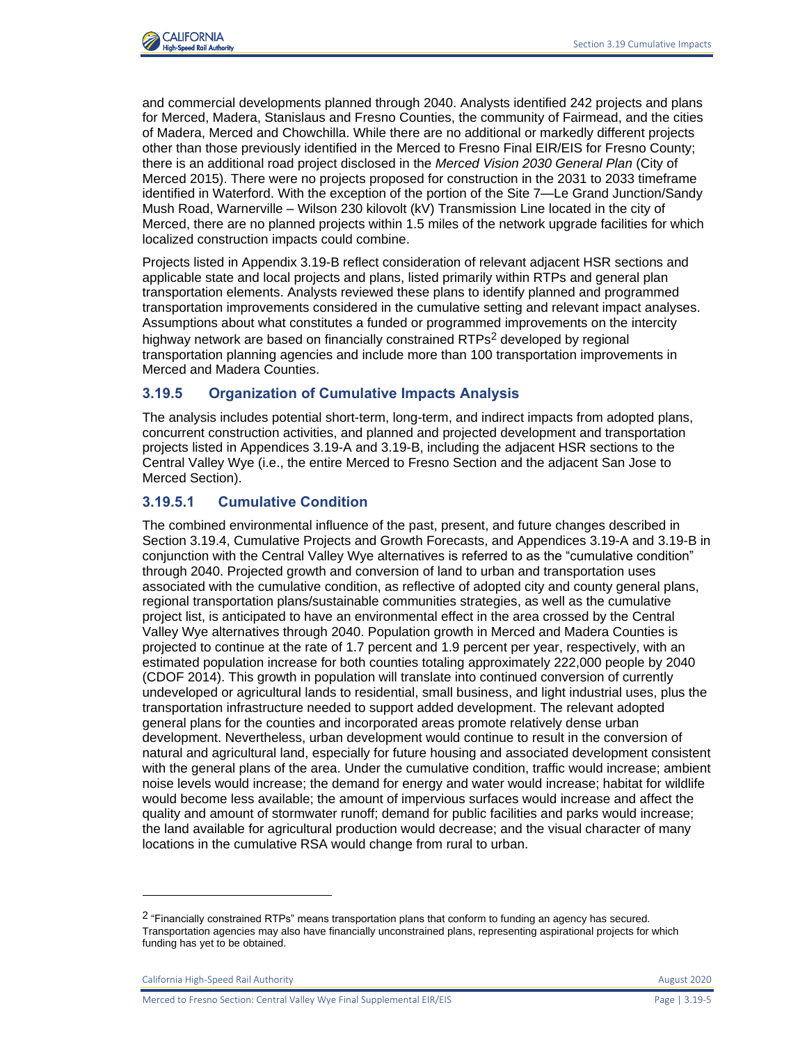and commercial developments planned through 2040. Analysts identified 242 projects and plans for Merced, Madera, Stanislaus and Fresno Counties, the community of Fairmead, and the cities of Madera, Merced and Chowchilla. While there are no additional or markedly different projects other than those previously identified in the Merced to Fresno Final EIR/EIS for Fresno County; there is an additional road project disclosed in the *Merced Vision 2030 General Plan* (City of Merced 2015). There were no projects proposed for construction in the 2031 to 2033 timeframe identified in Waterford. With the exception of the portion of the Site 7—Le Grand Junction/Sandy Mush Road, Warnerville – Wilson 230 kilovolt (kV) Transmission Line located in the city of Merced, there are no planned projects within 1.5 miles of the network upgrade facilities for which localized construction impacts could combine.

Projects listed in Appendix 3.19-B reflect consideration of relevant adjacent HSR sections and applicable state and local projects and plans, listed primarily within RTPs and general plan transportation elements. Analysts reviewed these plans to identify planned and programmed transportation improvements considered in the cumulative setting and relevant impact analyses. Assumptions about what constitutes a funded or programmed improvements on the intercity highway network are based on financially constrained RTPs[2] developed by regional transportation planning agencies and include more than 100 transportation improvements in Merced and Madera Counties.

### 3.19.5 Organization of Cumulative Impacts Analysis

The analysis includes potential short-term, long-term, and indirect impacts from adopted plans, concurrent construction activities, and planned and projected development and transportation projects listed in Appendices 3.19-A and 3.19-B, including the adjacent HSR sections to the Central Valley Wye (i.e., the entire Merced to Fresno Section and the adjacent San Jose to Merced Section).

#### 3.19.5.1 Cumulative Condition

The combined environmental influence of the past, present, and future changes described in Section 3.19.4, Cumulative Projects and Growth Forecasts, and Appendices 3.19-A and 3.19-B in conjunction with the Central Valley Wye alternatives is referred to as the "cumulative condition" through 2040. Projected growth and conversion of land to urban and transportation uses associated with the cumulative condition, as reflective of adopted city and county general plans, regional transportation plans/sustainable communities strategies, as well as the cumulative project list, is anticipated to have an environmental effect in the area crossed by the Central Valley Wye alternatives through 2040. Population growth in Merced and Madera Counties is projected to continue at the rate of 1.7 percent and 1.9 percent per year, respectively, with an estimated population increase for both counties totaling approximately 222,000 people by 2040 (CDOF 2014). This growth in population will translate into continued conversion of currently undeveloped or agricultural lands to residential, small business, and light industrial uses, plus the transportation infrastructure needed to support added development. The relevant adopted general plans for the counties and incorporated areas promote relatively dense urban development. Nevertheless, urban development would continue to result in the conversion of natural and agricultural land, especially for future housing and associated development consistent with the general plans of the area. Under the cumulative condition, traffic would increase; ambient noise levels would increase; the demand for energy and water would increase; habitat for wildlife would become less available; the amount of impervious surfaces would increase and affect the quality and amount of stormwater runoff; demand for public facilities and parks would increase; the land available for agricultural production would decrease; and the visual character of many locations in the cumulative RSA would change from rural to urban.

---

[2] "Financially constrained RTPs" means transportation plans that conform to funding an agency has secured. Transportation agencies may also have financially unconstrained plans, representing aspirational projects for which funding has yet to be obtained.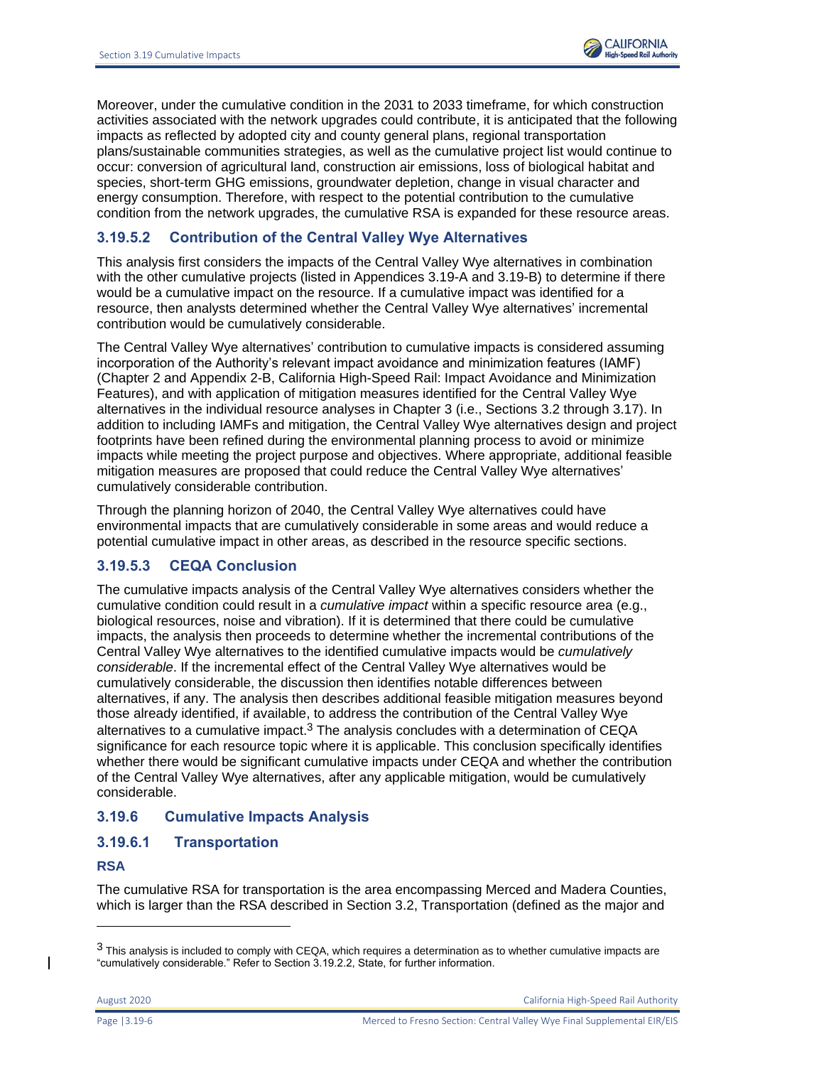Moreover, under the cumulative condition in the 2031 to 2033 timeframe, for which construction activities associated with the network upgrades could contribute, it is anticipated that the following impacts as reflected by adopted city and county general plans, regional transportation plans/sustainable communities strategies, as well as the cumulative project list would continue to occur: conversion of agricultural land, construction air emissions, loss of biological habitat and species, short-term GHG emissions, groundwater depletion, change in visual character and energy consumption. Therefore, with respect to the potential contribution to the cumulative condition from the network upgrades, the cumulative RSA is expanded for these resource areas.

### 3.19.5.2 Contribution of the Central Valley Wye Alternatives

This analysis first considers the impacts of the Central Valley Wye alternatives in combination with the other cumulative projects (listed in Appendices 3.19-A and 3.19-B) to determine if there would be a cumulative impact on the resource. If a cumulative impact was identified for a resource, then analysts determined whether the Central Valley Wye alternatives' incremental contribution would be cumulatively considerable.

The Central Valley Wye alternatives' contribution to cumulative impacts is considered assuming incorporation of the Authority's relevant impact avoidance and minimization features (IAMF) (Chapter 2 and Appendix 2-B, California High-Speed Rail: Impact Avoidance and Minimization Features), and with application of mitigation measures identified for the Central Valley Wye alternatives in the individual resource analyses in Chapter 3 (i.e., Sections 3.2 through 3.17). In addition to including IAMFs and mitigation, the Central Valley Wye alternatives design and project footprints have been refined during the environmental planning process to avoid or minimize impacts while meeting the project purpose and objectives. Where appropriate, additional feasible mitigation measures are proposed that could reduce the Central Valley Wye alternatives' cumulatively considerable contribution.

Through the planning horizon of 2040, the Central Valley Wye alternatives could have environmental impacts that are cumulatively considerable in some areas and would reduce a potential cumulative impact in other areas, as described in the resource specific sections.

### 3.19.5.3 CEQA Conclusion

The cumulative impacts analysis of the Central Valley Wye alternatives considers whether the cumulative condition could result in a *cumulative impact* within a specific resource area (e.g., biological resources, noise and vibration). If it is determined that there could be cumulative impacts, the analysis then proceeds to determine whether the incremental contributions of the Central Valley Wye alternatives to the identified cumulative impacts would be *cumulatively considerable*. If the incremental effect of the Central Valley Wye alternatives would be cumulatively considerable, the discussion then identifies notable differences between alternatives, if any. The analysis then describes additional feasible mitigation measures beyond those already identified, if available, to address the contribution of the Central Valley Wye alternatives to a cumulative impact.[3] The analysis concludes with a determination of CEQA significance for each resource topic where it is applicable. This conclusion specifically identifies whether there would be significant cumulative impacts under CEQA and whether the contribution of the Central Valley Wye alternatives, after any applicable mitigation, would be cumulatively considerable.

## 3.19.6 Cumulative Impacts Analysis

### 3.19.6.1 Transportation

#### RSA

The cumulative RSA for transportation is the area encompassing Merced and Madera Counties, which is larger than the RSA described in Section 3.2, Transportation (defined as the major and

[3] This analysis is included to comply with CEQA, which requires a determination as to whether cumulative impacts are "cumulatively considerable." Refer to Section 3.19.2.2, State, for further information.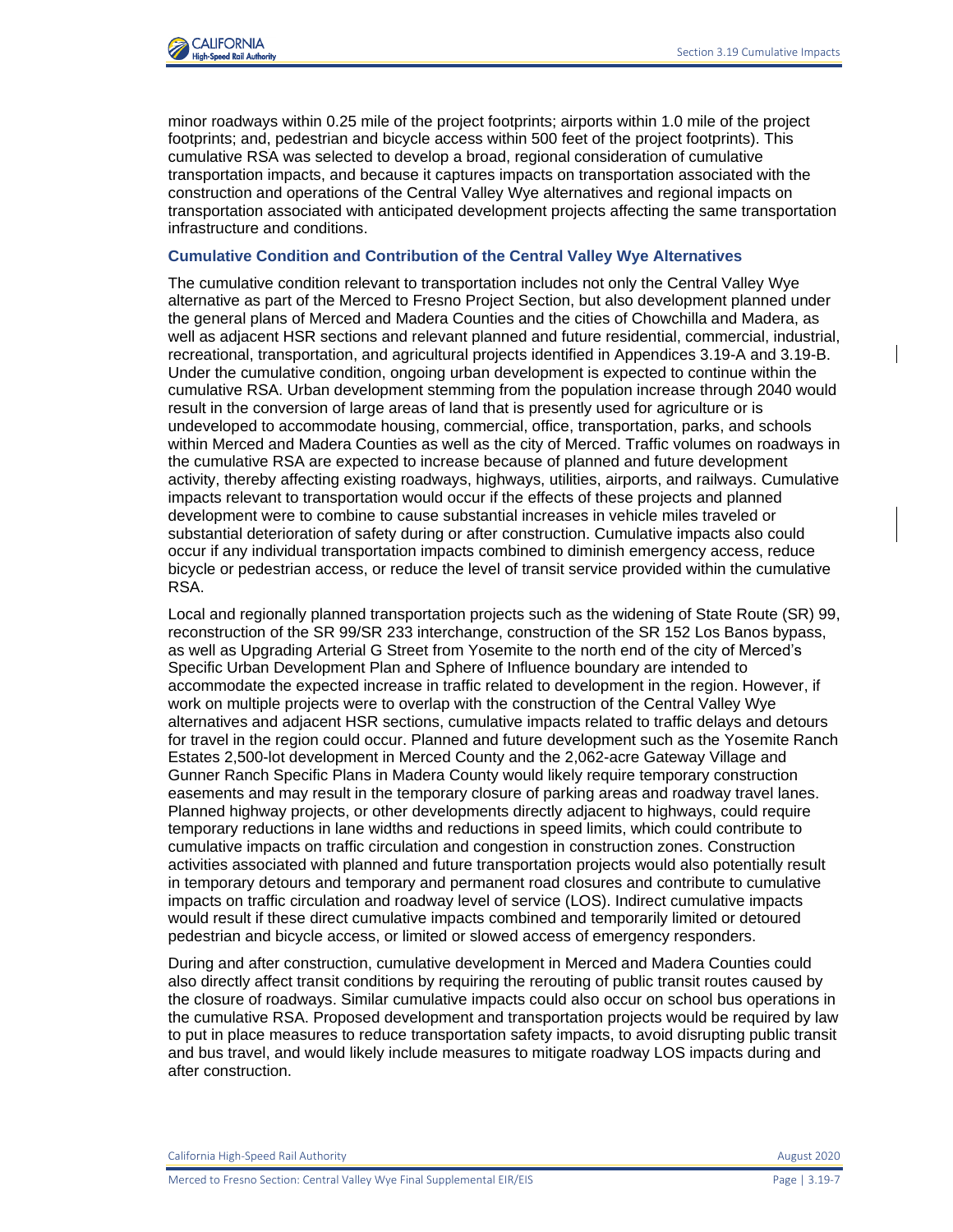minor roadways within 0.25 mile of the project footprints; airports within 1.0 mile of the project footprints; and, pedestrian and bicycle access within 500 feet of the project footprints). This cumulative RSA was selected to develop a broad, regional consideration of cumulative transportation impacts, and because it captures impacts on transportation associated with the construction and operations of the Central Valley Wye alternatives and regional impacts on transportation associated with anticipated development projects affecting the same transportation infrastructure and conditions.

### Cumulative Condition and Contribution of the Central Valley Wye Alternatives

The cumulative condition relevant to transportation includes not only the Central Valley Wye alternative as part of the Merced to Fresno Project Section, but also development planned under the general plans of Merced and Madera Counties and the cities of Chowchilla and Madera, as well as adjacent HSR sections and relevant planned and future residential, commercial, industrial, recreational, transportation, and agricultural projects identified in Appendices 3.19-A and 3.19-B. Under the cumulative condition, ongoing urban development is expected to continue within the cumulative RSA. Urban development stemming from the population increase through 2040 would result in the conversion of large areas of land that is presently used for agriculture or is undeveloped to accommodate housing, commercial, office, transportation, parks, and schools within Merced and Madera Counties as well as the city of Merced. Traffic volumes on roadways in the cumulative RSA are expected to increase because of planned and future development activity, thereby affecting existing roadways, highways, utilities, airports, and railways. Cumulative impacts relevant to transportation would occur if the effects of these projects and planned development were to combine to cause substantial increases in vehicle miles traveled or substantial deterioration of safety during or after construction. Cumulative impacts also could occur if any individual transportation impacts combined to diminish emergency access, reduce bicycle or pedestrian access, or reduce the level of transit service provided within the cumulative RSA.

Local and regionally planned transportation projects such as the widening of State Route (SR) 99, reconstruction of the SR 99/SR 233 interchange, construction of the SR 152 Los Banos bypass, as well as Upgrading Arterial G Street from Yosemite to the north end of the city of Merced's Specific Urban Development Plan and Sphere of Influence boundary are intended to accommodate the expected increase in traffic related to development in the region. However, if work on multiple projects were to overlap with the construction of the Central Valley Wye alternatives and adjacent HSR sections, cumulative impacts related to traffic delays and detours for travel in the region could occur. Planned and future development such as the Yosemite Ranch Estates 2,500-lot development in Merced County and the 2,062-acre Gateway Village and Gunner Ranch Specific Plans in Madera County would likely require temporary construction easements and may result in the temporary closure of parking areas and roadway travel lanes. Planned highway projects, or other developments directly adjacent to highways, could require temporary reductions in lane widths and reductions in speed limits, which could contribute to cumulative impacts on traffic circulation and congestion in construction zones. Construction activities associated with planned and future transportation projects would also potentially result in temporary detours and temporary and permanent road closures and contribute to cumulative impacts on traffic circulation and roadway level of service (LOS). Indirect cumulative impacts would result if these direct cumulative impacts combined and temporarily limited or detoured pedestrian and bicycle access, or limited or slowed access of emergency responders.

During and after construction, cumulative development in Merced and Madera Counties could also directly affect transit conditions by requiring the rerouting of public transit routes caused by the closure of roadways. Similar cumulative impacts could also occur on school bus operations in the cumulative RSA. Proposed development and transportation projects would be required by law to put in place measures to reduce transportation safety impacts, to avoid disrupting public transit and bus travel, and would likely include measures to mitigate roadway LOS impacts during and after construction.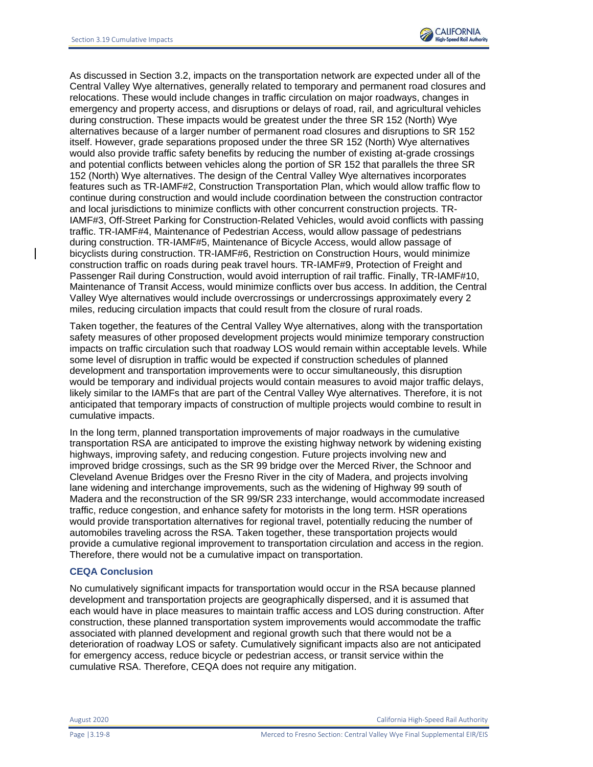As discussed in Section 3.2, impacts on the transportation network are expected under all of the Central Valley Wye alternatives, generally related to temporary and permanent road closures and relocations. These would include changes in traffic circulation on major roadways, changes in emergency and property access, and disruptions or delays of road, rail, and agricultural vehicles during construction. These impacts would be greatest under the three SR 152 (North) Wye alternatives because of a larger number of permanent road closures and disruptions to SR 152 itself. However, grade separations proposed under the three SR 152 (North) Wye alternatives would also provide traffic safety benefits by reducing the number of existing at-grade crossings and potential conflicts between vehicles along the portion of SR 152 that parallels the three SR 152 (North) Wye alternatives. The design of the Central Valley Wye alternatives incorporates features such as TR-IAMF#2, Construction Transportation Plan, which would allow traffic flow to continue during construction and would include coordination between the construction contractor and local jurisdictions to minimize conflicts with other concurrent construction projects. TR-IAMF#3, Off-Street Parking for Construction-Related Vehicles, would avoid conflicts with passing traffic. TR-IAMF#4, Maintenance of Pedestrian Access, would allow passage of pedestrians during construction. TR-IAMF#5, Maintenance of Bicycle Access, would allow passage of bicyclists during construction. TR-IAMF#6, Restriction on Construction Hours, would minimize construction traffic on roads during peak travel hours. TR-IAMF#9, Protection of Freight and Passenger Rail during Construction, would avoid interruption of rail traffic. Finally, TR-IAMF#10, Maintenance of Transit Access, would minimize conflicts over bus access. In addition, the Central Valley Wye alternatives would include overcrossings or undercrossings approximately every 2 miles, reducing circulation impacts that could result from the closure of rural roads.

Taken together, the features of the Central Valley Wye alternatives, along with the transportation safety measures of other proposed development projects would minimize temporary construction impacts on traffic circulation such that roadway LOS would remain within acceptable levels. While some level of disruption in traffic would be expected if construction schedules of planned development and transportation improvements were to occur simultaneously, this disruption would be temporary and individual projects would contain measures to avoid major traffic delays, likely similar to the IAMFs that are part of the Central Valley Wye alternatives. Therefore, it is not anticipated that temporary impacts of construction of multiple projects would combine to result in cumulative impacts.

In the long term, planned transportation improvements of major roadways in the cumulative transportation RSA are anticipated to improve the existing highway network by widening existing highways, improving safety, and reducing congestion. Future projects involving new and improved bridge crossings, such as the SR 99 bridge over the Merced River, the Schnoor and Cleveland Avenue Bridges over the Fresno River in the city of Madera, and projects involving lane widening and interchange improvements, such as the widening of Highway 99 south of Madera and the reconstruction of the SR 99/SR 233 interchange, would accommodate increased traffic, reduce congestion, and enhance safety for motorists in the long term. HSR operations would provide transportation alternatives for regional travel, potentially reducing the number of automobiles traveling across the RSA. Taken together, these transportation projects would provide a cumulative regional improvement to transportation circulation and access in the region. Therefore, there would not be a cumulative impact on transportation.

### CEQA Conclusion

No cumulatively significant impacts for transportation would occur in the RSA because planned development and transportation projects are geographically dispersed, and it is assumed that each would have in place measures to maintain traffic access and LOS during construction. After construction, these planned transportation system improvements would accommodate the traffic associated with planned development and regional growth such that there would not be a deterioration of roadway LOS or safety. Cumulatively significant impacts also are not anticipated for emergency access, reduce bicycle or pedestrian access, or transit service within the cumulative RSA. Therefore, CEQA does not require any mitigation.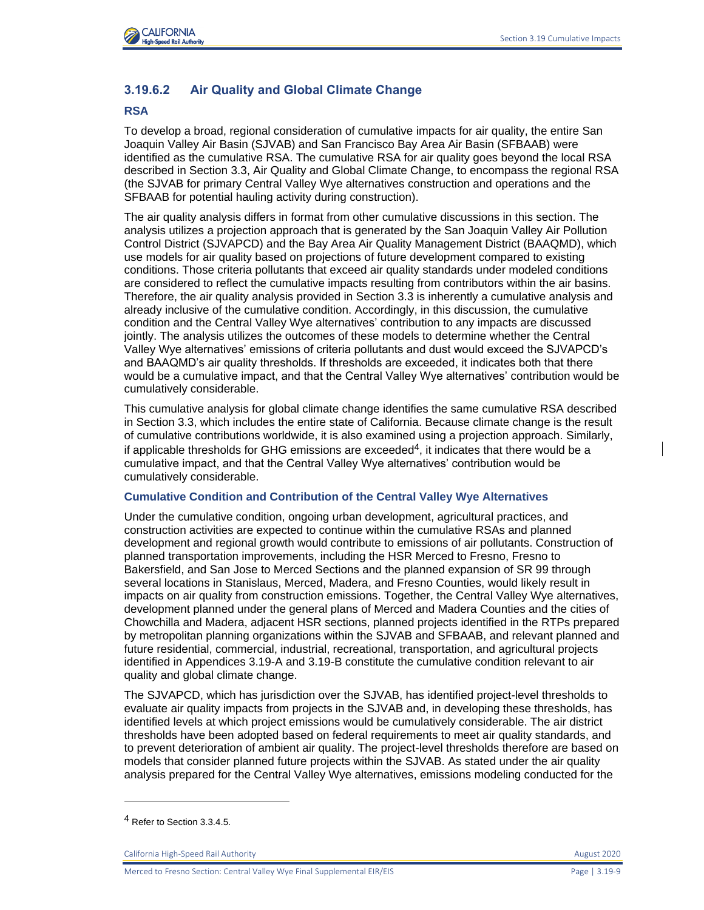### 3.19.6.2 Air Quality and Global Climate Change

#### RSA

To develop a broad, regional consideration of cumulative impacts for air quality, the entire San Joaquin Valley Air Basin (SJVAB) and San Francisco Bay Area Air Basin (SFBAAB) were identified as the cumulative RSA. The cumulative RSA for air quality goes beyond the local RSA described in Section 3.3, Air Quality and Global Climate Change, to encompass the regional RSA (the SJVAB for primary Central Valley Wye alternatives construction and operations and the SFBAAB for potential hauling activity during construction).

The air quality analysis differs in format from other cumulative discussions in this section. The analysis utilizes a projection approach that is generated by the San Joaquin Valley Air Pollution Control District (SJVAPCD) and the Bay Area Air Quality Management District (BAAQMD), which use models for air quality based on projections of future development compared to existing conditions. Those criteria pollutants that exceed air quality standards under modeled conditions are considered to reflect the cumulative impacts resulting from contributors within the air basins. Therefore, the air quality analysis provided in Section 3.3 is inherently a cumulative analysis and already inclusive of the cumulative condition. Accordingly, in this discussion, the cumulative condition and the Central Valley Wye alternatives' contribution to any impacts are discussed jointly. The analysis utilizes the outcomes of these models to determine whether the Central Valley Wye alternatives' emissions of criteria pollutants and dust would exceed the SJVAPCD's and BAAQMD's air quality thresholds. If thresholds are exceeded, it indicates both that there would be a cumulative impact, and that the Central Valley Wye alternatives' contribution would be cumulatively considerable.

This cumulative analysis for global climate change identifies the same cumulative RSA described in Section 3.3, which includes the entire state of California. Because climate change is the result of cumulative contributions worldwide, it is also examined using a projection approach. Similarly, if applicable thresholds for GHG emissions are exceeded[4], it indicates that there would be a cumulative impact, and that the Central Valley Wye alternatives' contribution would be cumulatively considerable.

#### Cumulative Condition and Contribution of the Central Valley Wye Alternatives

Under the cumulative condition, ongoing urban development, agricultural practices, and construction activities are expected to continue within the cumulative RSAs and planned development and regional growth would contribute to emissions of air pollutants. Construction of planned transportation improvements, including the HSR Merced to Fresno, Fresno to Bakersfield, and San Jose to Merced Sections and the planned expansion of SR 99 through several locations in Stanislaus, Merced, Madera, and Fresno Counties, would likely result in impacts on air quality from construction emissions. Together, the Central Valley Wye alternatives, development planned under the general plans of Merced and Madera Counties and the cities of Chowchilla and Madera, adjacent HSR sections, planned projects identified in the RTPs prepared by metropolitan planning organizations within the SJVAB and SFBAAB, and relevant planned and future residential, commercial, industrial, recreational, transportation, and agricultural projects identified in Appendices 3.19-A and 3.19-B constitute the cumulative condition relevant to air quality and global climate change.

The SJVAPCD, which has jurisdiction over the SJVAB, has identified project-level thresholds to evaluate air quality impacts from projects in the SJVAB and, in developing these thresholds, has identified levels at which project emissions would be cumulatively considerable. The air district thresholds have been adopted based on federal requirements to meet air quality standards, and to prevent deterioration of ambient air quality. The project-level thresholds therefore are based on models that consider planned future projects within the SJVAB. As stated under the air quality analysis prepared for the Central Valley Wye alternatives, emissions modeling conducted for the

[4] Refer to Section 3.3.4.5.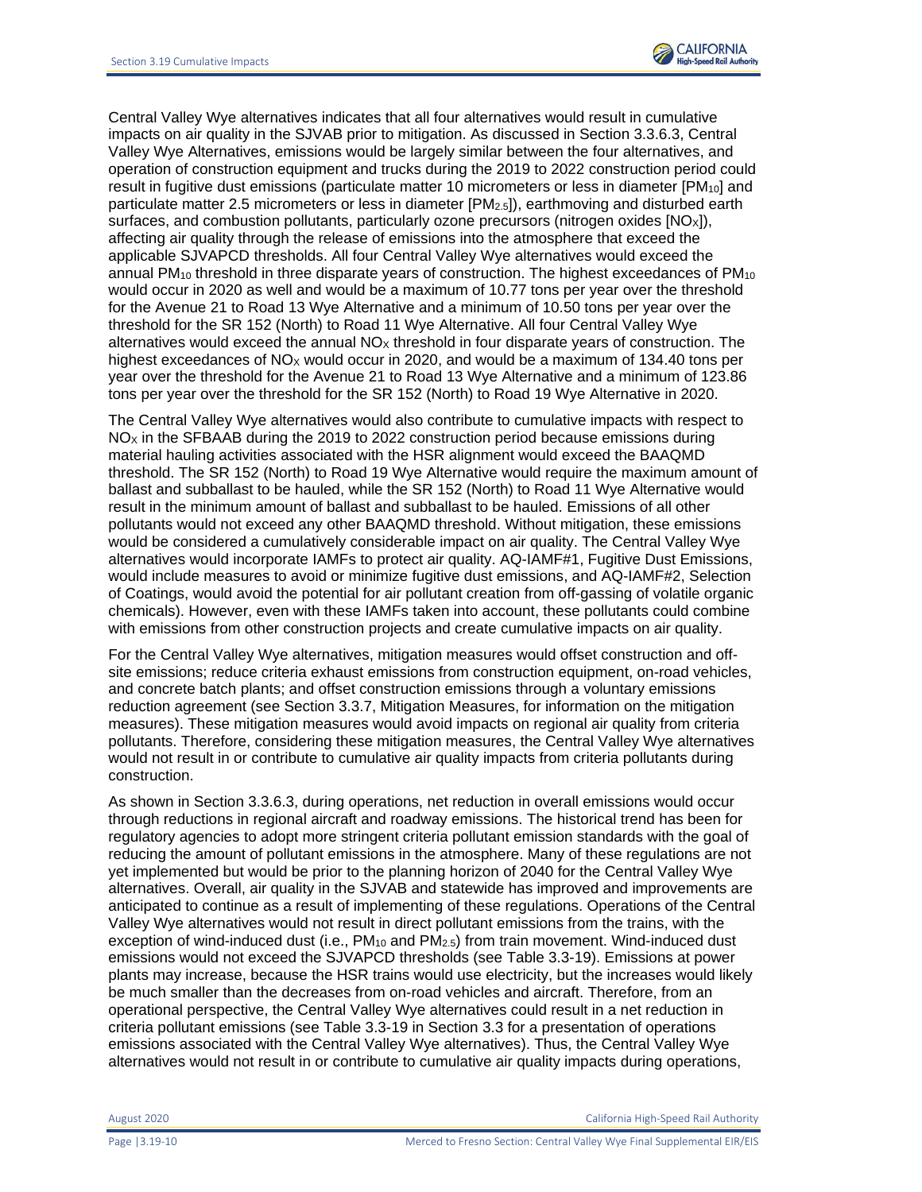Central Valley Wye alternatives indicates that all four alternatives would result in cumulative impacts on air quality in the SJVAB prior to mitigation. As discussed in Section 3.3.6.3, Central Valley Wye Alternatives, emissions would be largely similar between the four alternatives, and operation of construction equipment and trucks during the 2019 to 2022 construction period could result in fugitive dust emissions (particulate matter 10 micrometers or less in diameter [$PM_{10}$] and particulate matter 2.5 micrometers or less in diameter [$PM_{2.5}$]), earthmoving and disturbed earth surfaces, and combustion pollutants, particularly ozone precursors (nitrogen oxides [$NO_X$]), affecting air quality through the release of emissions into the atmosphere that exceed the applicable SJVAPCD thresholds. All four Central Valley Wye alternatives would exceed the annual $PM_{10}$ threshold in three disparate years of construction. The highest exceedances of $PM_{10}$ would occur in 2020 as well and would be a maximum of 10.77 tons per year over the threshold for the Avenue 21 to Road 13 Wye Alternative and a minimum of 10.50 tons per year over the threshold for the SR 152 (North) to Road 11 Wye Alternative. All four Central Valley Wye alternatives would exceed the annual $NO_X$ threshold in four disparate years of construction. The highest exceedances of $NO_X$ would occur in 2020, and would be a maximum of 134.40 tons per year over the threshold for the Avenue 21 to Road 13 Wye Alternative and a minimum of 123.86 tons per year over the threshold for the SR 152 (North) to Road 19 Wye Alternative in 2020.

The Central Valley Wye alternatives would also contribute to cumulative impacts with respect to $NO_X$ in the SFBAAB during the 2019 to 2022 construction period because emissions during material hauling activities associated with the HSR alignment would exceed the BAAQMD threshold. The SR 152 (North) to Road 19 Wye Alternative would require the maximum amount of ballast and subballast to be hauled, while the SR 152 (North) to Road 11 Wye Alternative would result in the minimum amount of ballast and subballast to be hauled. Emissions of all other pollutants would not exceed any other BAAQMD threshold. Without mitigation, these emissions would be considered a cumulatively considerable impact on air quality. The Central Valley Wye alternatives would incorporate IAMFs to protect air quality. AQ-IAMF#1, Fugitive Dust Emissions, would include measures to avoid or minimize fugitive dust emissions, and AQ-IAMF#2, Selection of Coatings, would avoid the potential for air pollutant creation from off-gassing of volatile organic chemicals). However, even with these IAMFs taken into account, these pollutants could combine with emissions from other construction projects and create cumulative impacts on air quality.

For the Central Valley Wye alternatives, mitigation measures would offset construction and off-site emissions; reduce criteria exhaust emissions from construction equipment, on-road vehicles, and concrete batch plants; and offset construction emissions through a voluntary emissions reduction agreement (see Section 3.3.7, Mitigation Measures, for information on the mitigation measures). These mitigation measures would avoid impacts on regional air quality from criteria pollutants. Therefore, considering these mitigation measures, the Central Valley Wye alternatives would not result in or contribute to cumulative air quality impacts from criteria pollutants during construction.

As shown in Section 3.3.6.3, during operations, net reduction in overall emissions would occur through reductions in regional aircraft and roadway emissions. The historical trend has been for regulatory agencies to adopt more stringent criteria pollutant emission standards with the goal of reducing the amount of pollutant emissions in the atmosphere. Many of these regulations are not yet implemented but would be prior to the planning horizon of 2040 for the Central Valley Wye alternatives. Overall, air quality in the SJVAB and statewide has improved and improvements are anticipated to continue as a result of implementing of these regulations. Operations of the Central Valley Wye alternatives would not result in direct pollutant emissions from the trains, with the exception of wind-induced dust (i.e., $PM_{10}$ and $PM_{2.5}$) from train movement. Wind-induced dust emissions would not exceed the SJVAPCD thresholds (see Table 3.3-19). Emissions at power plants may increase, because the HSR trains would use electricity, but the increases would likely be much smaller than the decreases from on-road vehicles and aircraft. Therefore, from an operational perspective, the Central Valley Wye alternatives could result in a net reduction in criteria pollutant emissions (see Table 3.3-19 in Section 3.3 for a presentation of operations emissions associated with the Central Valley Wye alternatives). Thus, the Central Valley Wye alternatives would not result in or contribute to cumulative air quality impacts during operations,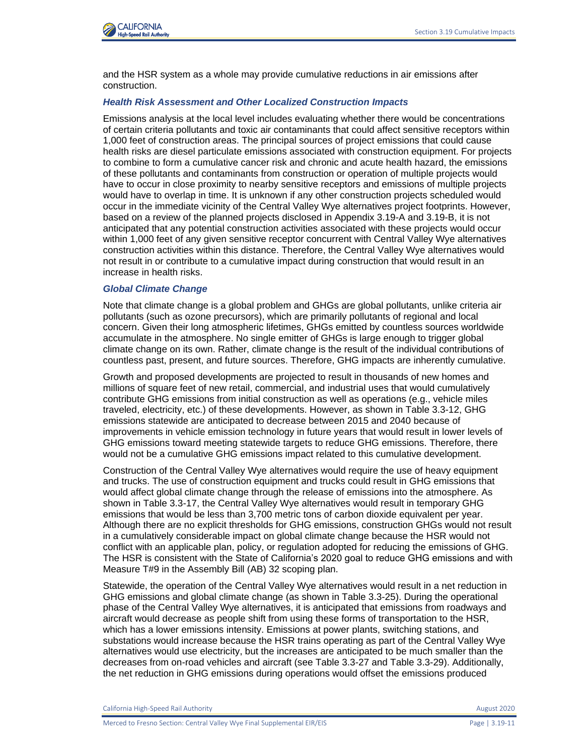and the HSR system as a whole may provide cumulative reductions in air emissions after construction.

### *Health Risk Assessment and Other Localized Construction Impacts*

Emissions analysis at the local level includes evaluating whether there would be concentrations of certain criteria pollutants and toxic air contaminants that could affect sensitive receptors within 1,000 feet of construction areas. The principal sources of project emissions that could cause health risks are diesel particulate emissions associated with construction equipment. For projects to combine to form a cumulative cancer risk and chronic and acute health hazard, the emissions of these pollutants and contaminants from construction or operation of multiple projects would have to occur in close proximity to nearby sensitive receptors and emissions of multiple projects would have to overlap in time. It is unknown if any other construction projects scheduled would occur in the immediate vicinity of the Central Valley Wye alternatives project footprints. However, based on a review of the planned projects disclosed in Appendix 3.19-A and 3.19-B, it is not anticipated that any potential construction activities associated with these projects would occur within 1,000 feet of any given sensitive receptor concurrent with Central Valley Wye alternatives construction activities within this distance. Therefore, the Central Valley Wye alternatives would not result in or contribute to a cumulative impact during construction that would result in an increase in health risks.

### *Global Climate Change*

Note that climate change is a global problem and GHGs are global pollutants, unlike criteria air pollutants (such as ozone precursors), which are primarily pollutants of regional and local concern. Given their long atmospheric lifetimes, GHGs emitted by countless sources worldwide accumulate in the atmosphere. No single emitter of GHGs is large enough to trigger global climate change on its own. Rather, climate change is the result of the individual contributions of countless past, present, and future sources. Therefore, GHG impacts are inherently cumulative.

Growth and proposed developments are projected to result in thousands of new homes and millions of square feet of new retail, commercial, and industrial uses that would cumulatively contribute GHG emissions from initial construction as well as operations (e.g., vehicle miles traveled, electricity, etc.) of these developments. However, as shown in Table 3.3-12, GHG emissions statewide are anticipated to decrease between 2015 and 2040 because of improvements in vehicle emission technology in future years that would result in lower levels of GHG emissions toward meeting statewide targets to reduce GHG emissions. Therefore, there would not be a cumulative GHG emissions impact related to this cumulative development.

Construction of the Central Valley Wye alternatives would require the use of heavy equipment and trucks. The use of construction equipment and trucks could result in GHG emissions that would affect global climate change through the release of emissions into the atmosphere. As shown in Table 3.3-17, the Central Valley Wye alternatives would result in temporary GHG emissions that would be less than 3,700 metric tons of carbon dioxide equivalent per year. Although there are no explicit thresholds for GHG emissions, construction GHGs would not result in a cumulatively considerable impact on global climate change because the HSR would not conflict with an applicable plan, policy, or regulation adopted for reducing the emissions of GHG. The HSR is consistent with the State of California's 2020 goal to reduce GHG emissions and with Measure T#9 in the Assembly Bill (AB) 32 scoping plan.

Statewide, the operation of the Central Valley Wye alternatives would result in a net reduction in GHG emissions and global climate change (as shown in Table 3.3-25). During the operational phase of the Central Valley Wye alternatives, it is anticipated that emissions from roadways and aircraft would decrease as people shift from using these forms of transportation to the HSR, which has a lower emissions intensity. Emissions at power plants, switching stations, and substations would increase because the HSR trains operating as part of the Central Valley Wye alternatives would use electricity, but the increases are anticipated to be much smaller than the decreases from on-road vehicles and aircraft (see Table 3.3-27 and Table 3.3-29). Additionally, the net reduction in GHG emissions during operations would offset the emissions produced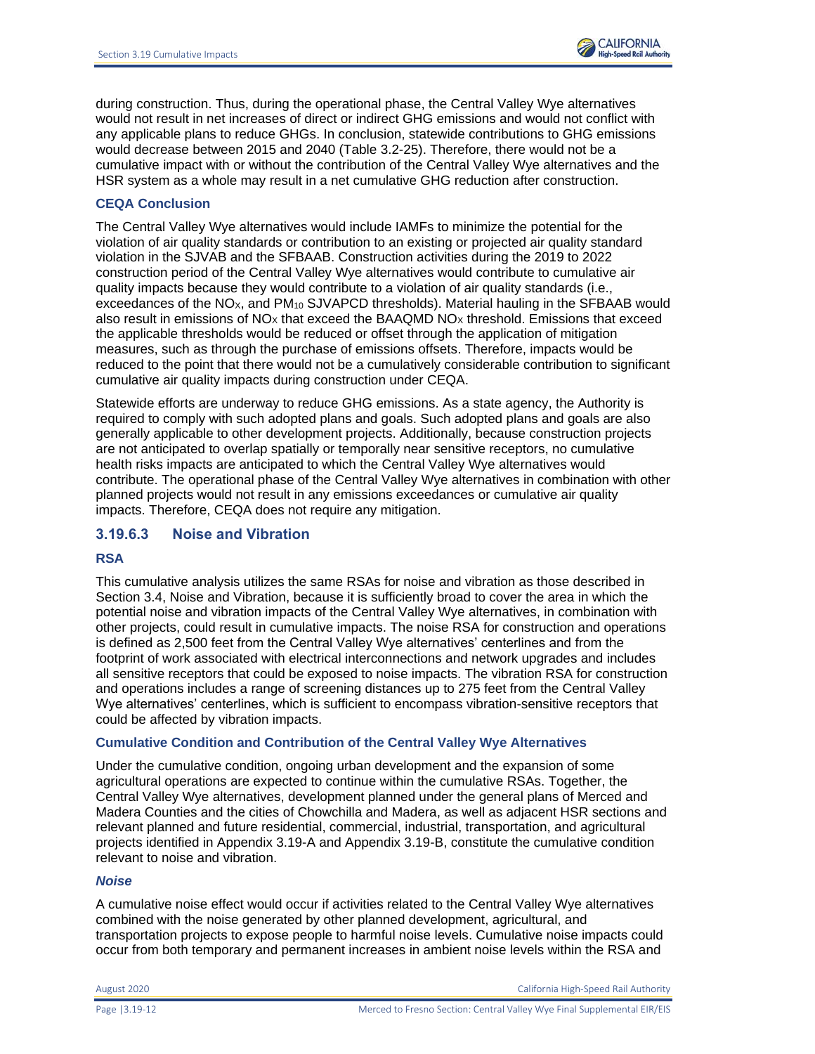during construction. Thus, during the operational phase, the Central Valley Wye alternatives would not result in net increases of direct or indirect GHG emissions and would not conflict with any applicable plans to reduce GHGs. In conclusion, statewide contributions to GHG emissions would decrease between 2015 and 2040 (Table 3.2-25). Therefore, there would not be a cumulative impact with or without the contribution of the Central Valley Wye alternatives and the HSR system as a whole may result in a net cumulative GHG reduction after construction.

#### CEQA Conclusion

The Central Valley Wye alternatives would include IAMFs to minimize the potential for the violation of air quality standards or contribution to an existing or projected air quality standard violation in the SJVAB and the SFBAAB. Construction activities during the 2019 to 2022 construction period of the Central Valley Wye alternatives would contribute to cumulative air quality impacts because they would contribute to a violation of air quality standards (i.e., exceedances of the $NO_X$, and $PM_{10}$ SJVAPCD thresholds). Material hauling in the SFBAAB would also result in emissions of $NO_X$ that exceed the BAAQMD $NO_X$ threshold. Emissions that exceed the applicable thresholds would be reduced or offset through the application of mitigation measures, such as through the purchase of emissions offsets. Therefore, impacts would be reduced to the point that there would not be a cumulatively considerable contribution to significant cumulative air quality impacts during construction under CEQA.

Statewide efforts are underway to reduce GHG emissions. As a state agency, the Authority is required to comply with such adopted plans and goals. Such adopted plans and goals are also generally applicable to other development projects. Additionally, because construction projects are not anticipated to overlap spatially or temporally near sensitive receptors, no cumulative health risks impacts are anticipated to which the Central Valley Wye alternatives would contribute. The operational phase of the Central Valley Wye alternatives in combination with other planned projects would not result in any emissions exceedances or cumulative air quality impacts. Therefore, CEQA does not require any mitigation.

### 3.19.6.3 Noise and Vibration

#### RSA

This cumulative analysis utilizes the same RSAs for noise and vibration as those described in Section 3.4, Noise and Vibration, because it is sufficiently broad to cover the area in which the potential noise and vibration impacts of the Central Valley Wye alternatives, in combination with other projects, could result in cumulative impacts. The noise RSA for construction and operations is defined as 2,500 feet from the Central Valley Wye alternatives' centerlines and from the footprint of work associated with electrical interconnections and network upgrades and includes all sensitive receptors that could be exposed to noise impacts. The vibration RSA for construction and operations includes a range of screening distances up to 275 feet from the Central Valley Wye alternatives' centerlines, which is sufficient to encompass vibration-sensitive receptors that could be affected by vibration impacts.

#### Cumulative Condition and Contribution of the Central Valley Wye Alternatives

Under the cumulative condition, ongoing urban development and the expansion of some agricultural operations are expected to continue within the cumulative RSAs. Together, the Central Valley Wye alternatives, development planned under the general plans of Merced and Madera Counties and the cities of Chowchilla and Madera, as well as adjacent HSR sections and relevant planned and future residential, commercial, industrial, transportation, and agricultural projects identified in Appendix 3.19-A and Appendix 3.19-B, constitute the cumulative condition relevant to noise and vibration.

##### *Noise*

A cumulative noise effect would occur if activities related to the Central Valley Wye alternatives combined with the noise generated by other planned development, agricultural, and transportation projects to expose people to harmful noise levels. Cumulative noise impacts could occur from both temporary and permanent increases in ambient noise levels within the RSA and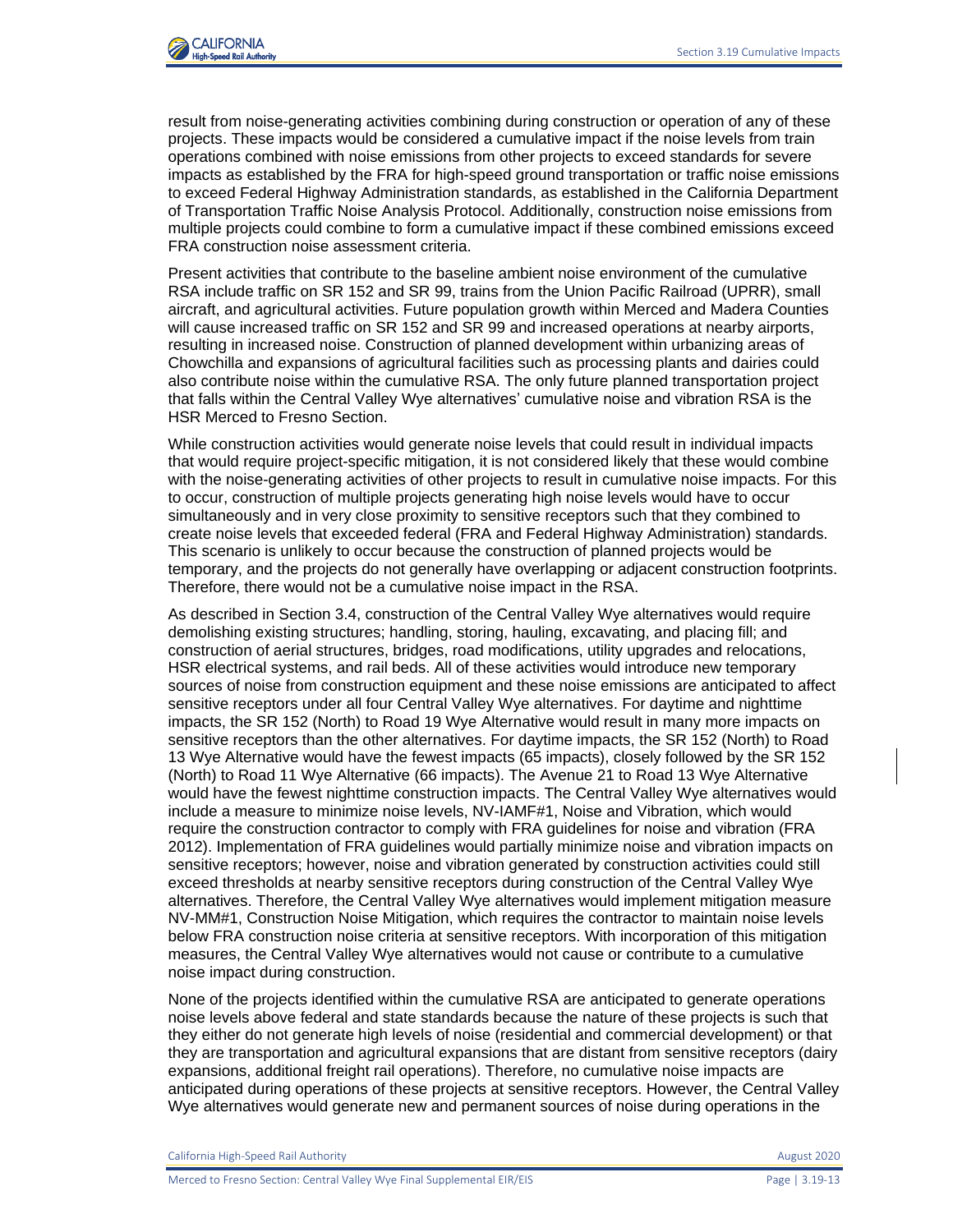result from noise-generating activities combining during construction or operation of any of these projects. These impacts would be considered a cumulative impact if the noise levels from train operations combined with noise emissions from other projects to exceed standards for severe impacts as established by the FRA for high-speed ground transportation or traffic noise emissions to exceed Federal Highway Administration standards, as established in the California Department of Transportation Traffic Noise Analysis Protocol. Additionally, construction noise emissions from multiple projects could combine to form a cumulative impact if these combined emissions exceed FRA construction noise assessment criteria.

Present activities that contribute to the baseline ambient noise environment of the cumulative RSA include traffic on SR 152 and SR 99, trains from the Union Pacific Railroad (UPRR), small aircraft, and agricultural activities. Future population growth within Merced and Madera Counties will cause increased traffic on SR 152 and SR 99 and increased operations at nearby airports, resulting in increased noise. Construction of planned development within urbanizing areas of Chowchilla and expansions of agricultural facilities such as processing plants and dairies could also contribute noise within the cumulative RSA. The only future planned transportation project that falls within the Central Valley Wye alternatives' cumulative noise and vibration RSA is the HSR Merced to Fresno Section.

While construction activities would generate noise levels that could result in individual impacts that would require project-specific mitigation, it is not considered likely that these would combine with the noise-generating activities of other projects to result in cumulative noise impacts. For this to occur, construction of multiple projects generating high noise levels would have to occur simultaneously and in very close proximity to sensitive receptors such that they combined to create noise levels that exceeded federal (FRA and Federal Highway Administration) standards. This scenario is unlikely to occur because the construction of planned projects would be temporary, and the projects do not generally have overlapping or adjacent construction footprints. Therefore, there would not be a cumulative noise impact in the RSA.

As described in Section 3.4, construction of the Central Valley Wye alternatives would require demolishing existing structures; handling, storing, hauling, excavating, and placing fill; and construction of aerial structures, bridges, road modifications, utility upgrades and relocations, HSR electrical systems, and rail beds. All of these activities would introduce new temporary sources of noise from construction equipment and these noise emissions are anticipated to affect sensitive receptors under all four Central Valley Wye alternatives. For daytime and nighttime impacts, the SR 152 (North) to Road 19 Wye Alternative would result in many more impacts on sensitive receptors than the other alternatives. For daytime impacts, the SR 152 (North) to Road 13 Wye Alternative would have the fewest impacts (65 impacts), closely followed by the SR 152 (North) to Road 11 Wye Alternative (66 impacts). The Avenue 21 to Road 13 Wye Alternative would have the fewest nighttime construction impacts. The Central Valley Wye alternatives would include a measure to minimize noise levels, NV-IAMF#1, Noise and Vibration, which would require the construction contractor to comply with FRA guidelines for noise and vibration (FRA 2012). Implementation of FRA guidelines would partially minimize noise and vibration impacts on sensitive receptors; however, noise and vibration generated by construction activities could still exceed thresholds at nearby sensitive receptors during construction of the Central Valley Wye alternatives. Therefore, the Central Valley Wye alternatives would implement mitigation measure NV-MM#1, Construction Noise Mitigation, which requires the contractor to maintain noise levels below FRA construction noise criteria at sensitive receptors. With incorporation of this mitigation measures, the Central Valley Wye alternatives would not cause or contribute to a cumulative noise impact during construction.

None of the projects identified within the cumulative RSA are anticipated to generate operations noise levels above federal and state standards because the nature of these projects is such that they either do not generate high levels of noise (residential and commercial development) or that they are transportation and agricultural expansions that are distant from sensitive receptors (dairy expansions, additional freight rail operations). Therefore, no cumulative noise impacts are anticipated during operations of these projects at sensitive receptors. However, the Central Valley Wye alternatives would generate new and permanent sources of noise during operations in the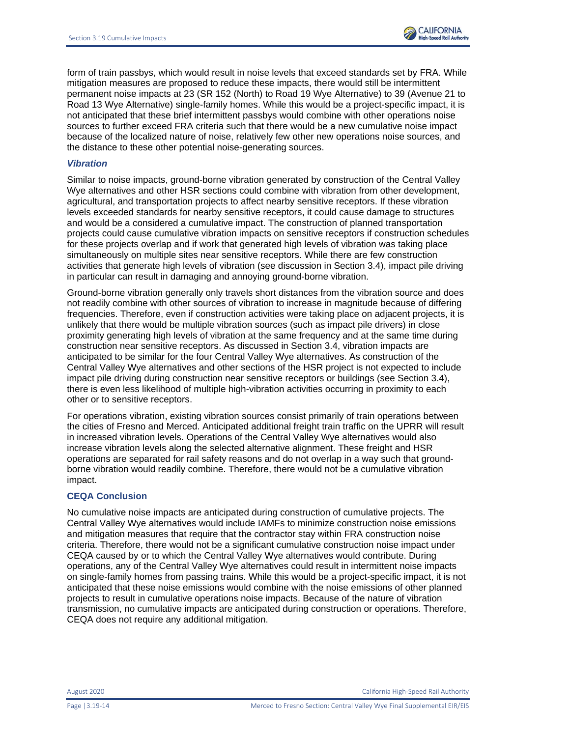form of train passbys, which would result in noise levels that exceed standards set by FRA. While mitigation measures are proposed to reduce these impacts, there would still be intermittent permanent noise impacts at 23 (SR 152 (North) to Road 19 Wye Alternative) to 39 (Avenue 21 to Road 13 Wye Alternative) single-family homes. While this would be a project-specific impact, it is not anticipated that these brief intermittent passbys would combine with other operations noise sources to further exceed FRA criteria such that there would be a new cumulative noise impact because of the localized nature of noise, relatively few other new operations noise sources, and the distance to these other potential noise-generating sources.

#### *Vibration*

Similar to noise impacts, ground-borne vibration generated by construction of the Central Valley Wye alternatives and other HSR sections could combine with vibration from other development, agricultural, and transportation projects to affect nearby sensitive receptors. If these vibration levels exceeded standards for nearby sensitive receptors, it could cause damage to structures and would be a considered a cumulative impact. The construction of planned transportation projects could cause cumulative vibration impacts on sensitive receptors if construction schedules for these projects overlap and if work that generated high levels of vibration was taking place simultaneously on multiple sites near sensitive receptors. While there are few construction activities that generate high levels of vibration (see discussion in Section 3.4), impact pile driving in particular can result in damaging and annoying ground-borne vibration.

Ground-borne vibration generally only travels short distances from the vibration source and does not readily combine with other sources of vibration to increase in magnitude because of differing frequencies. Therefore, even if construction activities were taking place on adjacent projects, it is unlikely that there would be multiple vibration sources (such as impact pile drivers) in close proximity generating high levels of vibration at the same frequency and at the same time during construction near sensitive receptors. As discussed in Section 3.4, vibration impacts are anticipated to be similar for the four Central Valley Wye alternatives. As construction of the Central Valley Wye alternatives and other sections of the HSR project is not expected to include impact pile driving during construction near sensitive receptors or buildings (see Section 3.4), there is even less likelihood of multiple high-vibration activities occurring in proximity to each other or to sensitive receptors.

For operations vibration, existing vibration sources consist primarily of train operations between the cities of Fresno and Merced. Anticipated additional freight train traffic on the UPRR will result in increased vibration levels. Operations of the Central Valley Wye alternatives would also increase vibration levels along the selected alternative alignment. These freight and HSR operations are separated for rail safety reasons and do not overlap in a way such that ground-borne vibration would readily combine. Therefore, there would not be a cumulative vibration impact.

### CEQA Conclusion

No cumulative noise impacts are anticipated during construction of cumulative projects. The Central Valley Wye alternatives would include IAMFs to minimize construction noise emissions and mitigation measures that require that the contractor stay within FRA construction noise criteria. Therefore, there would not be a significant cumulative construction noise impact under CEQA caused by or to which the Central Valley Wye alternatives would contribute. During operations, any of the Central Valley Wye alternatives could result in intermittent noise impacts on single-family homes from passing trains. While this would be a project-specific impact, it is not anticipated that these noise emissions would combine with the noise emissions of other planned projects to result in cumulative operations noise impacts. Because of the nature of vibration transmission, no cumulative impacts are anticipated during construction or operations. Therefore, CEQA does not require any additional mitigation.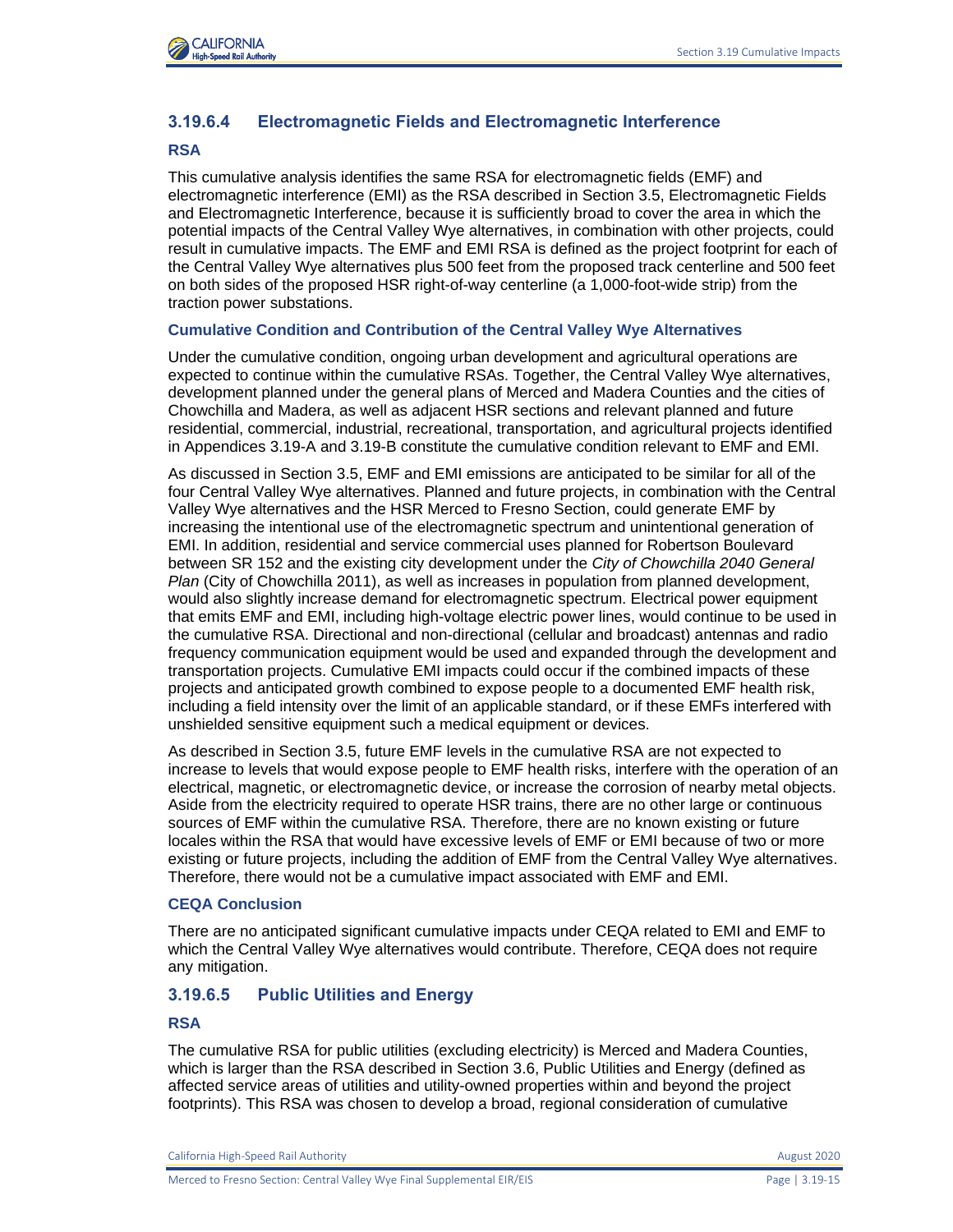### 3.19.6.4 Electromagnetic Fields and Electromagnetic Interference

#### RSA

This cumulative analysis identifies the same RSA for electromagnetic fields (EMF) and electromagnetic interference (EMI) as the RSA described in Section 3.5, Electromagnetic Fields and Electromagnetic Interference, because it is sufficiently broad to cover the area in which the potential impacts of the Central Valley Wye alternatives, in combination with other projects, could result in cumulative impacts. The EMF and EMI RSA is defined as the project footprint for each of the Central Valley Wye alternatives plus 500 feet from the proposed track centerline and 500 feet on both sides of the proposed HSR right-of-way centerline (a 1,000-foot-wide strip) from the traction power substations.

#### Cumulative Condition and Contribution of the Central Valley Wye Alternatives

Under the cumulative condition, ongoing urban development and agricultural operations are expected to continue within the cumulative RSAs. Together, the Central Valley Wye alternatives, development planned under the general plans of Merced and Madera Counties and the cities of Chowchilla and Madera, as well as adjacent HSR sections and relevant planned and future residential, commercial, industrial, recreational, transportation, and agricultural projects identified in Appendices 3.19-A and 3.19-B constitute the cumulative condition relevant to EMF and EMI.

As discussed in Section 3.5, EMF and EMI emissions are anticipated to be similar for all of the four Central Valley Wye alternatives. Planned and future projects, in combination with the Central Valley Wye alternatives and the HSR Merced to Fresno Section, could generate EMF by increasing the intentional use of the electromagnetic spectrum and unintentional generation of EMI. In addition, residential and service commercial uses planned for Robertson Boulevard between SR 152 and the existing city development under the *City of Chowchilla 2040 General Plan* (City of Chowchilla 2011), as well as increases in population from planned development, would also slightly increase demand for electromagnetic spectrum. Electrical power equipment that emits EMF and EMI, including high-voltage electric power lines, would continue to be used in the cumulative RSA. Directional and non-directional (cellular and broadcast) antennas and radio frequency communication equipment would be used and expanded through the development and transportation projects. Cumulative EMI impacts could occur if the combined impacts of these projects and anticipated growth combined to expose people to a documented EMF health risk, including a field intensity over the limit of an applicable standard, or if these EMFs interfered with unshielded sensitive equipment such a medical equipment or devices.

As described in Section 3.5, future EMF levels in the cumulative RSA are not expected to increase to levels that would expose people to EMF health risks, interfere with the operation of an electrical, magnetic, or electromagnetic device, or increase the corrosion of nearby metal objects. Aside from the electricity required to operate HSR trains, there are no other large or continuous sources of EMF within the cumulative RSA. Therefore, there are no known existing or future locales within the RSA that would have excessive levels of EMF or EMI because of two or more existing or future projects, including the addition of EMF from the Central Valley Wye alternatives. Therefore, there would not be a cumulative impact associated with EMF and EMI.

#### CEQA Conclusion

There are no anticipated significant cumulative impacts under CEQA related to EMI and EMF to which the Central Valley Wye alternatives would contribute. Therefore, CEQA does not require any mitigation.

### 3.19.6.5 Public Utilities and Energy

#### RSA

The cumulative RSA for public utilities (excluding electricity) is Merced and Madera Counties, which is larger than the RSA described in Section 3.6, Public Utilities and Energy (defined as affected service areas of utilities and utility-owned properties within and beyond the project footprints). This RSA was chosen to develop a broad, regional consideration of cumulative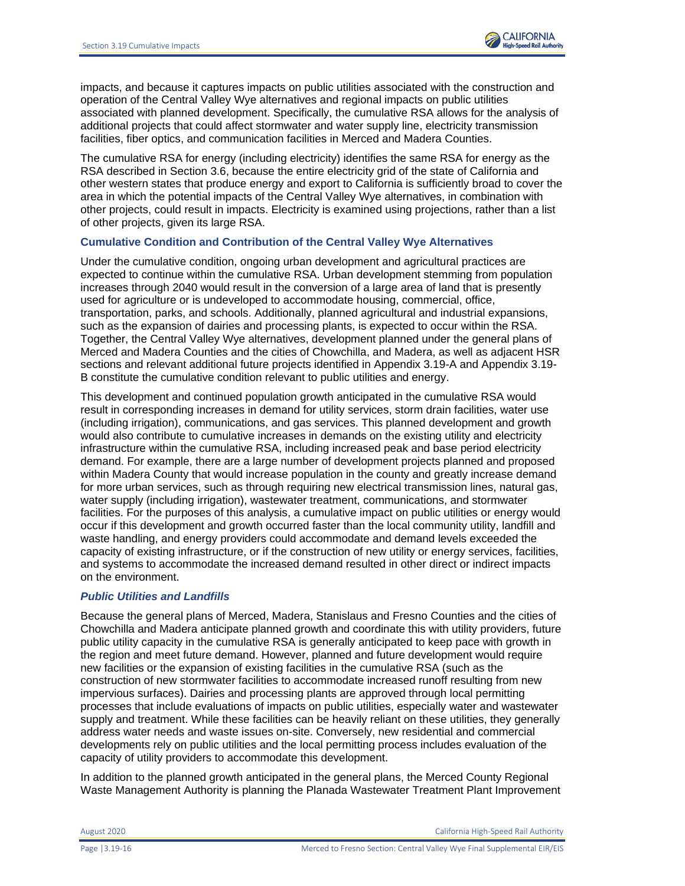impacts, and because it captures impacts on public utilities associated with the construction and operation of the Central Valley Wye alternatives and regional impacts on public utilities associated with planned development. Specifically, the cumulative RSA allows for the analysis of additional projects that could affect stormwater and water supply line, electricity transmission facilities, fiber optics, and communication facilities in Merced and Madera Counties.

The cumulative RSA for energy (including electricity) identifies the same RSA for energy as the RSA described in Section 3.6, because the entire electricity grid of the state of California and other western states that produce energy and export to California is sufficiently broad to cover the area in which the potential impacts of the Central Valley Wye alternatives, in combination with other projects, could result in impacts. Electricity is examined using projections, rather than a list of other projects, given its large RSA.

### Cumulative Condition and Contribution of the Central Valley Wye Alternatives

Under the cumulative condition, ongoing urban development and agricultural practices are expected to continue within the cumulative RSA. Urban development stemming from population increases through 2040 would result in the conversion of a large area of land that is presently used for agriculture or is undeveloped to accommodate housing, commercial, office, transportation, parks, and schools. Additionally, planned agricultural and industrial expansions, such as the expansion of dairies and processing plants, is expected to occur within the RSA. Together, the Central Valley Wye alternatives, development planned under the general plans of Merced and Madera Counties and the cities of Chowchilla, and Madera, as well as adjacent HSR sections and relevant additional future projects identified in Appendix 3.19-A and Appendix 3.19-B constitute the cumulative condition relevant to public utilities and energy.

This development and continued population growth anticipated in the cumulative RSA would result in corresponding increases in demand for utility services, storm drain facilities, water use (including irrigation), communications, and gas services. This planned development and growth would also contribute to cumulative increases in demands on the existing utility and electricity infrastructure within the cumulative RSA, including increased peak and base period electricity demand. For example, there are a large number of development projects planned and proposed within Madera County that would increase population in the county and greatly increase demand for more urban services, such as through requiring new electrical transmission lines, natural gas, water supply (including irrigation), wastewater treatment, communications, and stormwater facilities. For the purposes of this analysis, a cumulative impact on public utilities or energy would occur if this development and growth occurred faster than the local community utility, landfill and waste handling, and energy providers could accommodate and demand levels exceeded the capacity of existing infrastructure, or if the construction of new utility or energy services, facilities, and systems to accommodate the increased demand resulted in other direct or indirect impacts on the environment.

#### *Public Utilities and Landfills*

Because the general plans of Merced, Madera, Stanislaus and Fresno Counties and the cities of Chowchilla and Madera anticipate planned growth and coordinate this with utility providers, future public utility capacity in the cumulative RSA is generally anticipated to keep pace with growth in the region and meet future demand. However, planned and future development would require new facilities or the expansion of existing facilities in the cumulative RSA (such as the construction of new stormwater facilities to accommodate increased runoff resulting from new impervious surfaces). Dairies and processing plants are approved through local permitting processes that include evaluations of impacts on public utilities, especially water and wastewater supply and treatment. While these facilities can be heavily reliant on these utilities, they generally address water needs and waste issues on-site. Conversely, new residential and commercial developments rely on public utilities and the local permitting process includes evaluation of the capacity of utility providers to accommodate this development.

In addition to the planned growth anticipated in the general plans, the Merced County Regional Waste Management Authority is planning the Planada Wastewater Treatment Plant Improvement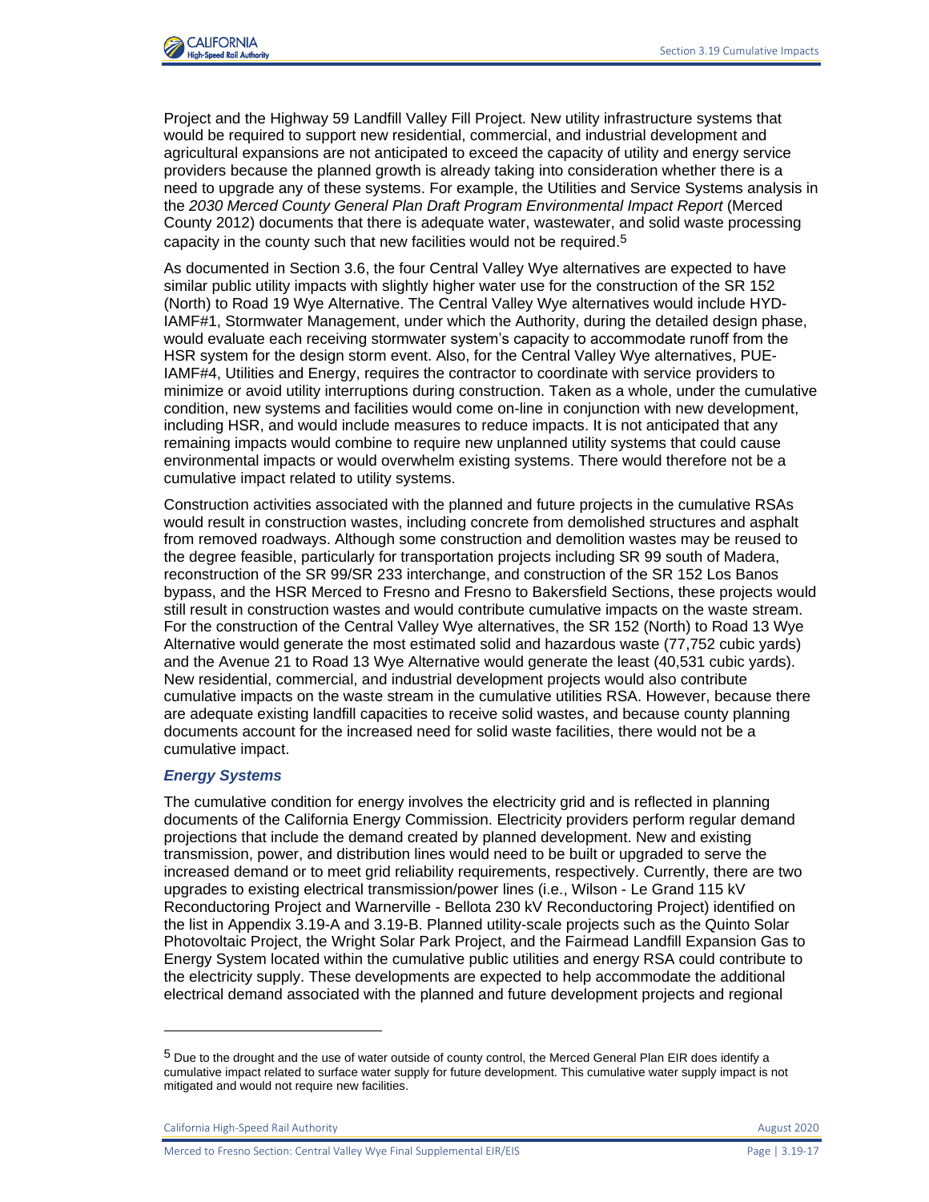Project and the Highway 59 Landfill Valley Fill Project. New utility infrastructure systems that would be required to support new residential, commercial, and industrial development and agricultural expansions are not anticipated to exceed the capacity of utility and energy service providers because the planned growth is already taking into consideration whether there is a need to upgrade any of these systems. For example, the Utilities and Service Systems analysis in the *2030 Merced County General Plan Draft Program Environmental Impact Report* (Merced County 2012) documents that there is adequate water, wastewater, and solid waste processing capacity in the county such that new facilities would not be required.[5]

As documented in Section 3.6, the four Central Valley Wye alternatives are expected to have similar public utility impacts with slightly higher water use for the construction of the SR 152 (North) to Road 19 Wye Alternative. The Central Valley Wye alternatives would include HYD-IAMF#1, Stormwater Management, under which the Authority, during the detailed design phase, would evaluate each receiving stormwater system's capacity to accommodate runoff from the HSR system for the design storm event. Also, for the Central Valley Wye alternatives, PUE-IAMF#4, Utilities and Energy, requires the contractor to coordinate with service providers to minimize or avoid utility interruptions during construction. Taken as a whole, under the cumulative condition, new systems and facilities would come on-line in conjunction with new development, including HSR, and would include measures to reduce impacts. It is not anticipated that any remaining impacts would combine to require new unplanned utility systems that could cause environmental impacts or would overwhelm existing systems. There would therefore not be a cumulative impact related to utility systems.

Construction activities associated with the planned and future projects in the cumulative RSAs would result in construction wastes, including concrete from demolished structures and asphalt from removed roadways. Although some construction and demolition wastes may be reused to the degree feasible, particularly for transportation projects including SR 99 south of Madera, reconstruction of the SR 99/SR 233 interchange, and construction of the SR 152 Los Banos bypass, and the HSR Merced to Fresno and Fresno to Bakersfield Sections, these projects would still result in construction wastes and would contribute cumulative impacts on the waste stream. For the construction of the Central Valley Wye alternatives, the SR 152 (North) to Road 13 Wye Alternative would generate the most estimated solid and hazardous waste (77,752 cubic yards) and the Avenue 21 to Road 13 Wye Alternative would generate the least (40,531 cubic yards). New residential, commercial, and industrial development projects would also contribute cumulative impacts on the waste stream in the cumulative utilities RSA. However, because there are adequate existing landfill capacities to receive solid wastes, and because county planning documents account for the increased need for solid waste facilities, there would not be a cumulative impact.

### *Energy Systems*

The cumulative condition for energy involves the electricity grid and is reflected in planning documents of the California Energy Commission. Electricity providers perform regular demand projections that include the demand created by planned development. New and existing transmission, power, and distribution lines would need to be built or upgraded to serve the increased demand or to meet grid reliability requirements, respectively. Currently, there are two upgrades to existing electrical transmission/power lines (i.e., Wilson - Le Grand 115 kV Reconductoring Project and Warnerville - Bellota 230 kV Reconductoring Project) identified on the list in Appendix 3.19-A and 3.19-B. Planned utility-scale projects such as the Quinto Solar Photovoltaic Project, the Wright Solar Park Project, and the Fairmead Landfill Expansion Gas to Energy System located within the cumulative public utilities and energy RSA could contribute to the electricity supply. These developments are expected to help accommodate the additional electrical demand associated with the planned and future development projects and regional

---

[5] Due to the drought and the use of water outside of county control, the Merced General Plan EIR does identify a cumulative impact related to surface water supply for future development. This cumulative water supply impact is not mitigated and would not require new facilities.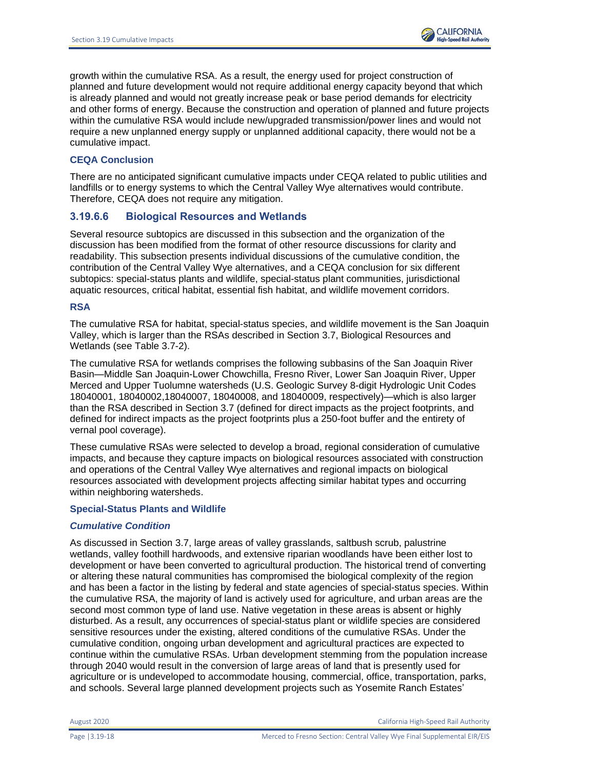growth within the cumulative RSA. As a result, the energy used for project construction of planned and future development would not require additional energy capacity beyond that which is already planned and would not greatly increase peak or base period demands for electricity and other forms of energy. Because the construction and operation of planned and future projects within the cumulative RSA would include new/upgraded transmission/power lines and would not require a new unplanned energy supply or unplanned additional capacity, there would not be a cumulative impact.

#### CEQA Conclusion

There are no anticipated significant cumulative impacts under CEQA related to public utilities and landfills or to energy systems to which the Central Valley Wye alternatives would contribute. Therefore, CEQA does not require any mitigation.

### 3.19.6.6 Biological Resources and Wetlands

Several resource subtopics are discussed in this subsection and the organization of the discussion has been modified from the format of other resource discussions for clarity and readability. This subsection presents individual discussions of the cumulative condition, the contribution of the Central Valley Wye alternatives, and a CEQA conclusion for six different subtopics: special-status plants and wildlife, special-status plant communities, jurisdictional aquatic resources, critical habitat, essential fish habitat, and wildlife movement corridors.

#### RSA

The cumulative RSA for habitat, special-status species, and wildlife movement is the San Joaquin Valley, which is larger than the RSAs described in Section 3.7, Biological Resources and Wetlands (see Table 3.7-2).

The cumulative RSA for wetlands comprises the following subbasins of the San Joaquin River Basin—Middle San Joaquin-Lower Chowchilla, Fresno River, Lower San Joaquin River, Upper Merced and Upper Tuolumne watersheds (U.S. Geologic Survey 8-digit Hydrologic Unit Codes 18040001, 18040002,18040007, 18040008, and 18040009, respectively)—which is also larger than the RSA described in Section 3.7 (defined for direct impacts as the project footprints, and defined for indirect impacts as the project footprints plus a 250-foot buffer and the entirety of vernal pool coverage).

These cumulative RSAs were selected to develop a broad, regional consideration of cumulative impacts, and because they capture impacts on biological resources associated with construction and operations of the Central Valley Wye alternatives and regional impacts on biological resources associated with development projects affecting similar habitat types and occurring within neighboring watersheds.

#### Special-Status Plants and Wildlife

##### *Cumulative Condition*

As discussed in Section 3.7, large areas of valley grasslands, saltbush scrub, palustrine wetlands, valley foothill hardwoods, and extensive riparian woodlands have been either lost to development or have been converted to agricultural production. The historical trend of converting or altering these natural communities has compromised the biological complexity of the region and has been a factor in the listing by federal and state agencies of special-status species. Within the cumulative RSA, the majority of land is actively used for agriculture, and urban areas are the second most common type of land use. Native vegetation in these areas is absent or highly disturbed. As a result, any occurrences of special-status plant or wildlife species are considered sensitive resources under the existing, altered conditions of the cumulative RSAs. Under the cumulative condition, ongoing urban development and agricultural practices are expected to continue within the cumulative RSAs. Urban development stemming from the population increase through 2040 would result in the conversion of large areas of land that is presently used for agriculture or is undeveloped to accommodate housing, commercial, office, transportation, parks, and schools. Several large planned development projects such as Yosemite Ranch Estates'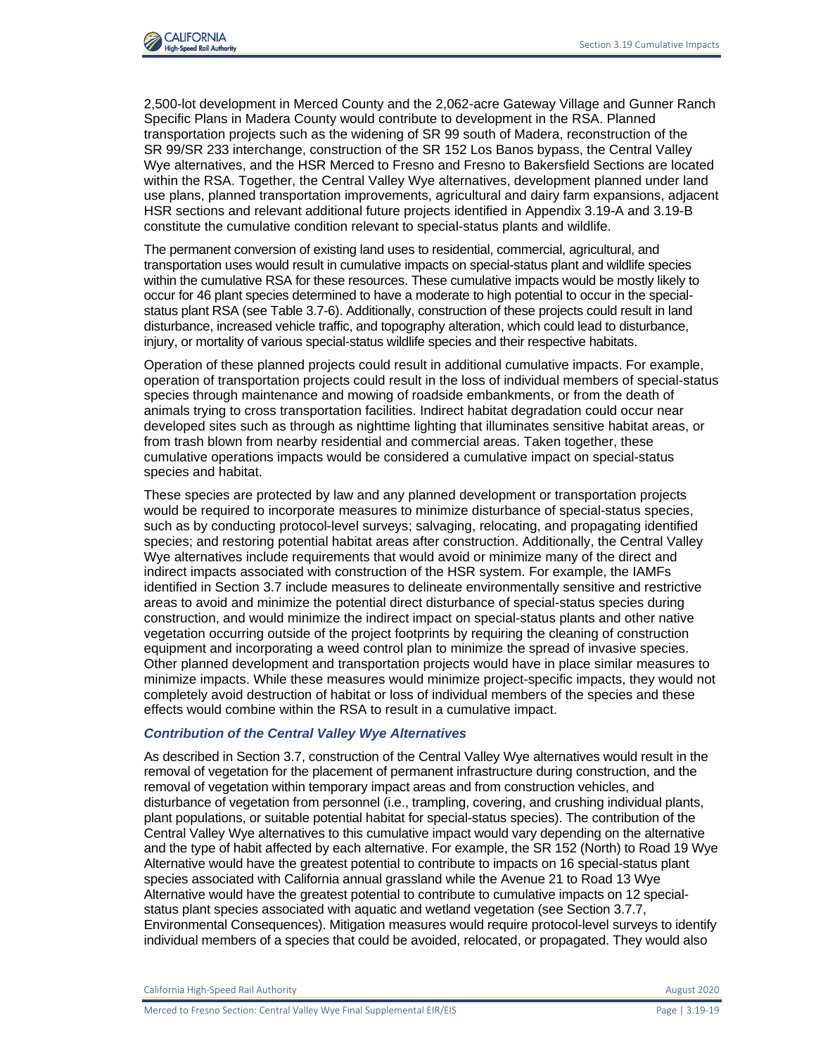2,500-lot development in Merced County and the 2,062-acre Gateway Village and Gunner Ranch Specific Plans in Madera County would contribute to development in the RSA. Planned transportation projects such as the widening of SR 99 south of Madera, reconstruction of the SR 99/SR 233 interchange, construction of the SR 152 Los Banos bypass, the Central Valley Wye alternatives, and the HSR Merced to Fresno and Fresno to Bakersfield Sections are located within the RSA. Together, the Central Valley Wye alternatives, development planned under land use plans, planned transportation improvements, agricultural and dairy farm expansions, adjacent HSR sections and relevant additional future projects identified in Appendix 3.19-A and 3.19-B constitute the cumulative condition relevant to special-status plants and wildlife.

The permanent conversion of existing land uses to residential, commercial, agricultural, and transportation uses would result in cumulative impacts on special-status plant and wildlife species within the cumulative RSA for these resources. These cumulative impacts would be mostly likely to occur for 46 plant species determined to have a moderate to high potential to occur in the special-status plant RSA (see Table 3.7-6). Additionally, construction of these projects could result in land disturbance, increased vehicle traffic, and topography alteration, which could lead to disturbance, injury, or mortality of various special-status wildlife species and their respective habitats.

Operation of these planned projects could result in additional cumulative impacts. For example, operation of transportation projects could result in the loss of individual members of special-status species through maintenance and mowing of roadside embankments, or from the death of animals trying to cross transportation facilities. Indirect habitat degradation could occur near developed sites such as through as nighttime lighting that illuminates sensitive habitat areas, or from trash blown from nearby residential and commercial areas. Taken together, these cumulative operations impacts would be considered a cumulative impact on special-status species and habitat.

These species are protected by law and any planned development or transportation projects would be required to incorporate measures to minimize disturbance of special-status species, such as by conducting protocol-level surveys; salvaging, relocating, and propagating identified species; and restoring potential habitat areas after construction. Additionally, the Central Valley Wye alternatives include requirements that would avoid or minimize many of the direct and indirect impacts associated with construction of the HSR system. For example, the IAMFs identified in Section 3.7 include measures to delineate environmentally sensitive and restrictive areas to avoid and minimize the potential direct disturbance of special-status species during construction, and would minimize the indirect impact on special-status plants and other native vegetation occurring outside of the project footprints by requiring the cleaning of construction equipment and incorporating a weed control plan to minimize the spread of invasive species. Other planned development and transportation projects would have in place similar measures to minimize impacts. While these measures would minimize project-specific impacts, they would not completely avoid destruction of habitat or loss of individual members of the species and these effects would combine within the RSA to result in a cumulative impact.

#### *Contribution of the Central Valley Wye Alternatives*

As described in Section 3.7, construction of the Central Valley Wye alternatives would result in the removal of vegetation for the placement of permanent infrastructure during construction, and the removal of vegetation within temporary impact areas and from construction vehicles, and disturbance of vegetation from personnel (i.e., trampling, covering, and crushing individual plants, plant populations, or suitable potential habitat for special-status species). The contribution of the Central Valley Wye alternatives to this cumulative impact would vary depending on the alternative and the type of habit affected by each alternative. For example, the SR 152 (North) to Road 19 Wye Alternative would have the greatest potential to contribute to impacts on 16 special-status plant species associated with California annual grassland while the Avenue 21 to Road 13 Wye Alternative would have the greatest potential to contribute to cumulative impacts on 12 special-status plant species associated with aquatic and wetland vegetation (see Section 3.7.7, Environmental Consequences). Mitigation measures would require protocol-level surveys to identify individual members of a species that could be avoided, relocated, or propagated. They would also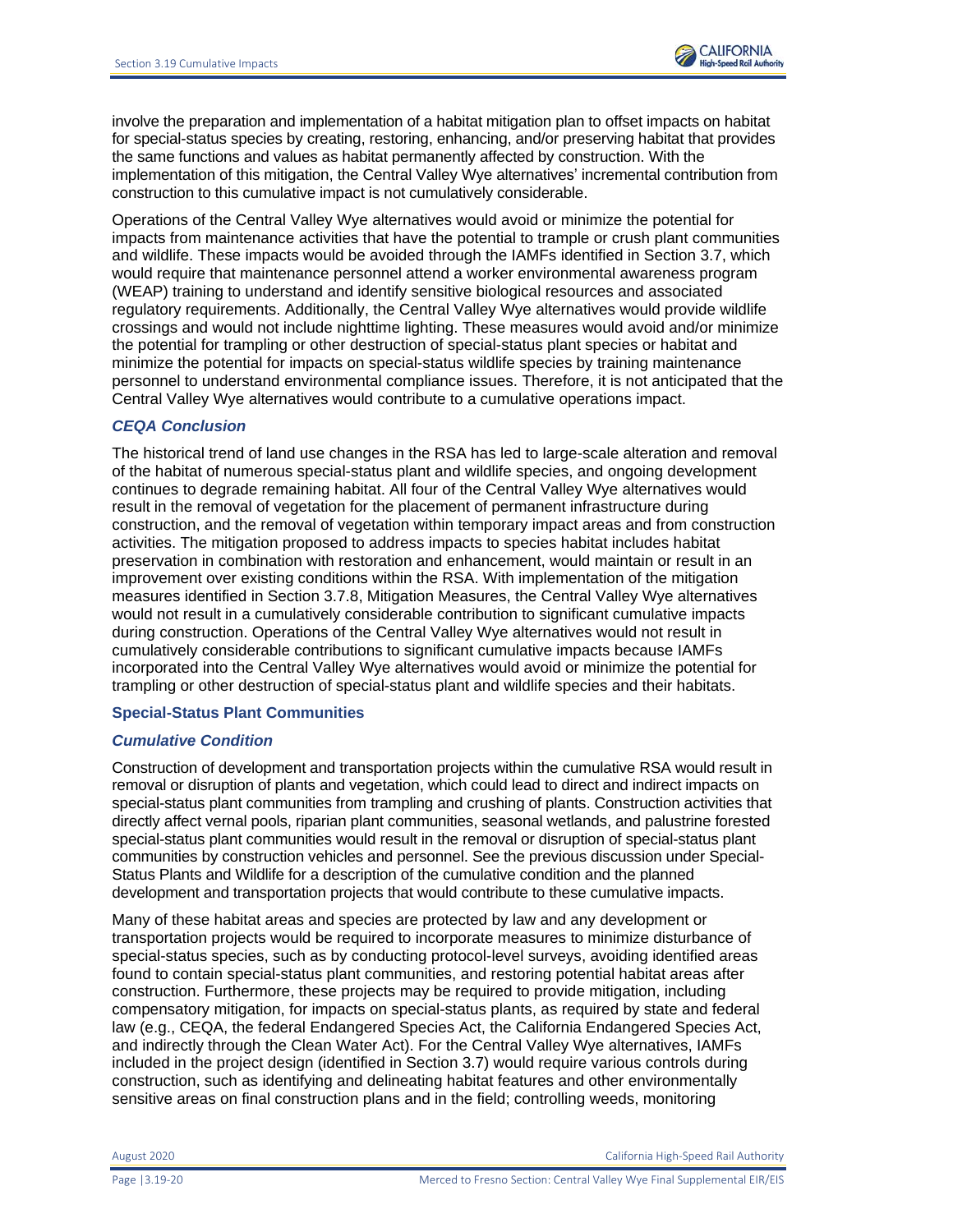involve the preparation and implementation of a habitat mitigation plan to offset impacts on habitat for special-status species by creating, restoring, enhancing, and/or preserving habitat that provides the same functions and values as habitat permanently affected by construction. With the implementation of this mitigation, the Central Valley Wye alternatives' incremental contribution from construction to this cumulative impact is not cumulatively considerable.

Operations of the Central Valley Wye alternatives would avoid or minimize the potential for impacts from maintenance activities that have the potential to trample or crush plant communities and wildlife. These impacts would be avoided through the IAMFs identified in Section 3.7, which would require that maintenance personnel attend a worker environmental awareness program (WEAP) training to understand and identify sensitive biological resources and associated regulatory requirements. Additionally, the Central Valley Wye alternatives would provide wildlife crossings and would not include nighttime lighting. These measures would avoid and/or minimize the potential for trampling or other destruction of special-status plant species or habitat and minimize the potential for impacts on special-status wildlife species by training maintenance personnel to understand environmental compliance issues. Therefore, it is not anticipated that the Central Valley Wye alternatives would contribute to a cumulative operations impact.

#### *CEQA Conclusion*

The historical trend of land use changes in the RSA has led to large-scale alteration and removal of the habitat of numerous special-status plant and wildlife species, and ongoing development continues to degrade remaining habitat. All four of the Central Valley Wye alternatives would result in the removal of vegetation for the placement of permanent infrastructure during construction, and the removal of vegetation within temporary impact areas and from construction activities. The mitigation proposed to address impacts to species habitat includes habitat preservation in combination with restoration and enhancement, would maintain or result in an improvement over existing conditions within the RSA. With implementation of the mitigation measures identified in Section 3.7.8, Mitigation Measures, the Central Valley Wye alternatives would not result in a cumulatively considerable contribution to significant cumulative impacts during construction. Operations of the Central Valley Wye alternatives would not result in cumulatively considerable contributions to significant cumulative impacts because IAMFs incorporated into the Central Valley Wye alternatives would avoid or minimize the potential for trampling or other destruction of special-status plant and wildlife species and their habitats.

### Special-Status Plant Communities

#### *Cumulative Condition*

Construction of development and transportation projects within the cumulative RSA would result in removal or disruption of plants and vegetation, which could lead to direct and indirect impacts on special-status plant communities from trampling and crushing of plants. Construction activities that directly affect vernal pools, riparian plant communities, seasonal wetlands, and palustrine forested special-status plant communities would result in the removal or disruption of special-status plant communities by construction vehicles and personnel. See the previous discussion under Special-Status Plants and Wildlife for a description of the cumulative condition and the planned development and transportation projects that would contribute to these cumulative impacts.

Many of these habitat areas and species are protected by law and any development or transportation projects would be required to incorporate measures to minimize disturbance of special-status species, such as by conducting protocol-level surveys, avoiding identified areas found to contain special-status plant communities, and restoring potential habitat areas after construction. Furthermore, these projects may be required to provide mitigation, including compensatory mitigation, for impacts on special-status plants, as required by state and federal law (e.g., CEQA, the federal Endangered Species Act, the California Endangered Species Act, and indirectly through the Clean Water Act). For the Central Valley Wye alternatives, IAMFs included in the project design (identified in Section 3.7) would require various controls during construction, such as identifying and delineating habitat features and other environmentally sensitive areas on final construction plans and in the field; controlling weeds, monitoring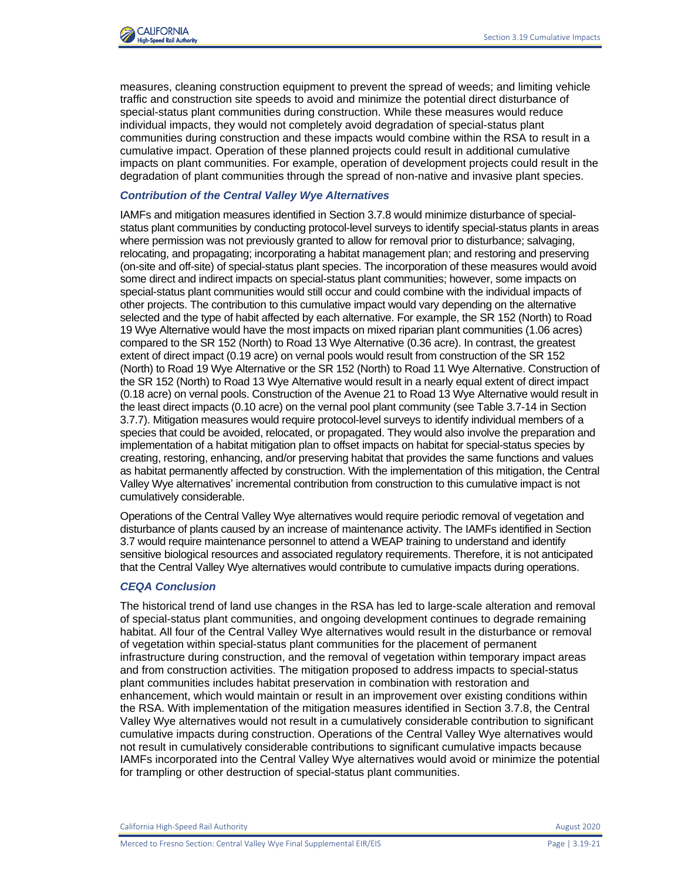measures, cleaning construction equipment to prevent the spread of weeds; and limiting vehicle traffic and construction site speeds to avoid and minimize the potential direct disturbance of special-status plant communities during construction. While these measures would reduce individual impacts, they would not completely avoid degradation of special-status plant communities during construction and these impacts would combine within the RSA to result in a cumulative impact. Operation of these planned projects could result in additional cumulative impacts on plant communities. For example, operation of development projects could result in the degradation of plant communities through the spread of non-native and invasive plant species.

### *Contribution of the Central Valley Wye Alternatives*

IAMFs and mitigation measures identified in Section 3.7.8 would minimize disturbance of special-status plant communities by conducting protocol-level surveys to identify special-status plants in areas where permission was not previously granted to allow for removal prior to disturbance; salvaging, relocating, and propagating; incorporating a habitat management plan; and restoring and preserving (on-site and off-site) of special-status plant species. The incorporation of these measures would avoid some direct and indirect impacts on special-status plant communities; however, some impacts on special-status plant communities would still occur and could combine with the individual impacts of other projects. The contribution to this cumulative impact would vary depending on the alternative selected and the type of habit affected by each alternative. For example, the SR 152 (North) to Road 19 Wye Alternative would have the most impacts on mixed riparian plant communities (1.06 acres) compared to the SR 152 (North) to Road 13 Wye Alternative (0.36 acre). In contrast, the greatest extent of direct impact (0.19 acre) on vernal pools would result from construction of the SR 152 (North) to Road 19 Wye Alternative or the SR 152 (North) to Road 11 Wye Alternative. Construction of the SR 152 (North) to Road 13 Wye Alternative would result in a nearly equal extent of direct impact (0.18 acre) on vernal pools. Construction of the Avenue 21 to Road 13 Wye Alternative would result in the least direct impacts (0.10 acre) on the vernal pool plant community (see Table 3.7-14 in Section 3.7.7). Mitigation measures would require protocol-level surveys to identify individual members of a species that could be avoided, relocated, or propagated. They would also involve the preparation and implementation of a habitat mitigation plan to offset impacts on habitat for special-status species by creating, restoring, enhancing, and/or preserving habitat that provides the same functions and values as habitat permanently affected by construction. With the implementation of this mitigation, the Central Valley Wye alternatives' incremental contribution from construction to this cumulative impact is not cumulatively considerable.

Operations of the Central Valley Wye alternatives would require periodic removal of vegetation and disturbance of plants caused by an increase of maintenance activity. The IAMFs identified in Section 3.7 would require maintenance personnel to attend a WEAP training to understand and identify sensitive biological resources and associated regulatory requirements. Therefore, it is not anticipated that the Central Valley Wye alternatives would contribute to cumulative impacts during operations.

### *CEQA Conclusion*

The historical trend of land use changes in the RSA has led to large-scale alteration and removal of special-status plant communities, and ongoing development continues to degrade remaining habitat. All four of the Central Valley Wye alternatives would result in the disturbance or removal of vegetation within special-status plant communities for the placement of permanent infrastructure during construction, and the removal of vegetation within temporary impact areas and from construction activities. The mitigation proposed to address impacts to special-status plant communities includes habitat preservation in combination with restoration and enhancement, which would maintain or result in an improvement over existing conditions within the RSA. With implementation of the mitigation measures identified in Section 3.7.8, the Central Valley Wye alternatives would not result in a cumulatively considerable contribution to significant cumulative impacts during construction. Operations of the Central Valley Wye alternatives would not result in cumulatively considerable contributions to significant cumulative impacts because IAMFs incorporated into the Central Valley Wye alternatives would avoid or minimize the potential for trampling or other destruction of special-status plant communities.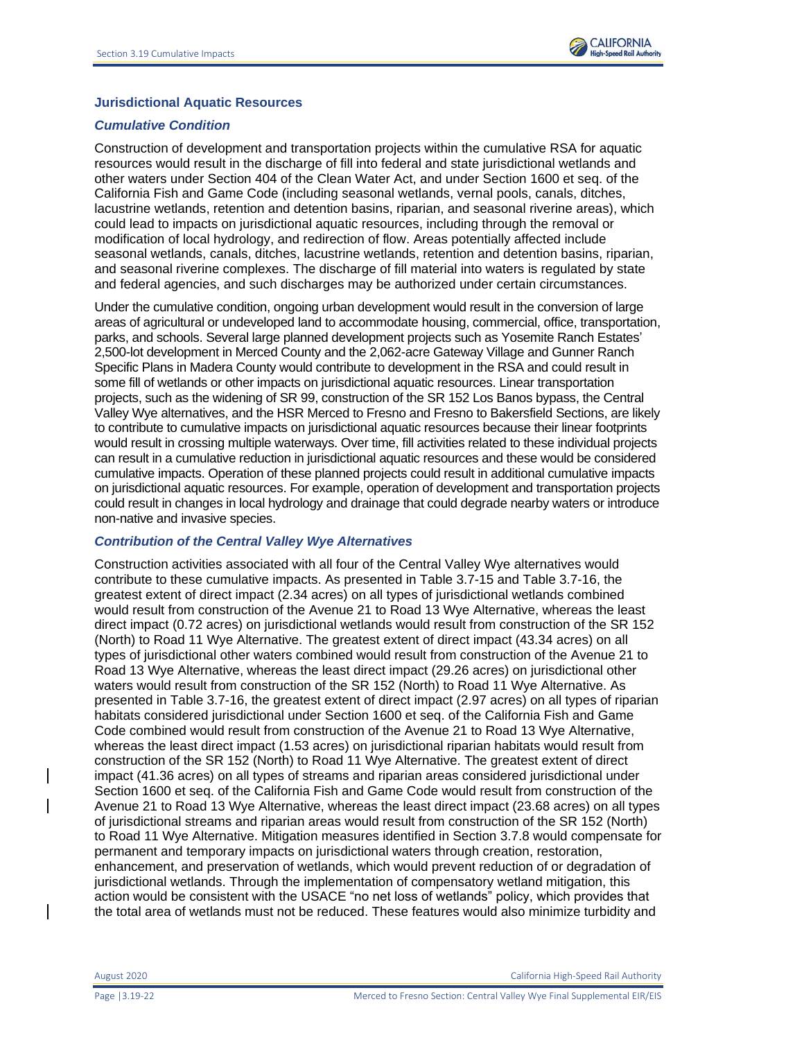### Jurisdictional Aquatic Resources

#### *Cumulative Condition*

Construction of development and transportation projects within the cumulative RSA for aquatic resources would result in the discharge of fill into federal and state jurisdictional wetlands and other waters under Section 404 of the Clean Water Act, and under Section 1600 et seq. of the California Fish and Game Code (including seasonal wetlands, vernal pools, canals, ditches, lacustrine wetlands, retention and detention basins, riparian, and seasonal riverine areas), which could lead to impacts on jurisdictional aquatic resources, including through the removal or modification of local hydrology, and redirection of flow. Areas potentially affected include seasonal wetlands, canals, ditches, lacustrine wetlands, retention and detention basins, riparian, and seasonal riverine complexes. The discharge of fill material into waters is regulated by state and federal agencies, and such discharges may be authorized under certain circumstances.

Under the cumulative condition, ongoing urban development would result in the conversion of large areas of agricultural or undeveloped land to accommodate housing, commercial, office, transportation, parks, and schools. Several large planned development projects such as Yosemite Ranch Estates' 2,500-lot development in Merced County and the 2,062-acre Gateway Village and Gunner Ranch Specific Plans in Madera County would contribute to development in the RSA and could result in some fill of wetlands or other impacts on jurisdictional aquatic resources. Linear transportation projects, such as the widening of SR 99, construction of the SR 152 Los Banos bypass, the Central Valley Wye alternatives, and the HSR Merced to Fresno and Fresno to Bakersfield Sections, are likely to contribute to cumulative impacts on jurisdictional aquatic resources because their linear footprints would result in crossing multiple waterways. Over time, fill activities related to these individual projects can result in a cumulative reduction in jurisdictional aquatic resources and these would be considered cumulative impacts. Operation of these planned projects could result in additional cumulative impacts on jurisdictional aquatic resources. For example, operation of development and transportation projects could result in changes in local hydrology and drainage that could degrade nearby waters or introduce non-native and invasive species.

#### *Contribution of the Central Valley Wye Alternatives*

Construction activities associated with all four of the Central Valley Wye alternatives would contribute to these cumulative impacts. As presented in Table 3.7-15 and Table 3.7-16, the greatest extent of direct impact (2.34 acres) on all types of jurisdictional wetlands combined would result from construction of the Avenue 21 to Road 13 Wye Alternative, whereas the least direct impact (0.72 acres) on jurisdictional wetlands would result from construction of the SR 152 (North) to Road 11 Wye Alternative. The greatest extent of direct impact (43.34 acres) on all types of jurisdictional other waters combined would result from construction of the Avenue 21 to Road 13 Wye Alternative, whereas the least direct impact (29.26 acres) on jurisdictional other waters would result from construction of the SR 152 (North) to Road 11 Wye Alternative. As presented in Table 3.7-16, the greatest extent of direct impact (2.97 acres) on all types of riparian habitats considered jurisdictional under Section 1600 et seq. of the California Fish and Game Code combined would result from construction of the Avenue 21 to Road 13 Wye Alternative, whereas the least direct impact (1.53 acres) on jurisdictional riparian habitats would result from construction of the SR 152 (North) to Road 11 Wye Alternative. The greatest extent of direct impact (41.36 acres) on all types of streams and riparian areas considered jurisdictional under Section 1600 et seq. of the California Fish and Game Code would result from construction of the Avenue 21 to Road 13 Wye Alternative, whereas the least direct impact (23.68 acres) on all types of jurisdictional streams and riparian areas would result from construction of the SR 152 (North) to Road 11 Wye Alternative. Mitigation measures identified in Section 3.7.8 would compensate for permanent and temporary impacts on jurisdictional waters through creation, restoration, enhancement, and preservation of wetlands, which would prevent reduction of or degradation of jurisdictional wetlands. Through the implementation of compensatory wetland mitigation, this action would be consistent with the USACE "no net loss of wetlands" policy, which provides that the total area of wetlands must not be reduced. These features would also minimize turbidity and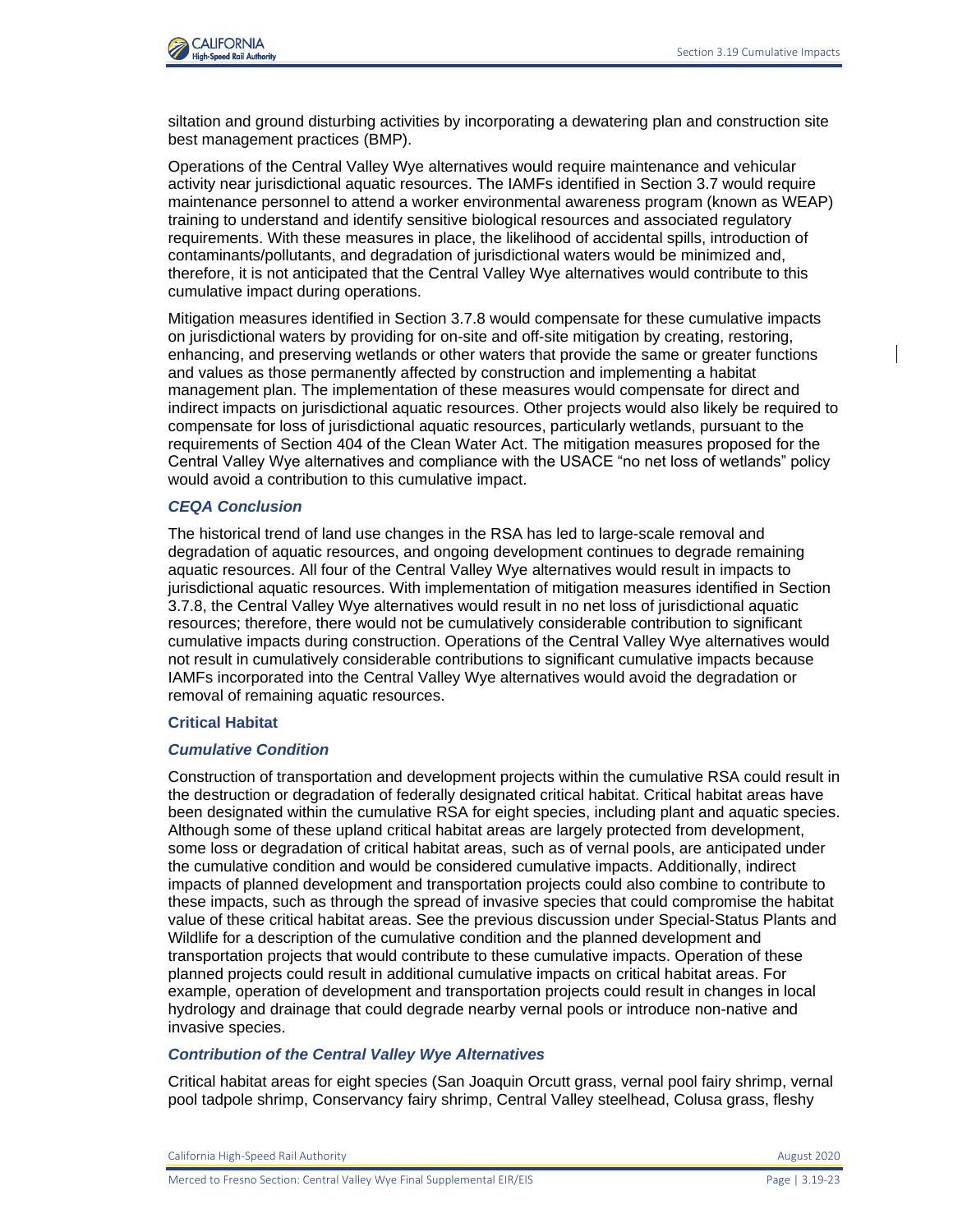siltation and ground disturbing activities by incorporating a dewatering plan and construction site best management practices (BMP).

Operations of the Central Valley Wye alternatives would require maintenance and vehicular activity near jurisdictional aquatic resources. The IAMFs identified in Section 3.7 would require maintenance personnel to attend a worker environmental awareness program (known as WEAP) training to understand and identify sensitive biological resources and associated regulatory requirements. With these measures in place, the likelihood of accidental spills, introduction of contaminants/pollutants, and degradation of jurisdictional waters would be minimized and, therefore, it is not anticipated that the Central Valley Wye alternatives would contribute to this cumulative impact during operations.

Mitigation measures identified in Section 3.7.8 would compensate for these cumulative impacts on jurisdictional waters by providing for on-site and off-site mitigation by creating, restoring, enhancing, and preserving wetlands or other waters that provide the same or greater functions and values as those permanently affected by construction and implementing a habitat management plan. The implementation of these measures would compensate for direct and indirect impacts on jurisdictional aquatic resources. Other projects would also likely be required to compensate for loss of jurisdictional aquatic resources, particularly wetlands, pursuant to the requirements of Section 404 of the Clean Water Act. The mitigation measures proposed for the Central Valley Wye alternatives and compliance with the USACE "no net loss of wetlands" policy would avoid a contribution to this cumulative impact.

#### *CEQA Conclusion*

The historical trend of land use changes in the RSA has led to large-scale removal and degradation of aquatic resources, and ongoing development continues to degrade remaining aquatic resources. All four of the Central Valley Wye alternatives would result in impacts to jurisdictional aquatic resources. With implementation of mitigation measures identified in Section 3.7.8, the Central Valley Wye alternatives would result in no net loss of jurisdictional aquatic resources; therefore, there would not be cumulatively considerable contribution to significant cumulative impacts during construction. Operations of the Central Valley Wye alternatives would not result in cumulatively considerable contributions to significant cumulative impacts because IAMFs incorporated into the Central Valley Wye alternatives would avoid the degradation or removal of remaining aquatic resources.

### Critical Habitat

#### *Cumulative Condition*

Construction of transportation and development projects within the cumulative RSA could result in the destruction or degradation of federally designated critical habitat. Critical habitat areas have been designated within the cumulative RSA for eight species, including plant and aquatic species. Although some of these upland critical habitat areas are largely protected from development, some loss or degradation of critical habitat areas, such as of vernal pools, are anticipated under the cumulative condition and would be considered cumulative impacts. Additionally, indirect impacts of planned development and transportation projects could also combine to contribute to these impacts, such as through the spread of invasive species that could compromise the habitat value of these critical habitat areas. See the previous discussion under Special-Status Plants and Wildlife for a description of the cumulative condition and the planned development and transportation projects that would contribute to these cumulative impacts. Operation of these planned projects could result in additional cumulative impacts on critical habitat areas. For example, operation of development and transportation projects could result in changes in local hydrology and drainage that could degrade nearby vernal pools or introduce non-native and invasive species.

#### *Contribution of the Central Valley Wye Alternatives*

Critical habitat areas for eight species (San Joaquin Orcutt grass, vernal pool fairy shrimp, vernal pool tadpole shrimp, Conservancy fairy shrimp, Central Valley steelhead, Colusa grass, fleshy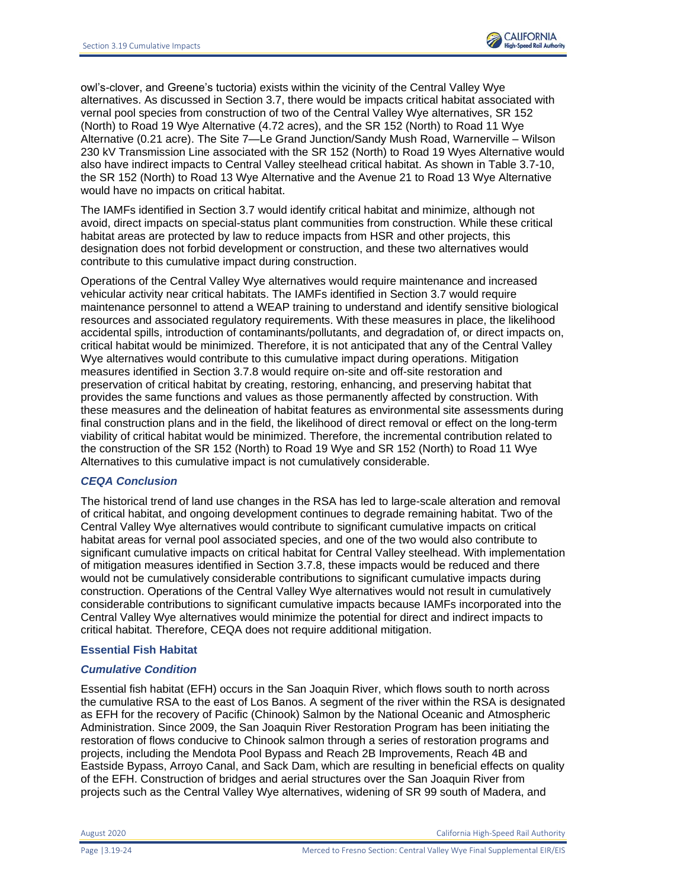owl's-clover, and Greene's tuctoria) exists within the vicinity of the Central Valley Wye alternatives. As discussed in Section 3.7, there would be impacts critical habitat associated with vernal pool species from construction of two of the Central Valley Wye alternatives, SR 152 (North) to Road 19 Wye Alternative (4.72 acres), and the SR 152 (North) to Road 11 Wye Alternative (0.21 acre). The Site 7—Le Grand Junction/Sandy Mush Road, Warnerville – Wilson 230 kV Transmission Line associated with the SR 152 (North) to Road 19 Wyes Alternative would also have indirect impacts to Central Valley steelhead critical habitat. As shown in Table 3.7-10, the SR 152 (North) to Road 13 Wye Alternative and the Avenue 21 to Road 13 Wye Alternative would have no impacts on critical habitat.

The IAMFs identified in Section 3.7 would identify critical habitat and minimize, although not avoid, direct impacts on special-status plant communities from construction. While these critical habitat areas are protected by law to reduce impacts from HSR and other projects, this designation does not forbid development or construction, and these two alternatives would contribute to this cumulative impact during construction.

Operations of the Central Valley Wye alternatives would require maintenance and increased vehicular activity near critical habitats. The IAMFs identified in Section 3.7 would require maintenance personnel to attend a WEAP training to understand and identify sensitive biological resources and associated regulatory requirements. With these measures in place, the likelihood accidental spills, introduction of contaminants/pollutants, and degradation of, or direct impacts on, critical habitat would be minimized. Therefore, it is not anticipated that any of the Central Valley Wye alternatives would contribute to this cumulative impact during operations. Mitigation measures identified in Section 3.7.8 would require on-site and off-site restoration and preservation of critical habitat by creating, restoring, enhancing, and preserving habitat that provides the same functions and values as those permanently affected by construction. With these measures and the delineation of habitat features as environmental site assessments during final construction plans and in the field, the likelihood of direct removal or effect on the long-term viability of critical habitat would be minimized. Therefore, the incremental contribution related to the construction of the SR 152 (North) to Road 19 Wye and SR 152 (North) to Road 11 Wye Alternatives to this cumulative impact is not cumulatively considerable.

#### *CEQA Conclusion*

The historical trend of land use changes in the RSA has led to large-scale alteration and removal of critical habitat, and ongoing development continues to degrade remaining habitat. Two of the Central Valley Wye alternatives would contribute to significant cumulative impacts on critical habitat areas for vernal pool associated species, and one of the two would also contribute to significant cumulative impacts on critical habitat for Central Valley steelhead. With implementation of mitigation measures identified in Section 3.7.8, these impacts would be reduced and there would not be cumulatively considerable contributions to significant cumulative impacts during construction. Operations of the Central Valley Wye alternatives would not result in cumulatively considerable contributions to significant cumulative impacts because IAMFs incorporated into the Central Valley Wye alternatives would minimize the potential for direct and indirect impacts to critical habitat. Therefore, CEQA does not require additional mitigation.

### Essential Fish Habitat

#### *Cumulative Condition*

Essential fish habitat (EFH) occurs in the San Joaquin River, which flows south to north across the cumulative RSA to the east of Los Banos. A segment of the river within the RSA is designated as EFH for the recovery of Pacific (Chinook) Salmon by the National Oceanic and Atmospheric Administration. Since 2009, the San Joaquin River Restoration Program has been initiating the restoration of flows conducive to Chinook salmon through a series of restoration programs and projects, including the Mendota Pool Bypass and Reach 2B Improvements, Reach 4B and Eastside Bypass, Arroyo Canal, and Sack Dam, which are resulting in beneficial effects on quality of the EFH. Construction of bridges and aerial structures over the San Joaquin River from projects such as the Central Valley Wye alternatives, widening of SR 99 south of Madera, and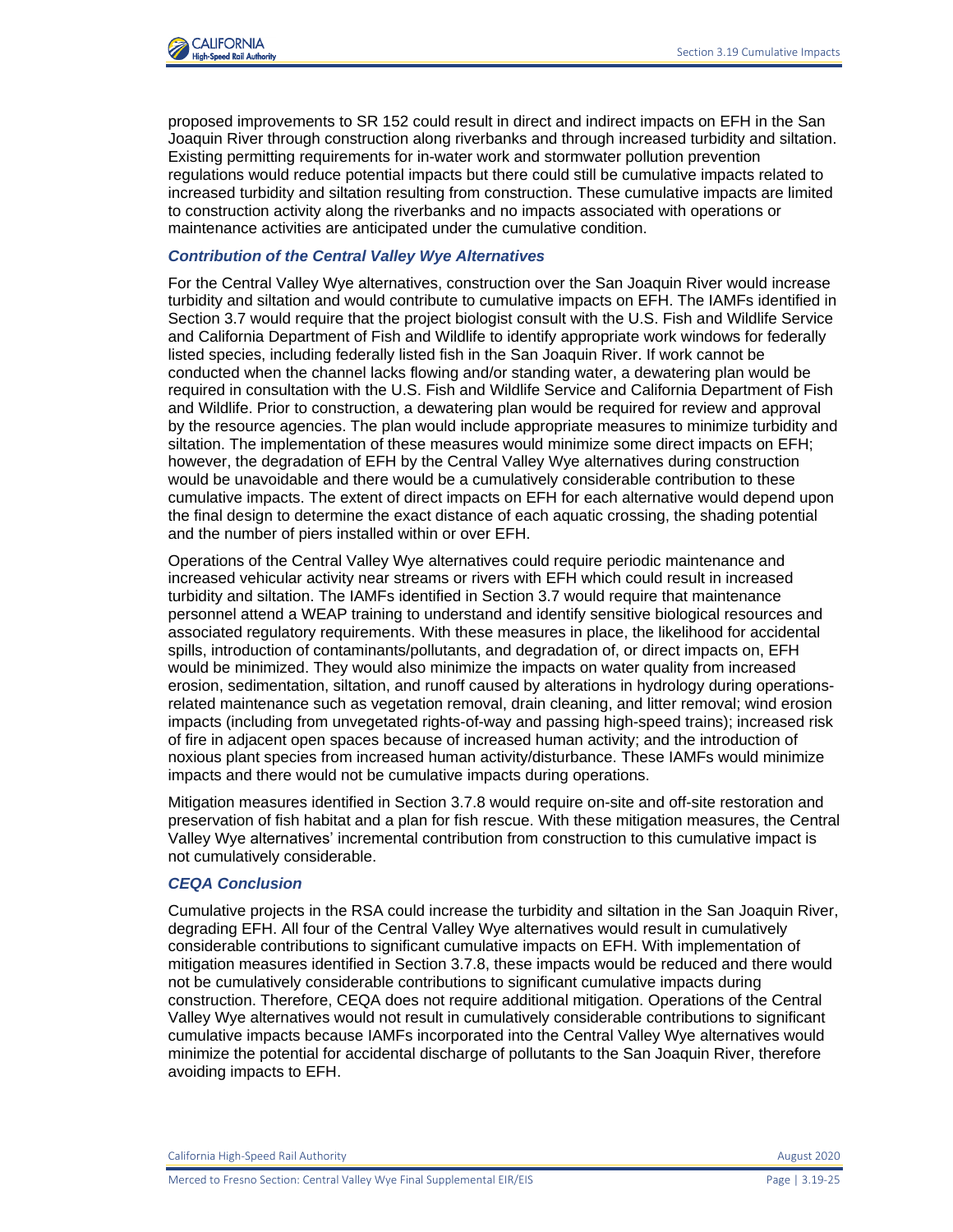proposed improvements to SR 152 could result in direct and indirect impacts on EFH in the San Joaquin River through construction along riverbanks and through increased turbidity and siltation. Existing permitting requirements for in-water work and stormwater pollution prevention regulations would reduce potential impacts but there could still be cumulative impacts related to increased turbidity and siltation resulting from construction. These cumulative impacts are limited to construction activity along the riverbanks and no impacts associated with operations or maintenance activities are anticipated under the cumulative condition.

#### *Contribution of the Central Valley Wye Alternatives*

For the Central Valley Wye alternatives, construction over the San Joaquin River would increase turbidity and siltation and would contribute to cumulative impacts on EFH. The IAMFs identified in Section 3.7 would require that the project biologist consult with the U.S. Fish and Wildlife Service and California Department of Fish and Wildlife to identify appropriate work windows for federally listed species, including federally listed fish in the San Joaquin River. If work cannot be conducted when the channel lacks flowing and/or standing water, a dewatering plan would be required in consultation with the U.S. Fish and Wildlife Service and California Department of Fish and Wildlife. Prior to construction, a dewatering plan would be required for review and approval by the resource agencies. The plan would include appropriate measures to minimize turbidity and siltation. The implementation of these measures would minimize some direct impacts on EFH; however, the degradation of EFH by the Central Valley Wye alternatives during construction would be unavoidable and there would be a cumulatively considerable contribution to these cumulative impacts. The extent of direct impacts on EFH for each alternative would depend upon the final design to determine the exact distance of each aquatic crossing, the shading potential and the number of piers installed within or over EFH.

Operations of the Central Valley Wye alternatives could require periodic maintenance and increased vehicular activity near streams or rivers with EFH which could result in increased turbidity and siltation. The IAMFs identified in Section 3.7 would require that maintenance personnel attend a WEAP training to understand and identify sensitive biological resources and associated regulatory requirements. With these measures in place, the likelihood for accidental spills, introduction of contaminants/pollutants, and degradation of, or direct impacts on, EFH would be minimized. They would also minimize the impacts on water quality from increased erosion, sedimentation, siltation, and runoff caused by alterations in hydrology during operations-related maintenance such as vegetation removal, drain cleaning, and litter removal; wind erosion impacts (including from unvegetated rights-of-way and passing high-speed trains); increased risk of fire in adjacent open spaces because of increased human activity; and the introduction of noxious plant species from increased human activity/disturbance. These IAMFs would minimize impacts and there would not be cumulative impacts during operations.

Mitigation measures identified in Section 3.7.8 would require on-site and off-site restoration and preservation of fish habitat and a plan for fish rescue. With these mitigation measures, the Central Valley Wye alternatives' incremental contribution from construction to this cumulative impact is not cumulatively considerable.

#### *CEQA Conclusion*

Cumulative projects in the RSA could increase the turbidity and siltation in the San Joaquin River, degrading EFH. All four of the Central Valley Wye alternatives would result in cumulatively considerable contributions to significant cumulative impacts on EFH. With implementation of mitigation measures identified in Section 3.7.8, these impacts would be reduced and there would not be cumulatively considerable contributions to significant cumulative impacts during construction. Therefore, CEQA does not require additional mitigation. Operations of the Central Valley Wye alternatives would not result in cumulatively considerable contributions to significant cumulative impacts because IAMFs incorporated into the Central Valley Wye alternatives would minimize the potential for accidental discharge of pollutants to the San Joaquin River, therefore avoiding impacts to EFH.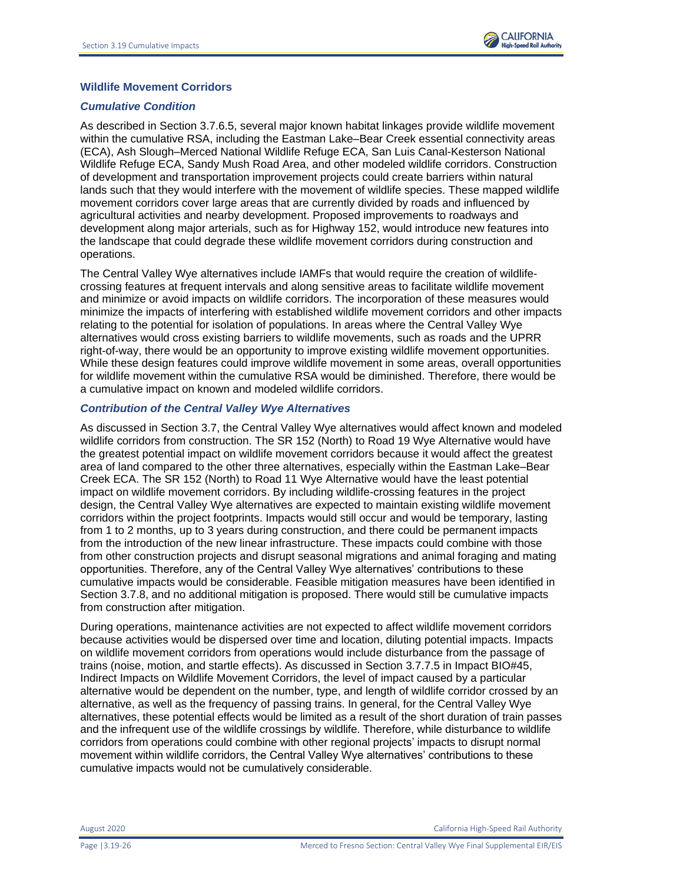### Wildlife Movement Corridors

#### *Cumulative Condition*

As described in Section 3.7.6.5, several major known habitat linkages provide wildlife movement within the cumulative RSA, including the Eastman Lake–Bear Creek essential connectivity areas (ECA), Ash Slough–Merced National Wildlife Refuge ECA, San Luis Canal-Kesterson National Wildlife Refuge ECA, Sandy Mush Road Area, and other modeled wildlife corridors. Construction of development and transportation improvement projects could create barriers within natural lands such that they would interfere with the movement of wildlife species. These mapped wildlife movement corridors cover large areas that are currently divided by roads and influenced by agricultural activities and nearby development. Proposed improvements to roadways and development along major arterials, such as for Highway 152, would introduce new features into the landscape that could degrade these wildlife movement corridors during construction and operations.

The Central Valley Wye alternatives include IAMFs that would require the creation of wildlife-crossing features at frequent intervals and along sensitive areas to facilitate wildlife movement and minimize or avoid impacts on wildlife corridors. The incorporation of these measures would minimize the impacts of interfering with established wildlife movement corridors and other impacts relating to the potential for isolation of populations. In areas where the Central Valley Wye alternatives would cross existing barriers to wildlife movements, such as roads and the UPRR right-of-way, there would be an opportunity to improve existing wildlife movement opportunities. While these design features could improve wildlife movement in some areas, overall opportunities for wildlife movement within the cumulative RSA would be diminished. Therefore, there would be a cumulative impact on known and modeled wildlife corridors.

#### *Contribution of the Central Valley Wye Alternatives*

As discussed in Section 3.7, the Central Valley Wye alternatives would affect known and modeled wildlife corridors from construction. The SR 152 (North) to Road 19 Wye Alternative would have the greatest potential impact on wildlife movement corridors because it would affect the greatest area of land compared to the other three alternatives, especially within the Eastman Lake–Bear Creek ECA. The SR 152 (North) to Road Wye Alternative would have the least potential impact on wildlife movement corridors. By including wildlife-crossing features in the project design, the Central Valley Wye alternatives are expected to maintain existing wildlife movement corridors within the project footprints. Impacts would still occur and would be temporary, lasting from 1 to 2 months, up to 3 years during construction, and there could be permanent impacts from the introduction of the new linear infrastructure. These impacts could combine with those from other construction projects and disrupt seasonal migrations and animal foraging and mating opportunities. Therefore, any of the Central Valley Wye alternatives' contributions to these cumulative impacts would be considerable. Feasible mitigation measures have been identified in Section 3.7.8, and no additional mitigation is proposed. There would still be cumulative impacts from construction after mitigation.

During operations, maintenance activities are not expected to affect wildlife movement corridors because activities would be dispersed over time and location, diluting potential impacts. Impacts on wildlife movement corridors from operations would include disturbance from the passage of trains (noise, motion, and startle effects). As discussed in Section 3.7.7.5 in Impact BIO#45, Indirect Impacts on Wildlife Movement Corridors, the level of impact caused by a particular alternative would be dependent on the number, type, and length of wildlife corridor crossed by an alternative, as well as the frequency of passing trains. In general, for the Central Valley Wye alternatives, these potential effects would be limited as a result of the short duration of train passes and the infrequent use of the wildlife crossings by wildlife. Therefore, while disturbance to wildlife corridors from operations could combine with other regional projects' impacts to disrupt normal movement within wildlife corridors, the Central Valley Wye alternatives' contributions to these cumulative impacts would not be cumulatively considerable.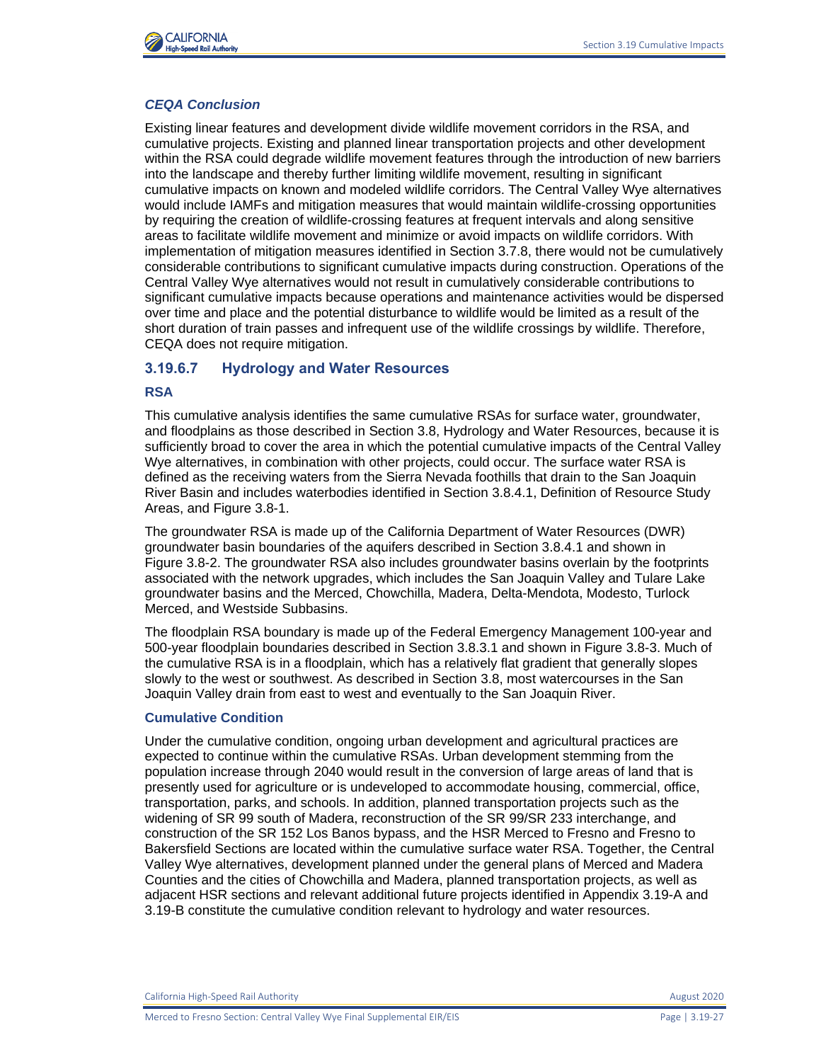### *CEQA Conclusion*

Existing linear features and development divide wildlife movement corridors in the RSA, and cumulative projects. Existing and planned linear transportation projects and other development within the RSA could degrade wildlife movement features through the introduction of new barriers into the landscape and thereby further limiting wildlife movement, resulting in significant cumulative impacts on known and modeled wildlife corridors. The Central Valley Wye alternatives would include IAMFs and mitigation measures that would maintain wildlife-crossing opportunities by requiring the creation of wildlife-crossing features at frequent intervals and along sensitive areas to facilitate wildlife movement and minimize or avoid impacts on wildlife corridors. With implementation of mitigation measures identified in Section 3.7.8, there would not be cumulatively considerable contributions to significant cumulative impacts during construction. Operations of the Central Valley Wye alternatives would not result in cumulatively considerable contributions to significant cumulative impacts because operations and maintenance activities would be dispersed over time and place and the potential disturbance to wildlife would be limited as a result of the short duration of train passes and infrequent use of the wildlife crossings by wildlife. Therefore, CEQA does not require mitigation.

## 3.19.6.7 Hydrology and Water Resources

### RSA

This cumulative analysis identifies the same cumulative RSAs for surface water, groundwater, and floodplains as those described in Section 3.8, Hydrology and Water Resources, because it is sufficiently broad to cover the area in which the potential cumulative impacts of the Central Valley Wye alternatives, in combination with other projects, could occur. The surface water RSA is defined as the receiving waters from the Sierra Nevada foothills that drain to the San Joaquin River Basin and includes waterbodies identified in Section 3.8.4.1, Definition of Resource Study Areas, and Figure 3.8-1.

The groundwater RSA is made up of the California Department of Water Resources (DWR) groundwater basin boundaries of the aquifers described in Section 3.8.4.1 and shown in Figure 3.8-2. The groundwater RSA also includes groundwater basins overlain by the footprints associated with the network upgrades, which includes the San Joaquin Valley and Tulare Lake groundwater basins and the Merced, Chowchilla, Madera, Delta-Mendota, Modesto, Turlock Merced, and Westside Subbasins.

The floodplain RSA boundary is made up of the Federal Emergency Management 100-year and 500-year floodplain boundaries described in Section 3.8.3.1 and shown in Figure 3.8-3. Much of the cumulative RSA is in a floodplain, which has a relatively flat gradient that generally slopes slowly to the west or southwest. As described in Section 3.8, most watercourses in the San Joaquin Valley drain from east to west and eventually to the San Joaquin River.

### Cumulative Condition

Under the cumulative condition, ongoing urban development and agricultural practices are expected to continue within the cumulative RSAs. Urban development stemming from the population increase through 2040 would result in the conversion of large areas of land that is presently used for agriculture or is undeveloped to accommodate housing, commercial, office, transportation, parks, and schools. In addition, planned transportation projects such as the widening of SR 99 south of Madera, reconstruction of the SR 99/SR 233 interchange, and construction of the SR 152 Los Banos bypass, and the HSR Merced to Fresno and Fresno to Bakersfield Sections are located within the cumulative surface water RSA. Together, the Central Valley Wye alternatives, development planned under the general plans of Merced and Madera Counties and the cities of Chowchilla and Madera, planned transportation projects, as well as adjacent HSR sections and relevant additional future projects identified in Appendix 3.19-A and 3.19-B constitute the cumulative condition relevant to hydrology and water resources.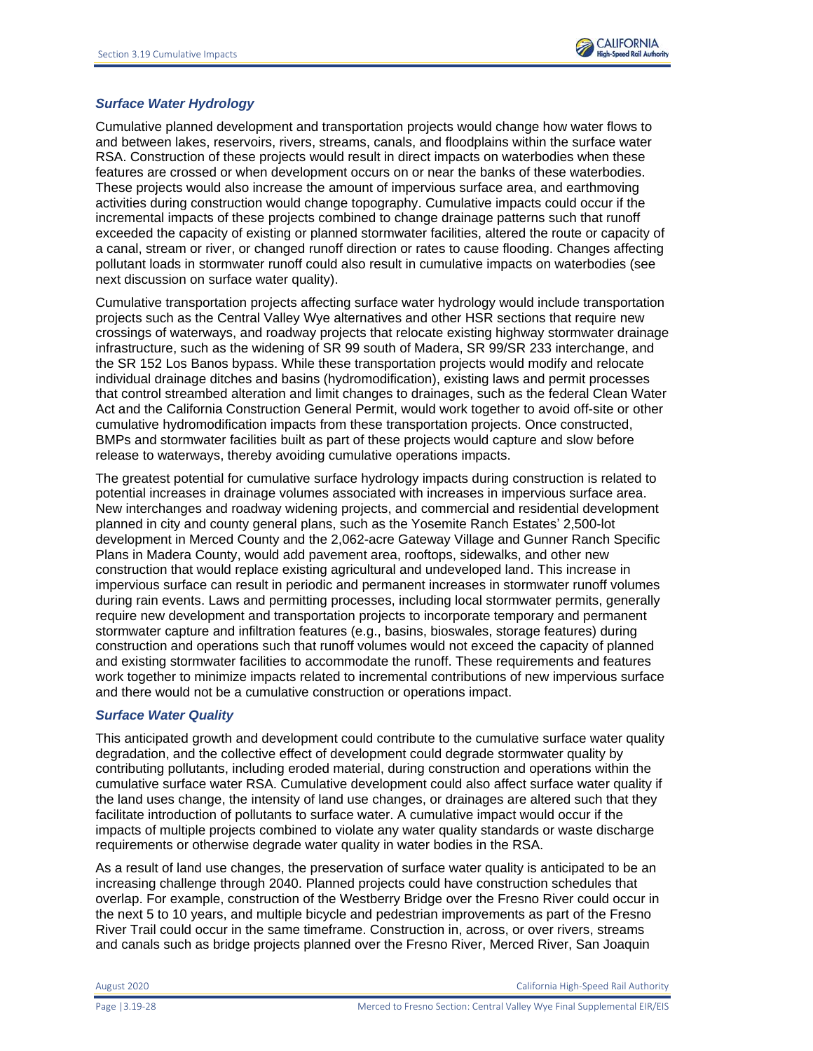### *Surface Water Hydrology*

Cumulative planned development and transportation projects would change how water flows to and between lakes, reservoirs, rivers, streams, canals, and floodplains within the surface water RSA. Construction of these projects would result in direct impacts on waterbodies when these features are crossed or when development occurs on or near the banks of these waterbodies. These projects would also increase the amount of impervious surface area, and earthmoving activities during construction would change topography. Cumulative impacts could occur if the incremental impacts of these projects combined to change drainage patterns such that runoff exceeded the capacity of existing or planned stormwater facilities, altered the route or capacity of a canal, stream or river, or changed runoff direction or rates to cause flooding. Changes affecting pollutant loads in stormwater runoff could also result in cumulative impacts on waterbodies (see next discussion on surface water quality).

Cumulative transportation projects affecting surface water hydrology would include transportation projects such as the Central Valley Wye alternatives and other HSR sections that require new crossings of waterways, and roadway projects that relocate existing highway stormwater drainage infrastructure, such as the widening of SR 99 south of Madera, SR 99/SR 233 interchange, and the SR 152 Los Banos bypass. While these transportation projects would modify and relocate individual drainage ditches and basins (hydromodification), existing laws and permit processes that control streambed alteration and limit changes to drainages, such as the federal Clean Water Act and the California Construction General Permit, would work together to avoid off-site or other cumulative hydromodification impacts from these transportation projects. Once constructed, BMPs and stormwater facilities built as part of these projects would capture and slow before release to waterways, thereby avoiding cumulative operations impacts.

The greatest potential for cumulative surface hydrology impacts during construction is related to potential increases in drainage volumes associated with increases in impervious surface area. New interchanges and roadway widening projects, and commercial and residential development planned in city and county general plans, such as the Yosemite Ranch Estates' 2,500-lot development in Merced County and the 2,062-acre Gateway Village and Gunner Ranch Specific Plans in Madera County, would add pavement area, rooftops, sidewalks, and other new construction that would replace existing agricultural and undeveloped land. This increase in impervious surface can result in periodic and permanent increases in stormwater runoff volumes during rain events. Laws and permitting processes, including local stormwater permits, generally require new development and transportation projects to incorporate temporary and permanent stormwater capture and infiltration features (e.g., basins, bioswales, storage features) during construction and operations such that runoff volumes would not exceed the capacity of planned and existing stormwater facilities to accommodate the runoff. These requirements and features work together to minimize impacts related to incremental contributions of new impervious surface and there would not be a cumulative construction or operations impact.

### *Surface Water Quality*

This anticipated growth and development could contribute to the cumulative surface water quality degradation, and the collective effect of development could degrade stormwater quality by contributing pollutants, including eroded material, during construction and operations within the cumulative surface water RSA. Cumulative development could also affect surface water quality if the land uses change, the intensity of land use changes, or drainages are altered such that they facilitate introduction of pollutants to surface water. A cumulative impact would occur if the impacts of multiple projects combined to violate any water quality standards or waste discharge requirements or otherwise degrade water quality in water bodies in the RSA.

As a result of land use changes, the preservation of surface water quality is anticipated to be an increasing challenge through 2040. Planned projects could have construction schedules that overlap. For example, construction of the Westberry Bridge over the Fresno River could occur in the next 5 to 10 years, and multiple bicycle and pedestrian improvements as part of the Fresno River Trail could occur in the same timeframe. Construction in, across, or over rivers, streams and canals such as bridge projects planned over the Fresno River, Merced River, San Joaquin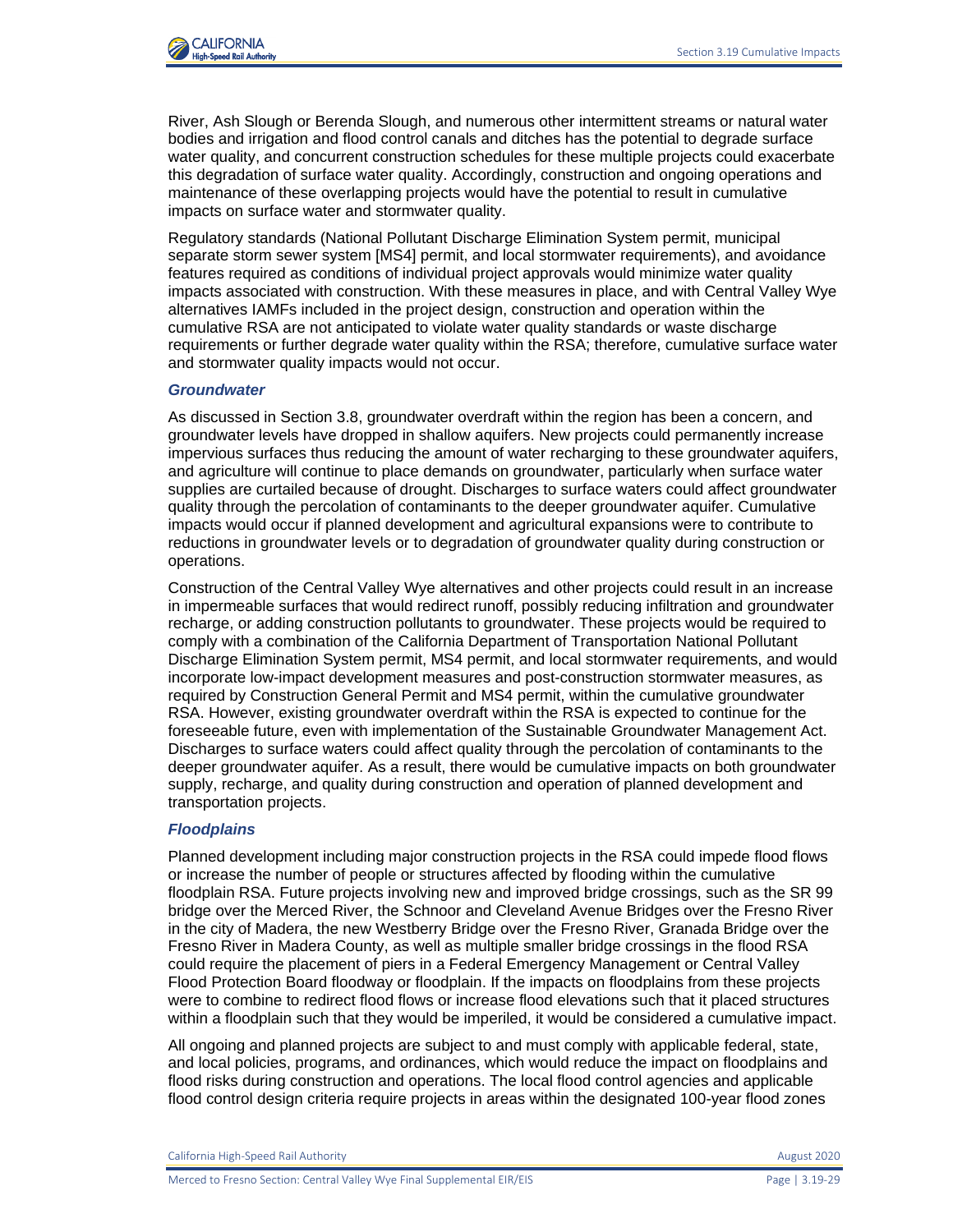River, Ash Slough or Berenda Slough, and numerous other intermittent streams or natural water bodies and irrigation and flood control canals and ditches has the potential to degrade surface water quality, and concurrent construction schedules for these multiple projects could exacerbate this degradation of surface water quality. Accordingly, construction and ongoing operations and maintenance of these overlapping projects would have the potential to result in cumulative impacts on surface water and stormwater quality.

Regulatory standards (National Pollutant Discharge Elimination System permit, municipal separate storm sewer system [MS4] permit, and local stormwater requirements), and avoidance features required as conditions of individual project approvals would minimize water quality impacts associated with construction. With these measures in place, and with Central Valley Wye alternatives IAMFs included in the project design, construction and operation within the cumulative RSA are not anticipated to violate water quality standards or waste discharge requirements or further degrade water quality within the RSA; therefore, cumulative surface water and stormwater quality impacts would not occur.

#### *Groundwater*

As discussed in Section 3.8, groundwater overdraft within the region has been a concern, and groundwater levels have dropped in shallow aquifers. New projects could permanently increase impervious surfaces thus reducing the amount of water recharging to these groundwater aquifers, and agriculture will continue to place demands on groundwater, particularly when surface water supplies are curtailed because of drought. Discharges to surface waters could affect groundwater quality through the percolation of contaminants to the deeper groundwater aquifer. Cumulative impacts would occur if planned development and agricultural expansions were to contribute to reductions in groundwater levels or to degradation of groundwater quality during construction or operations.

Construction of the Central Valley Wye alternatives and other projects could result in an increase in impermeable surfaces that would redirect runoff, possibly reducing infiltration and groundwater recharge, or adding construction pollutants to groundwater. These projects would be required to comply with a combination of the California Department of Transportation National Pollutant Discharge Elimination System permit, MS4 permit, and local stormwater requirements, and would incorporate low-impact development measures and post-construction stormwater measures, as required by Construction General Permit and MS4 permit, within the cumulative groundwater RSA. However, existing groundwater overdraft within the RSA is expected to continue for the foreseeable future, even with implementation of the Sustainable Groundwater Management Act. Discharges to surface waters could affect quality through the percolation of contaminants to the deeper groundwater aquifer. As a result, there would be cumulative impacts on both groundwater supply, recharge, and quality during construction and operation of planned development and transportation projects.

#### *Floodplains*

Planned development including major construction projects in the RSA could impede flood flows or increase the number of people or structures affected by flooding within the cumulative floodplain RSA. Future projects involving new and improved bridge crossings, such as the SR 99 bridge over the Merced River, the Schnoor and Cleveland Avenue Bridges over the Fresno River in the city of Madera, the new Westberry Bridge over the Fresno River, Granada Bridge over the Fresno River in Madera County, as well as multiple smaller bridge crossings in the flood RSA could require the placement of piers in a Federal Emergency Management or Central Valley Flood Protection Board floodway or floodplain. If the impacts on floodplains from these projects were to combine to redirect flood flows or increase flood elevations such that it placed structures within a floodplain such that they would be imperiled, it would be considered a cumulative impact.

All ongoing and planned projects are subject to and must comply with applicable federal, state, and local policies, programs, and ordinances, which would reduce the impact on floodplains and flood risks during construction and operations. The local flood control agencies and applicable flood control design criteria require projects in areas within the designated 100-year flood zones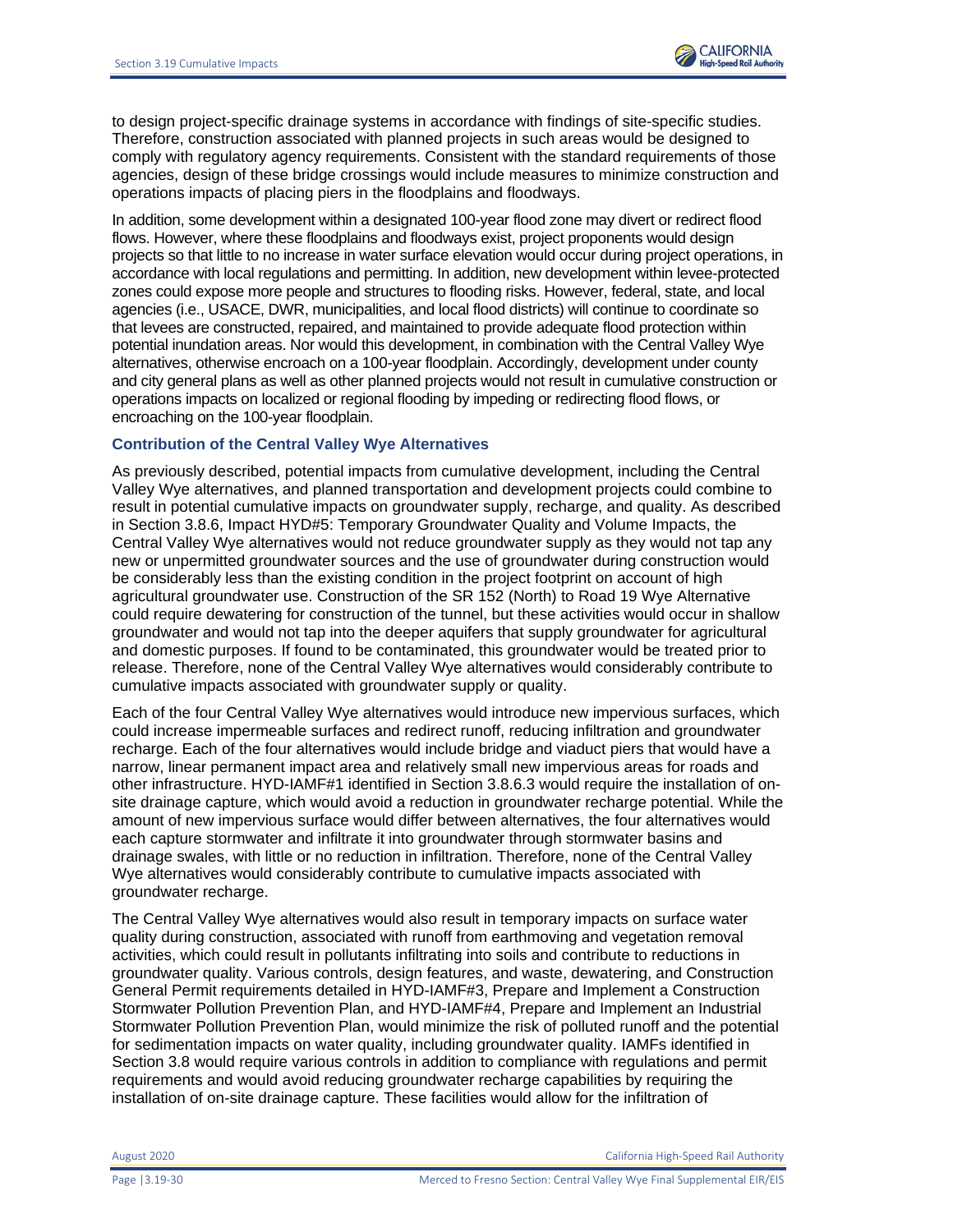to design project-specific drainage systems in accordance with findings of site-specific studies. Therefore, construction associated with planned projects in such areas would be designed to comply with regulatory agency requirements. Consistent with the standard requirements of those agencies, design of these bridge crossings would include measures to minimize construction and operations impacts of placing piers in the floodplains and floodways.

In addition, some development within a designated 100-year flood zone may divert or redirect flood flows. However, where these floodplains and floodways exist, project proponents would design projects so that little to no increase in water surface elevation would occur during project operations, in accordance with local regulations and permitting. In addition, new development within levee-protected zones could expose more people and structures to flooding risks. However, federal, state, and local agencies (i.e., USACE, DWR, municipalities, and local flood districts) will continue to coordinate so that levees are constructed, repaired, and maintained to provide adequate flood protection within potential inundation areas. Nor would this development, in combination with the Central Valley Wye alternatives, otherwise encroach on a 100-year floodplain. Accordingly, development under county and city general plans as well as other planned projects would not result in cumulative construction or operations impacts on localized or regional flooding by impeding or redirecting flood flows, or encroaching on the 100-year floodplain.

### Contribution of the Central Valley Wye Alternatives

As previously described, potential impacts from cumulative development, including the Central Valley Wye alternatives, and planned transportation and development projects could combine to result in potential cumulative impacts on groundwater supply, recharge, and quality. As described in Section 3.8.6, Impact HYD#5: Temporary Groundwater Quality and Volume Impacts, the Central Valley Wye alternatives would not reduce groundwater supply as they would not tap any new or unpermitted groundwater sources and the use of groundwater during construction would be considerably less than the existing condition in the project footprint on account of high agricultural groundwater use. Construction of the SR 152 (North) to Road 19 Wye Alternative could require dewatering for construction of the tunnel, but these activities would occur in shallow groundwater and would not tap into the deeper aquifers that supply groundwater for agricultural and domestic purposes. If found to be contaminated, this groundwater would be treated prior to release. Therefore, none of the Central Valley Wye alternatives would considerably contribute to cumulative impacts associated with groundwater supply or quality.

Each of the four Central Valley Wye alternatives would introduce new impervious surfaces, which could increase impermeable surfaces and redirect runoff, reducing infiltration and groundwater recharge. Each of the four alternatives would include bridge and viaduct piers that would have a narrow, linear permanent impact area and relatively small new impervious areas for roads and other infrastructure. HYD-IAMF#1 identified in Section 3.8.6.3 would require the installation of on-site drainage capture, which would avoid a reduction in groundwater recharge potential. While the amount of new impervious surface would differ between alternatives, the four alternatives would each capture stormwater and infiltrate it into groundwater through stormwater basins and drainage swales, with little or no reduction in infiltration. Therefore, none of the Central Valley Wye alternatives would considerably contribute to cumulative impacts associated with groundwater recharge.

The Central Valley Wye alternatives would also result in temporary impacts on surface water quality during construction, associated with runoff from earthmoving and vegetation removal activities, which could result in pollutants infiltrating into soils and contribute to reductions in groundwater quality. Various controls, design features, and waste, dewatering, and Construction General Permit requirements detailed in HYD-IAMF#3, Prepare and Implement a Construction Stormwater Pollution Prevention Plan, and HYD-IAMF#4, Prepare and Implement an Industrial Stormwater Pollution Prevention Plan, would minimize the risk of polluted runoff and the potential for sedimentation impacts on water quality, including groundwater quality. IAMFs identified in Section 3.8 would require various controls in addition to compliance with regulations and permit requirements and would avoid reducing groundwater recharge capabilities by requiring the installation of on-site drainage capture. These facilities would allow for the infiltration of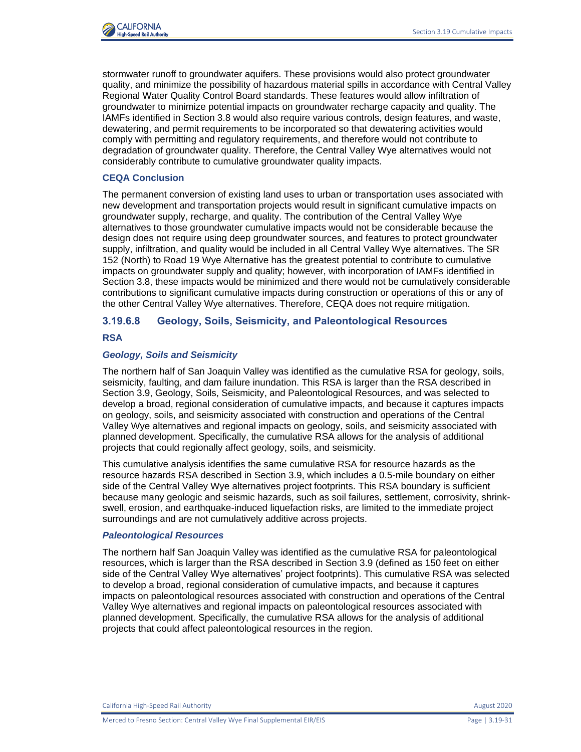stormwater runoff to groundwater aquifers. These provisions would also protect groundwater quality, and minimize the possibility of hazardous material spills in accordance with Central Valley Regional Water Quality Control Board standards. These features would allow infiltration of groundwater to minimize potential impacts on groundwater recharge capacity and quality. The IAMFs identified in Section 3.8 would also require various controls, design features, and waste, dewatering, and permit requirements to be incorporated so that dewatering activities would comply with permitting and regulatory requirements, and therefore would not contribute to degradation of groundwater quality. Therefore, the Central Valley Wye alternatives would not considerably contribute to cumulative groundwater quality impacts.

#### CEQA Conclusion

The permanent conversion of existing land uses to urban or transportation uses associated with new development and transportation projects would result in significant cumulative impacts on groundwater supply, recharge, and quality. The contribution of the Central Valley Wye alternatives to those groundwater cumulative impacts would not be considerable because the design does not require using deep groundwater sources, and features to protect groundwater supply, infiltration, and quality would be included in all Central Valley Wye alternatives. The SR 152 (North) to Road 19 Wye Alternative has the greatest potential to contribute to cumulative impacts on groundwater supply and quality; however, with incorporation of IAMFs identified in Section 3.8, these impacts would be minimized and there would not be cumulatively considerable contributions to significant cumulative impacts during construction or operations of this or any of the other Central Valley Wye alternatives. Therefore, CEQA does not require mitigation.

### 3.19.6.8 Geology, Soils, Seismicity, and Paleontological Resources

#### RSA

##### *Geology, Soils and Seismicity*

The northern half of San Joaquin Valley was identified as the cumulative RSA for geology, soils, seismicity, faulting, and dam failure inundation. This RSA is larger than the RSA described in Section 3.9, Geology, Soils, Seismicity, and Paleontological Resources, and was selected to develop a broad, regional consideration of cumulative impacts, and because it captures impacts on geology, soils, and seismicity associated with construction and operations of the Central Valley Wye alternatives and regional impacts on geology, soils, and seismicity associated with planned development. Specifically, the cumulative RSA allows for the analysis of additional projects that could regionally affect geology, soils, and seismicity.

This cumulative analysis identifies the same cumulative RSA for resource hazards as the resource hazards RSA described in Section 3.9, which includes a 0.5-mile boundary on either side of the Central Valley Wye alternatives project footprints. This RSA boundary is sufficient because many geologic and seismic hazards, such as soil failures, settlement, corrosivity, shrink-swell, erosion, and earthquake-induced liquefaction risks, are limited to the immediate project surroundings and are not cumulatively additive across projects.

##### *Paleontological Resources*

The northern half San Joaquin Valley was identified as the cumulative RSA for paleontological resources, which is larger than the RSA described in Section 3.9 (defined as 150 feet on either side of the Central Valley Wye alternatives' project footprints). This cumulative RSA was selected to develop a broad, regional consideration of cumulative impacts, and because it captures impacts on paleontological resources associated with construction and operations of the Central Valley Wye alternatives and regional impacts on paleontological resources associated with planned development. Specifically, the cumulative RSA allows for the analysis of additional projects that could affect paleontological resources in the region.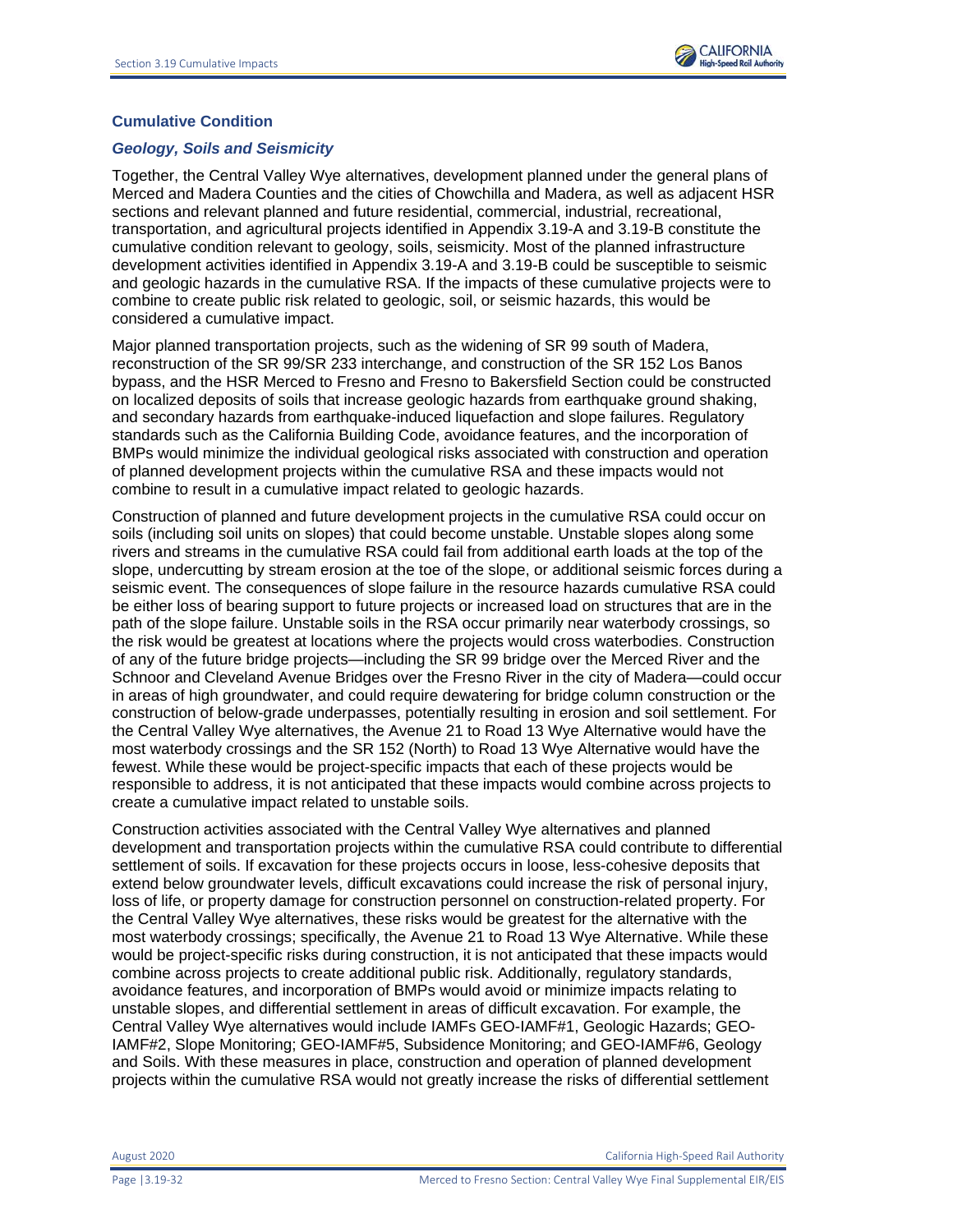### Cumulative Condition

#### *Geology, Soils and Seismicity*

Together, the Central Valley Wye alternatives, development planned under the general plans of Merced and Madera Counties and the cities of Chowchilla and Madera, as well as adjacent HSR sections and relevant planned and future residential, commercial, industrial, recreational, transportation, and agricultural projects identified in Appendix 3.19-A and 3.19-B constitute the cumulative condition relevant to geology, soils, seismicity. Most of the planned infrastructure development activities identified in Appendix 3.19-A and 3.19-B could be susceptible to seismic and geologic hazards in the cumulative RSA. If the impacts of these cumulative projects were to combine to create public risk related to geologic, soil, or seismic hazards, this would be considered a cumulative impact.

Major planned transportation projects, such as the widening of SR 99 south of Madera, reconstruction of the SR 99/SR 233 interchange, and construction of the SR 152 Los Banos bypass, and the HSR Merced to Fresno and Fresno to Bakersfield Section could be constructed on localized deposits of soils that increase geologic hazards from earthquake ground shaking, and secondary hazards from earthquake-induced liquefaction and slope failures. Regulatory standards such as the California Building Code, avoidance features, and the incorporation of BMPs would minimize the individual geological risks associated with construction and operation of planned development projects within the cumulative RSA and these impacts would not combine to result in a cumulative impact related to geologic hazards.

Construction of planned and future development projects in the cumulative RSA could occur on soils (including soil units on slopes) that could become unstable. Unstable slopes along some rivers and streams in the cumulative RSA could fail from additional earth loads at the top of the slope, undercutting by stream erosion at the toe of the slope, or additional seismic forces during a seismic event. The consequences of slope failure in the resource hazards cumulative RSA could be either loss of bearing support to future projects or increased load on structures that are in the path of the slope failure. Unstable soils in the RSA occur primarily near waterbody crossings, so the risk would be greatest at locations where the projects would cross waterbodies. Construction of any of the future bridge projects—including the SR 99 bridge over the Merced River and the Schnoor and Cleveland Avenue Bridges over the Fresno River in the city of Madera—could occur in areas of high groundwater, and could require dewatering for bridge column construction or the construction of below-grade underpasses, potentially resulting in erosion and soil settlement. For the Central Valley Wye alternatives, the Avenue 21 to Road 13 Wye Alternative would have the most waterbody crossings and the SR 152 (North) to Road 13 Wye Alternative would have the fewest. While these would be project-specific impacts that each of these projects would be responsible to address, it is not anticipated that these impacts would combine across projects to create a cumulative impact related to unstable soils.

Construction activities associated with the Central Valley Wye alternatives and planned development and transportation projects within the cumulative RSA could contribute to differential settlement of soils. If excavation for these projects occurs in loose, less-cohesive deposits that extend below groundwater levels, difficult excavations could increase the risk of personal injury, loss of life, or property damage for construction personnel on construction-related property. For the Central Valley Wye alternatives, these risks would be greatest for the alternative with the most waterbody crossings; specifically, the Avenue 21 to Road 13 Wye Alternative. While these would be project-specific risks during construction, it is not anticipated that these impacts would combine across projects to create additional public risk. Additionally, regulatory standards, avoidance features, and incorporation of BMPs would avoid or minimize impacts relating to unstable slopes, and differential settlement in areas of difficult excavation. For example, the Central Valley Wye alternatives would include IAMFs GEO-IAMF#1, Geologic Hazards; GEO-IAMF#2, Slope Monitoring; GEO-IAMF#5, Subsidence Monitoring; and GEO-IAMF#6, Geology and Soils. With these measures in place, construction and operation of planned development projects within the cumulative RSA would not greatly increase the risks of differential settlement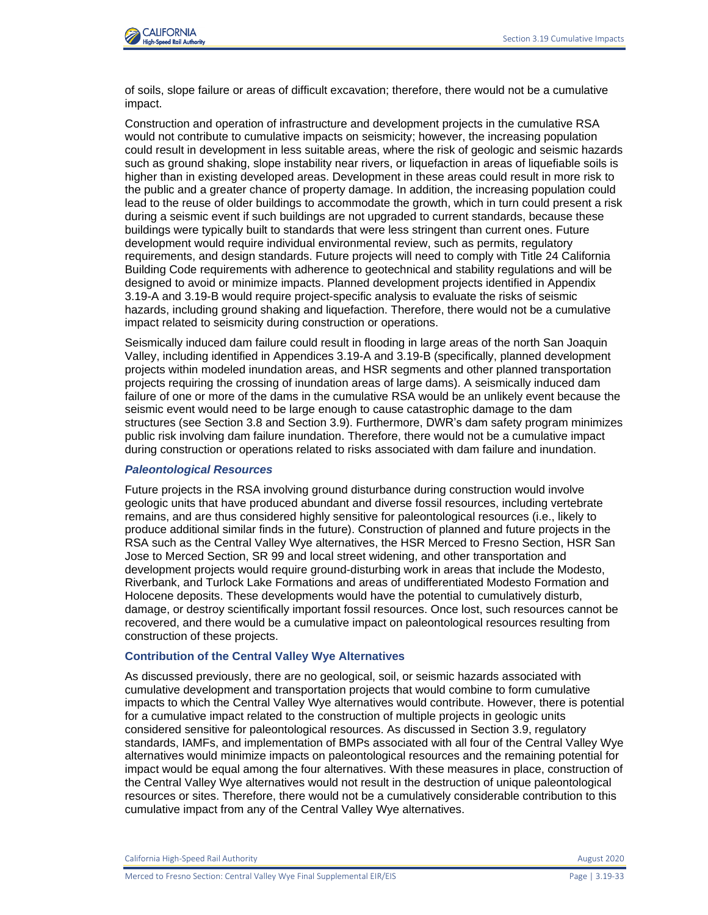of soils, slope failure or areas of difficult excavation; therefore, there would not be a cumulative impact.

Construction and operation of infrastructure and development projects in the cumulative RSA would not contribute to cumulative impacts on seismicity; however, the increasing population could result in development in less suitable areas, where the risk of geologic and seismic hazards such as ground shaking, slope instability near rivers, or liquefaction in areas of liquefiable soils is higher than in existing developed areas. Development in these areas could result in more risk to the public and a greater chance of property damage. In addition, the increasing population could lead to the reuse of older buildings to accommodate the growth, which in turn could present a risk during a seismic event if such buildings are not upgraded to current standards, because these buildings were typically built to standards that were less stringent than current ones. Future development would require individual environmental review, such as permits, regulatory requirements, and design standards. Future projects will need to comply with Title 24 California Building Code requirements with adherence to geotechnical and stability regulations and will be designed to avoid or minimize impacts. Planned development projects identified in Appendix 3.19-A and 3.19-B would require project-specific analysis to evaluate the risks of seismic hazards, including ground shaking and liquefaction. Therefore, there would not be a cumulative impact related to seismicity during construction or operations.

Seismically induced dam failure could result in flooding in large areas of the north San Joaquin Valley, including identified in Appendices 3.19-A and 3.19-B (specifically, planned development projects within modeled inundation areas, and HSR segments and other planned transportation projects requiring the crossing of inundation areas of large dams). A seismically induced dam failure of one or more of the dams in the cumulative RSA would be an unlikely event because the seismic event would need to be large enough to cause catastrophic damage to the dam structures (see Section 3.8 and Section 3.9). Furthermore, DWR's dam safety program minimizes public risk involving dam failure inundation. Therefore, there would not be a cumulative impact during construction or operations related to risks associated with dam failure and inundation.

#### *Paleontological Resources*

Future projects in the RSA involving ground disturbance during construction would involve geologic units that have produced abundant and diverse fossil resources, including vertebrate remains, and are thus considered highly sensitive for paleontological resources (i.e., likely to produce additional similar finds in the future). Construction of planned and future projects in the RSA such as the Central Valley Wye alternatives, the HSR Merced to Fresno Section, HSR San Jose to Merced Section, SR 99 and local street widening, and other transportation and development projects would require ground-disturbing work in areas that include the Modesto, Riverbank, and Turlock Lake Formations and areas of undifferentiated Modesto Formation and Holocene deposits. These developments would have the potential to cumulatively disturb, damage, or destroy scientifically important fossil resources. Once lost, such resources cannot be recovered, and there would be a cumulative impact on paleontological resources resulting from construction of these projects.

### Contribution of the Central Valley Wye Alternatives

As discussed previously, there are no geological, soil, or seismic hazards associated with cumulative development and transportation projects that would combine to form cumulative impacts to which the Central Valley Wye alternatives would contribute. However, there is potential for a cumulative impact related to the construction of multiple projects in geologic units considered sensitive for paleontological resources. As discussed in Section 3.9, regulatory standards, IAMFs, and implementation of BMPs associated with all four of the Central Valley Wye alternatives would minimize impacts on paleontological resources and the remaining potential for impact would be equal among the four alternatives. With these measures in place, construction of the Central Valley Wye alternatives would not result in the destruction of unique paleontological resources or sites. Therefore, there would not be a cumulatively considerable contribution to this cumulative impact from any of the Central Valley Wye alternatives.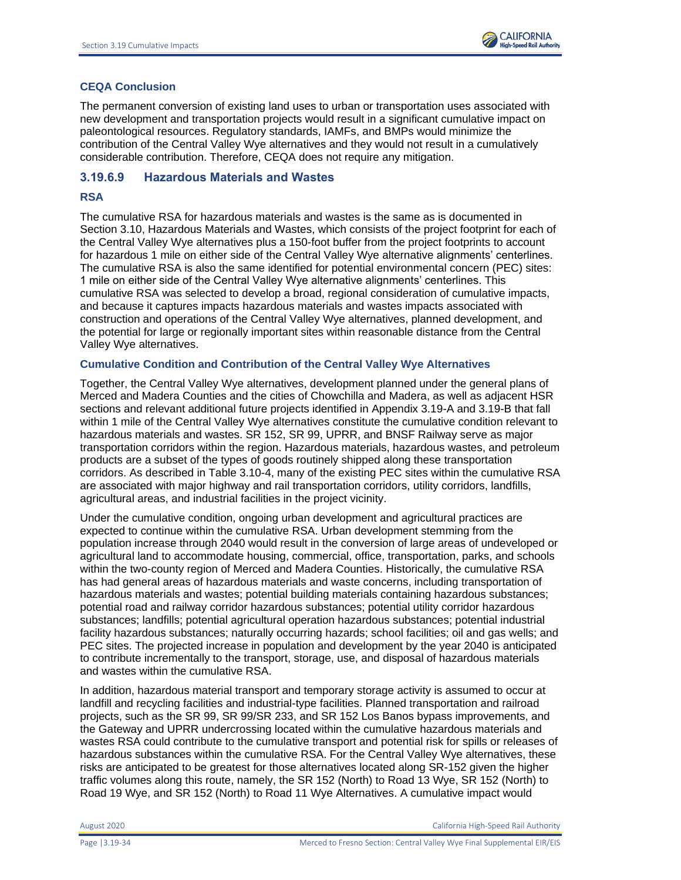### CEQA Conclusion

The permanent conversion of existing land uses to urban or transportation uses associated with new development and transportation projects would result in a significant cumulative impact on paleontological resources. Regulatory standards, IAMFs, and BMPs would minimize the contribution of the Central Valley Wye alternatives and they would not result in a cumulatively considerable contribution. Therefore, CEQA does not require any mitigation.

## 3.19.6.9 Hazardous Materials and Wastes

### RSA

The cumulative RSA for hazardous materials and wastes is the same as is documented in Section 3.10, Hazardous Materials and Wastes, which consists of the project footprint for each of the Central Valley Wye alternatives plus a 150-foot buffer from the project footprints to account for hazardous 1 mile on either side of the Central Valley Wye alternative alignments' centerlines. The cumulative RSA is also the same identified for potential environmental concern (PEC) sites: 1 mile on either side of the Central Valley Wye alternative alignments' centerlines. This cumulative RSA was selected to develop a broad, regional consideration of cumulative impacts, and because it captures impacts hazardous materials and wastes impacts associated with construction and operations of the Central Valley Wye alternatives, planned development, and the potential for large or regionally important sites within reasonable distance from the Central Valley Wye alternatives.

### Cumulative Condition and Contribution of the Central Valley Wye Alternatives

Together, the Central Valley Wye alternatives, development planned under the general plans of Merced and Madera Counties and the cities of Chowchilla and Madera, as well as adjacent HSR sections and relevant additional future projects identified in Appendix 3.19-A and 3.19-B that fall within 1 mile of the Central Valley Wye alternatives constitute the cumulative condition relevant to hazardous materials and wastes. SR 152, SR 99, UPRR, and BNSF Railway serve as major transportation corridors within the region. Hazardous materials, hazardous wastes, and petroleum products are a subset of the types of goods routinely shipped along these transportation corridors. As described in Table 3.10-4, many of the existing PEC sites within the cumulative RSA are associated with major highway and rail transportation corridors, utility corridors, landfills, agricultural areas, and industrial facilities in the project vicinity.

Under the cumulative condition, ongoing urban development and agricultural practices are expected to continue within the cumulative RSA. Urban development stemming from the population increase through 2040 would result in the conversion of large areas of undeveloped or agricultural land to accommodate housing, commercial, office, transportation, parks, and schools within the two-county region of Merced and Madera Counties. Historically, the cumulative RSA has had general areas of hazardous materials and waste concerns, including transportation of hazardous materials and wastes; potential building materials containing hazardous substances; potential road and railway corridor hazardous substances; potential utility corridor hazardous substances; landfills; potential agricultural operation hazardous substances; potential industrial facility hazardous substances; naturally occurring hazards; school facilities; oil and gas wells; and PEC sites. The projected increase in population and development by the year 2040 is anticipated to contribute incrementally to the transport, storage, use, and disposal of hazardous materials and wastes within the cumulative RSA.

In addition, hazardous material transport and temporary storage activity is assumed to occur at landfill and recycling facilities and industrial-type facilities. Planned transportation and railroad projects, such as the SR 99, SR 99/SR 233, and SR 152 Los Banos bypass improvements, and the Gateway and UPRR undercrossing located within the cumulative hazardous materials and wastes RSA could contribute to the cumulative transport and potential risk for spills or releases of hazardous substances within the cumulative RSA. For the Central Valley Wye alternatives, these risks are anticipated to be greatest for those alternatives located along SR-152 given the higher traffic volumes along this route, namely, the SR 152 (North) to Road 13 Wye, SR 152 (North) to Road 19 Wye, and SR 152 (North) to Road 11 Wye Alternatives. A cumulative impact would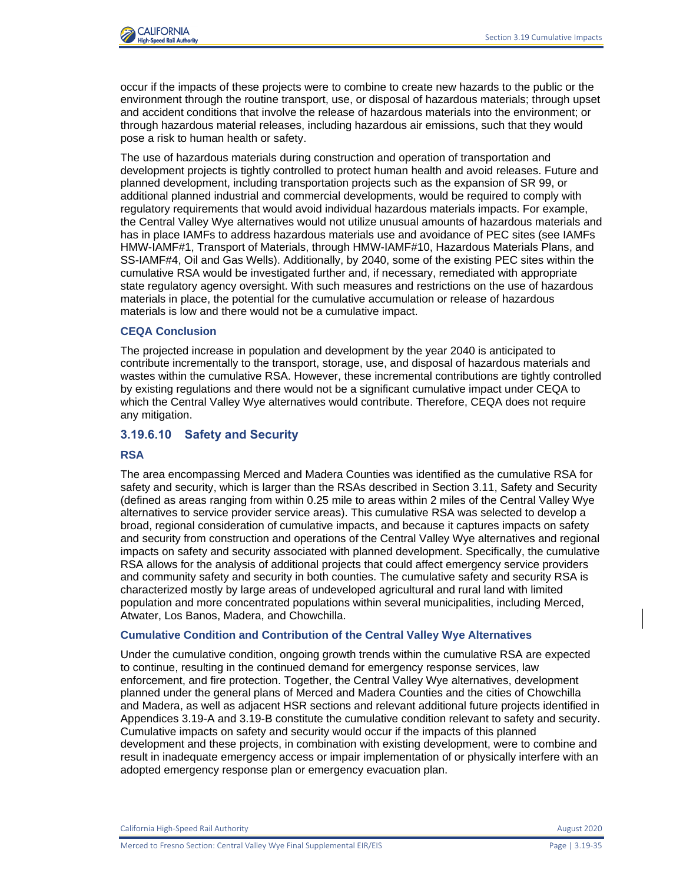occur if the impacts of these projects were to combine to create new hazards to the public or the environment through the routine transport, use, or disposal of hazardous materials; through upset and accident conditions that involve the release of hazardous materials into the environment; or through hazardous material releases, including hazardous air emissions, such that they would pose a risk to human health or safety.

The use of hazardous materials during construction and operation of transportation and development projects is tightly controlled to protect human health and avoid releases. Future and planned development, including transportation projects such as the expansion of SR 99, or additional planned industrial and commercial developments, would be required to comply with regulatory requirements that would avoid individual hazardous materials impacts. For example, the Central Valley Wye alternatives would not utilize unusual amounts of hazardous materials and has in place IAMFs to address hazardous materials use and avoidance of PEC sites (see IAMFs HMW-IAMF#1, Transport of Materials, through HMW-IAMF#10, Hazardous Materials Plans, and SS-IAMF#4, Oil and Gas Wells). Additionally, by 2040, some of the existing PEC sites within the cumulative RSA would be investigated further and, if necessary, remediated with appropriate state regulatory agency oversight. With such measures and restrictions on the use of hazardous materials in place, the potential for the cumulative accumulation or release of hazardous materials is low and there would not be a cumulative impact.

#### CEQA Conclusion

The projected increase in population and development by the year 2040 is anticipated to contribute incrementally to the transport, storage, use, and disposal of hazardous materials and wastes within the cumulative RSA. However, these incremental contributions are tightly controlled by existing regulations and there would not be a significant cumulative impact under CEQA to which the Central Valley Wye alternatives would contribute. Therefore, CEQA does not require any mitigation.

### 3.19.6.10 Safety and Security

#### RSA

The area encompassing Merced and Madera Counties was identified as the cumulative RSA for safety and security, which is larger than the RSAs described in Section 3.11, Safety and Security (defined as areas ranging from within 0.25 mile to areas within 2 miles of the Central Valley Wye alternatives to service provider service areas). This cumulative RSA was selected to develop a broad, regional consideration of cumulative impacts, and because it captures impacts on safety and security from construction and operations of the Central Valley Wye alternatives and regional impacts on safety and security associated with planned development. Specifically, the cumulative RSA allows for the analysis of additional projects that could affect emergency service providers and community safety and security in both counties. The cumulative safety and security RSA is characterized mostly by large areas of undeveloped agricultural and rural land with limited population and more concentrated populations within several municipalities, including Merced, Atwater, Los Banos, Madera, and Chowchilla.

#### Cumulative Condition and Contribution of the Central Valley Wye Alternatives

Under the cumulative condition, ongoing growth trends within the cumulative RSA are expected to continue, resulting in the continued demand for emergency response services, law enforcement, and fire protection. Together, the Central Valley Wye alternatives, development planned under the general plans of Merced and Madera Counties and the cities of Chowchilla and Madera, as well as adjacent HSR sections and relevant additional future projects identified in Appendices 3.19-A and 3.19-B constitute the cumulative condition relevant to safety and security. Cumulative impacts on safety and security would occur if the impacts of this planned development and these projects, in combination with existing development, were to combine and result in inadequate emergency access or impair implementation of or physically interfere with an adopted emergency response plan or emergency evacuation plan.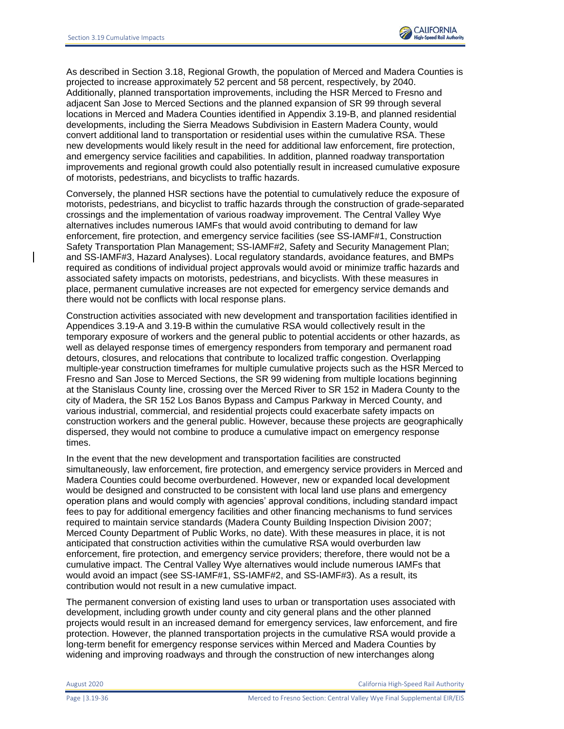As described in Section 3.18, Regional Growth, the population of Merced and Madera Counties is projected to increase approximately 52 percent and 58 percent, respectively, by 2040. Additionally, planned transportation improvements, including the HSR Merced to Fresno and adjacent San Jose to Merced Sections and the planned expansion of SR 99 through several locations in Merced and Madera Counties identified in Appendix 3.19-B, and planned residential developments, including the Sierra Meadows Subdivision in Eastern Madera County, would convert additional land to transportation or residential uses within the cumulative RSA. These new developments would likely result in the need for additional law enforcement, fire protection, and emergency service facilities and capabilities. In addition, planned roadway transportation improvements and regional growth could also potentially result in increased cumulative exposure of motorists, pedestrians, and bicyclists to traffic hazards.

Conversely, the planned HSR sections have the potential to cumulatively reduce the exposure of motorists, pedestrians, and bicyclist to traffic hazards through the construction of grade-separated crossings and the implementation of various roadway improvement. The Central Valley Wye alternatives includes numerous IAMFs that would avoid contributing to demand for law enforcement, fire protection, and emergency service facilities (see SS-IAMF#1, Construction Safety Transportation Plan Management; SS-IAMF#2, Safety and Security Management Plan; and SS-IAMF#3, Hazard Analyses). Local regulatory standards, avoidance features, and BMPs required as conditions of individual project approvals would avoid or minimize traffic hazards and associated safety impacts on motorists, pedestrians, and bicyclists. With these measures in place, permanent cumulative increases are not expected for emergency service demands and there would not be conflicts with local response plans.

Construction activities associated with new development and transportation facilities identified in Appendices 3.19-A and 3.19-B within the cumulative RSA would collectively result in the temporary exposure of workers and the general public to potential accidents or other hazards, as well as delayed response times of emergency responders from temporary and permanent road detours, closures, and relocations that contribute to localized traffic congestion. Overlapping multiple-year construction timeframes for multiple cumulative projects such as the HSR Merced to Fresno and San Jose to Merced Sections, the SR 99 widening from multiple locations beginning at the Stanislaus County line, crossing over the Merced River to SR 152 in Madera County to the city of Madera, the SR 152 Los Banos Bypass and Campus Parkway in Merced County, and various industrial, commercial, and residential projects could exacerbate safety impacts on construction workers and the general public. However, because these projects are geographically dispersed, they would not combine to produce a cumulative impact on emergency response times.

In the event that the new development and transportation facilities are constructed simultaneously, law enforcement, fire protection, and emergency service providers in Merced and Madera Counties could become overburdened. However, new or expanded local development would be designed and constructed to be consistent with local land use plans and emergency operation plans and would comply with agencies' approval conditions, including standard impact fees to pay for additional emergency facilities and other financing mechanisms to fund services required to maintain service standards (Madera County Building Inspection Division 2007; Merced County Department of Public Works, no date). With these measures in place, it is not anticipated that construction activities within the cumulative RSA would overburden law enforcement, fire protection, and emergency service providers; therefore, there would not be a cumulative impact. The Central Valley Wye alternatives would include numerous IAMFs that would avoid an impact (see SS-IAMF#1, SS-IAMF#2, and SS-IAMF#3). As a result, its contribution would not result in a new cumulative impact.

The permanent conversion of existing land uses to urban or transportation uses associated with development, including growth under county and city general plans and the other planned projects would result in an increased demand for emergency services, law enforcement, and fire protection. However, the planned transportation projects in the cumulative RSA would provide a long-term benefit for emergency response services within Merced and Madera Counties by widening and improving roadways and through the construction of new interchanges along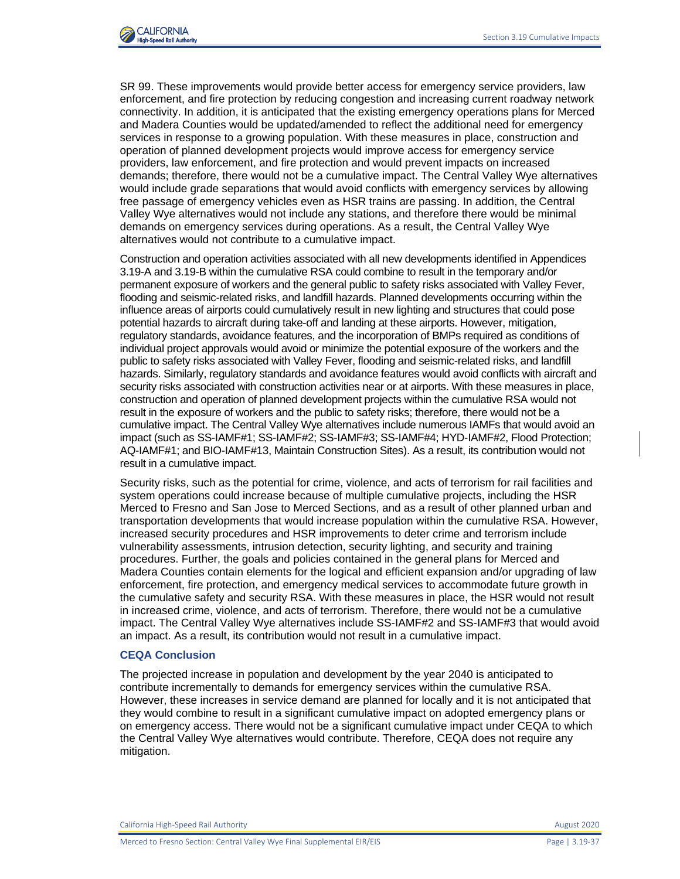SR 99. These improvements would provide better access for emergency service providers, law enforcement, and fire protection by reducing congestion and increasing current roadway network connectivity. In addition, it is anticipated that the existing emergency operations plans for Merced and Madera Counties would be updated/amended to reflect the additional need for emergency services in response to a growing population. With these measures in place, construction and operation of planned development projects would improve access for emergency service providers, law enforcement, and fire protection and would prevent impacts on increased demands; therefore, there would not be a cumulative impact. The Central Valley Wye alternatives would include grade separations that would avoid conflicts with emergency services by allowing free passage of emergency vehicles even as HSR trains are passing. In addition, the Central Valley Wye alternatives would not include any stations, and therefore there would be minimal demands on emergency services during operations. As a result, the Central Valley Wye alternatives would not contribute to a cumulative impact.

Construction and operation activities associated with all new developments identified in Appendices 3.19-A and 3.19-B within the cumulative RSA could combine to result in the temporary and/or permanent exposure of workers and the general public to safety risks associated with Valley Fever, flooding and seismic-related risks, and landfill hazards. Planned developments occurring within the influence areas of airports could cumulatively result in new lighting and structures that could pose potential hazards to aircraft during take-off and landing at these airports. However, mitigation, regulatory standards, avoidance features, and the incorporation of BMPs required as conditions of individual project approvals would avoid or minimize the potential exposure of the workers and the public to safety risks associated with Valley Fever, flooding and seismic-related risks, and landfill hazards. Similarly, regulatory standards and avoidance features would avoid conflicts with aircraft and security risks associated with construction activities near or at airports. With these measures in place, construction and operation of planned development projects within the cumulative RSA would not result in the exposure of workers and the public to safety risks; therefore, there would not be a cumulative impact. The Central Valley Wye alternatives include numerous IAMFs that would avoid an impact (such as SS-IAMF#1; SS-IAMF#2; SS-IAMF#3; SS-IAMF#4; HYD-IAMF#2, Flood Protection; AQ-IAMF#1; and BIO-IAMF#13, Maintain Construction Sites). As a result, its contribution would not result in a cumulative impact.

Security risks, such as the potential for crime, violence, and acts of terrorism for rail facilities and system operations could increase because of multiple cumulative projects, including the HSR Merced to Fresno and San Jose to Merced Sections, and as a result of other planned urban and transportation developments that would increase population within the cumulative RSA. However, increased security procedures and HSR improvements to deter crime and terrorism include vulnerability assessments, intrusion detection, security lighting, and security and training procedures. Further, the goals and policies contained in the general plans for Merced and Madera Counties contain elements for the logical and efficient expansion and/or upgrading of law enforcement, fire protection, and emergency medical services to accommodate future growth in the cumulative safety and security RSA. With these measures in place, the HSR would not result in increased crime, violence, and acts of terrorism. Therefore, there would not be a cumulative impact. The Central Valley Wye alternatives include SS-IAMF#2 and SS-IAMF#3 that would avoid an impact. As a result, its contribution would not result in a cumulative impact.

### CEQA Conclusion

The projected increase in population and development by the year 2040 is anticipated to contribute incrementally to demands for emergency services within the cumulative RSA. However, these increases in service demand are planned for locally and it is not anticipated that they would combine to result in a significant cumulative impact on adopted emergency plans or on emergency access. There would not be a significant cumulative impact under CEQA to which the Central Valley Wye alternatives would contribute. Therefore, CEQA does not require any mitigation.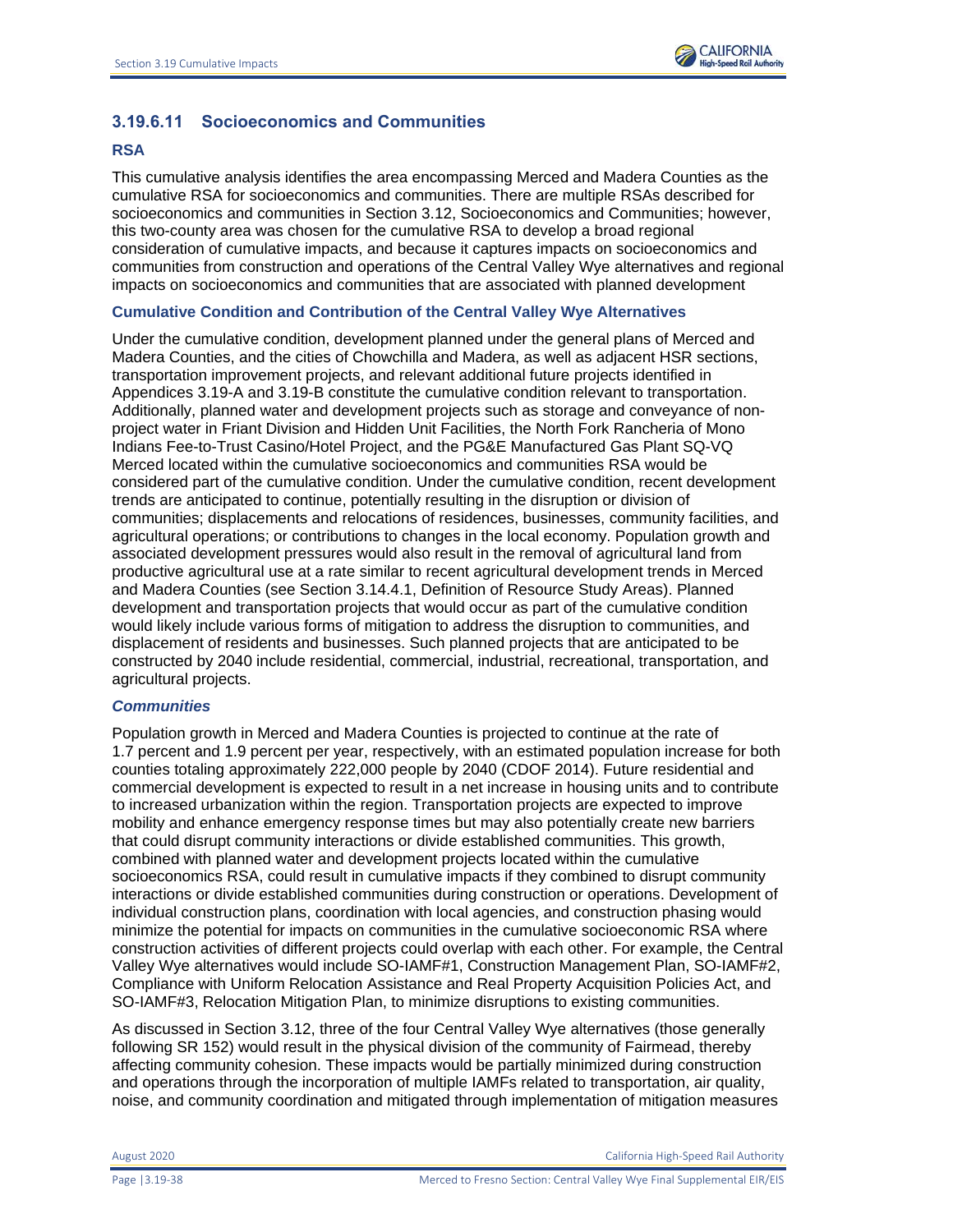### 3.19.6.11 Socioeconomics and Communities

#### RSA

This cumulative analysis identifies the area encompassing Merced and Madera Counties as the cumulative RSA for socioeconomics and communities. There are multiple RSAs described for socioeconomics and communities in Section 3.12, Socioeconomics and Communities; however, this two-county area was chosen for the cumulative RSA to develop a broad regional consideration of cumulative impacts, and because it captures impacts on socioeconomics and communities from construction and operations of the Central Valley Wye alternatives and regional impacts on socioeconomics and communities that are associated with planned development

#### Cumulative Condition and Contribution of the Central Valley Wye Alternatives

Under the cumulative condition, development planned under the general plans of Merced and Madera Counties, and the cities of Chowchilla and Madera, as well as adjacent HSR sections, transportation improvement projects, and relevant additional future projects identified in Appendices 3.19-A and 3.19-B constitute the cumulative condition relevant to transportation. Additionally, planned water and development projects such as storage and conveyance of non-project water in Friant Division and Hidden Unit Facilities, the North Fork Rancheria of Mono Indians Fee-to-Trust Casino/Hotel Project, and the PG&E Manufactured Gas Plant SQ-VQ Merced located within the cumulative socioeconomics and communities RSA would be considered part of the cumulative condition. Under the cumulative condition, recent development trends are anticipated to continue, potentially resulting in the disruption or division of communities; displacements and relocations of residences, businesses, community facilities, and agricultural operations; or contributions to changes in the local economy. Population growth and associated development pressures would also result in the removal of agricultural land from productive agricultural use at a rate similar to recent agricultural development trends in Merced and Madera Counties (see Section 3.14.4.1, Definition of Resource Study Areas). Planned development and transportation projects that would occur as part of the cumulative condition would likely include various forms of mitigation to address the disruption to communities, and displacement of residents and businesses. Such planned projects that are anticipated to be constructed by 2040 include residential, commercial, industrial, recreational, transportation, and agricultural projects.

#### *Communities*

Population growth in Merced and Madera Counties is projected to continue at the rate of 1.7 percent and 1.9 percent per year, respectively, with an estimated population increase for both counties totaling approximately 222,000 people by 2040 (CDOF 2014). Future residential and commercial development is expected to result in a net increase in housing units and to contribute to increased urbanization within the region. Transportation projects are expected to improve mobility and enhance emergency response times but may also potentially create new barriers that could disrupt community interactions or divide established communities. This growth, combined with planned water and development projects located within the cumulative socioeconomics RSA, could result in cumulative impacts if they combined to disrupt community interactions or divide established communities during construction or operations. Development of individual construction plans, coordination with local agencies, and construction phasing would minimize the potential for impacts on communities in the cumulative socioeconomic RSA where construction activities of different projects could overlap with each other. For example, the Central Valley Wye alternatives would include SO-IAMF#1, Construction Management Plan, SO-IAMF#2, Compliance with Uniform Relocation Assistance and Real Property Acquisition Policies Act, and SO-IAMF#3, Relocation Mitigation Plan, to minimize disruptions to existing communities.

As discussed in Section 3.12, three of the four Central Valley Wye alternatives (those generally following SR 152) would result in the physical division of the community of Fairmead, thereby affecting community cohesion. These impacts would be partially minimized during construction and operations through the incorporation of multiple IAMFs related to transportation, air quality, noise, and community coordination and mitigated through implementation of mitigation measures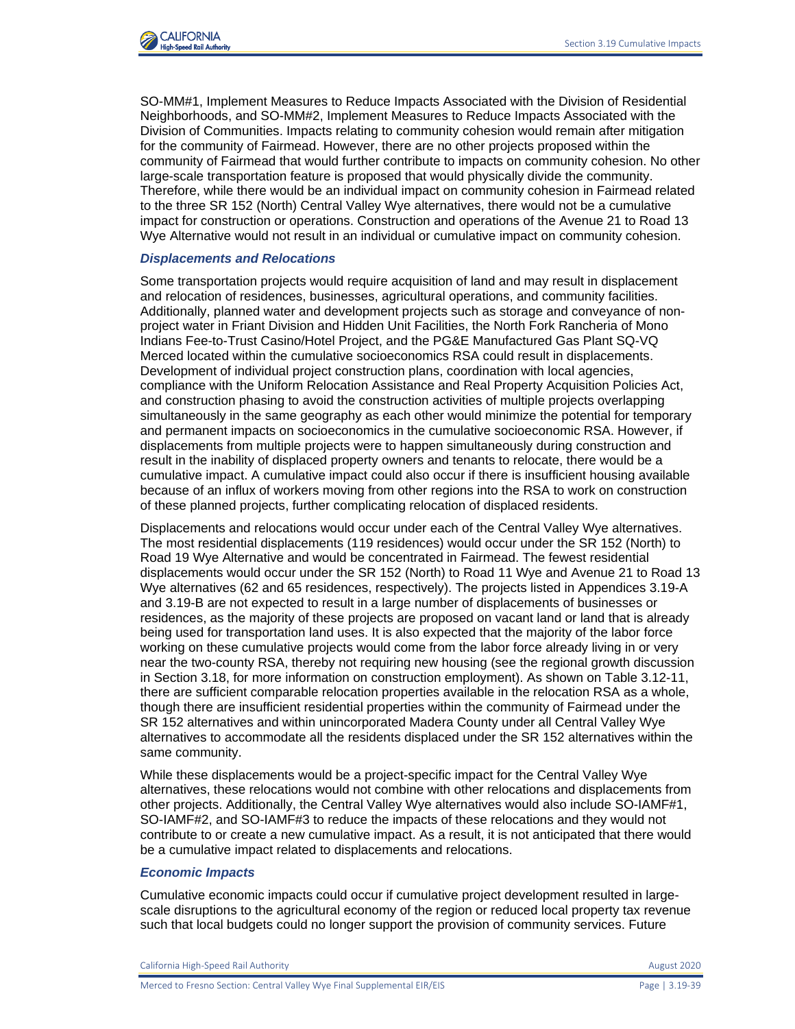SO-MM#1, Implement Measures to Reduce Impacts Associated with the Division of Residential Neighborhoods, and SO-MM#2, Implement Measures to Reduce Impacts Associated with the Division of Communities. Impacts relating to community cohesion would remain after mitigation for the community of Fairmead. However, there are no other projects proposed within the community of Fairmead that would further contribute to impacts on community cohesion. No other large-scale transportation feature is proposed that would physically divide the community. Therefore, while there would be an individual impact on community cohesion in Fairmead related to the three SR 152 (North) Central Valley Wye alternatives, there would not be a cumulative impact for construction or operations. Construction and operations of the Avenue 21 to Road 13 Wye Alternative would not result in an individual or cumulative impact on community cohesion.

#### ***Displacements and Relocations***

Some transportation projects would require acquisition of land and may result in displacement and relocation of residences, businesses, agricultural operations, and community facilities. Additionally, planned water and development projects such as storage and conveyance of non-project water in Friant Division and Hidden Unit Facilities, the North Fork Rancheria of Mono Indians Fee-to-Trust Casino/Hotel Project, and the PG&E Manufactured Gas Plant SQ-VQ Merced located within the cumulative socioeconomics RSA could result in displacements. Development of individual project construction plans, coordination with local agencies, compliance with the Uniform Relocation Assistance and Real Property Acquisition Policies Act, and construction phasing to avoid the construction activities of multiple projects overlapping simultaneously in the same geography as each other would minimize the potential for temporary and permanent impacts on socioeconomics in the cumulative socioeconomic RSA. However, if displacements from multiple projects were to happen simultaneously during construction and result in the inability of displaced property owners and tenants to relocate, there would be a cumulative impact. A cumulative impact could also occur if there is insufficient housing available because of an influx of workers moving from other regions into the RSA to work on construction of these planned projects, further complicating relocation of displaced residents.

Displacements and relocations would occur under each of the Central Valley Wye alternatives. The most residential displacements (119 residences) would occur under the SR 152 (North) to Road 19 Wye Alternative and would be concentrated in Fairmead. The fewest residential displacements would occur under the SR 152 (North) to Road 11 Wye and Avenue 21 to Road 13 Wye alternatives (62 and 65 residences, respectively). The projects listed in Appendices 3.19-A and 3.19-B are not expected to result in a large number of displacements of businesses or residences, as the majority of these projects are proposed on vacant land or land that is already being used for transportation land uses. It is also expected that the majority of the labor force working on these cumulative projects would come from the labor force already living in or very near the two-county RSA, thereby not requiring new housing (see the regional growth discussion in Section 3.18, for more information on construction employment). As shown on Table 3.12-11, there are sufficient comparable relocation properties available in the relocation RSA as a whole, though there are insufficient residential properties within the community of Fairmead under the SR 152 alternatives and within unincorporated Madera County under all Central Valley Wye alternatives to accommodate all the residents displaced under the SR 152 alternatives within the same community.

While these displacements would be a project-specific impact for the Central Valley Wye alternatives, these relocations would not combine with other relocations and displacements from other projects. Additionally, the Central Valley Wye alternatives would also include SO-IAMF#1, SO-IAMF#2, and SO-IAMF#3 to reduce the impacts of these relocations and they would not contribute to or create a new cumulative impact. As a result, it is not anticipated that there would be a cumulative impact related to displacements and relocations.

#### ***Economic Impacts***

Cumulative economic impacts could occur if cumulative project development resulted in large-scale disruptions to the agricultural economy of the region or reduced local property tax revenue such that local budgets could no longer support the provision of community services. Future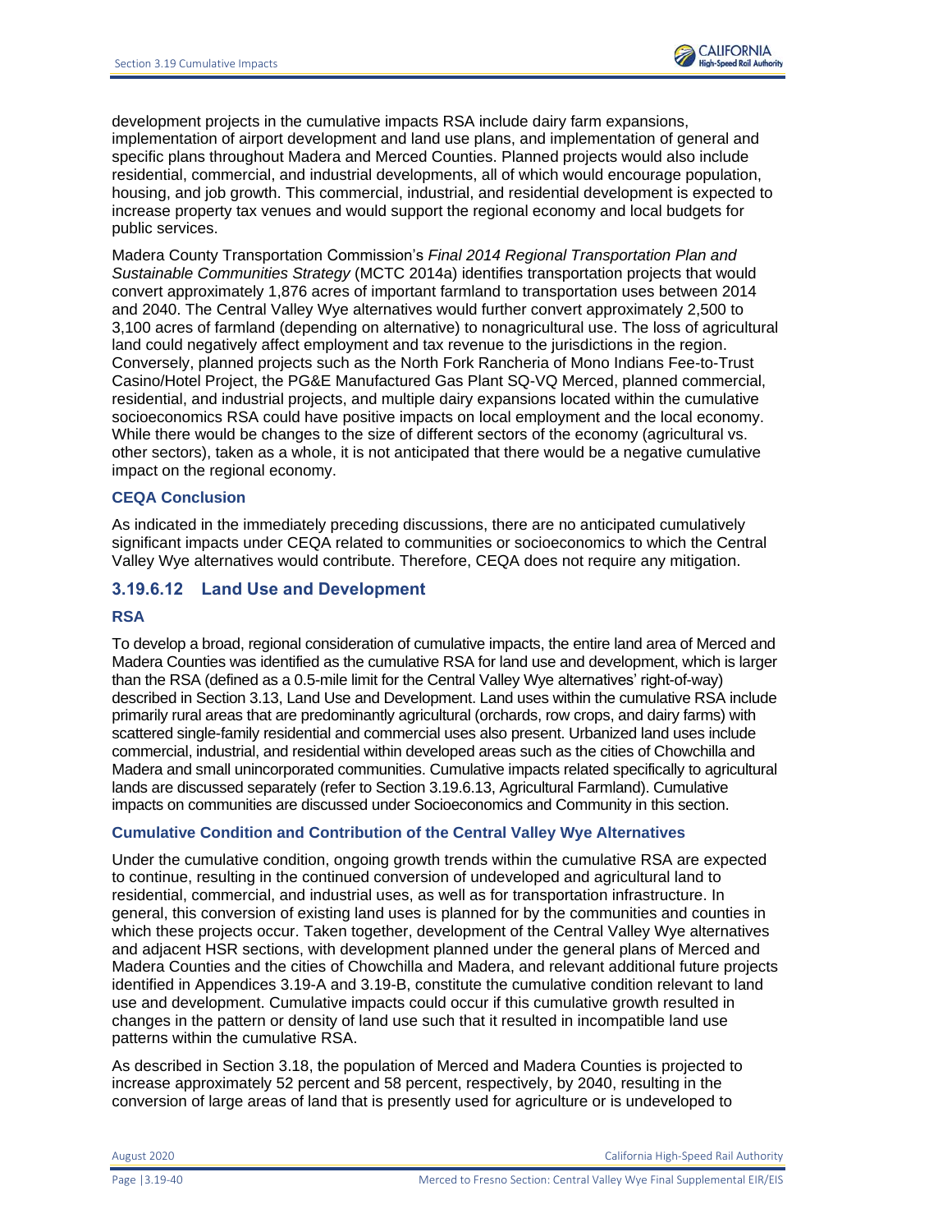development projects in the cumulative impacts RSA include dairy farm expansions, implementation of airport development and land use plans, and implementation of general and specific plans throughout Madera and Merced Counties. Planned projects would also include residential, commercial, and industrial developments, all of which would encourage population, housing, and job growth. This commercial, industrial, and residential development is expected to increase property tax venues and would support the regional economy and local budgets for public services.

Madera County Transportation Commission's *Final 2014 Regional Transportation Plan and Sustainable Communities Strategy* (MCTC 2014a) identifies transportation projects that would convert approximately 1,876 acres of important farmland to transportation uses between 2014 and 2040. The Central Valley Wye alternatives would further convert approximately 2,500 to 3,100 acres of farmland (depending on alternative) to nonagricultural use. The loss of agricultural land could negatively affect employment and tax revenue to the jurisdictions in the region. Conversely, planned projects such as the North Fork Rancheria of Mono Indians Fee-to-Trust Casino/Hotel Project, the PG&E Manufactured Gas Plant SQ-VQ Merced, planned commercial, residential, and industrial projects, and multiple dairy expansions located within the cumulative socioeconomics RSA could have positive impacts on local employment and the local economy. While there would be changes to the size of different sectors of the economy (agricultural vs. other sectors), taken as a whole, it is not anticipated that there would be a negative cumulative impact on the regional economy.

#### CEQA Conclusion

As indicated in the immediately preceding discussions, there are no anticipated cumulatively significant impacts under CEQA related to communities or socioeconomics to which the Central Valley Wye alternatives would contribute. Therefore, CEQA does not require any mitigation.

### 3.19.6.12 Land Use and Development

#### RSA

To develop a broad, regional consideration of cumulative impacts, the entire land area of Merced and Madera Counties was identified as the cumulative RSA for land use and development, which is larger than the RSA (defined as a 0.5-mile limit for the Central Valley Wye alternatives' right-of-way) described in Section 3.13, Land Use and Development. Land uses within the cumulative RSA include primarily rural areas that are predominantly agricultural (orchards, row crops, and dairy farms) with scattered single-family residential and commercial uses also present. Urbanized land uses include commercial, industrial, and residential within developed areas such as the cities of Chowchilla and Madera and small unincorporated communities. Cumulative impacts related specifically to agricultural lands are discussed separately (refer to Section 3.19.6.13, Agricultural Farmland). Cumulative impacts on communities are discussed under Socioeconomics and Community in this section.

#### Cumulative Condition and Contribution of the Central Valley Wye Alternatives

Under the cumulative condition, ongoing growth trends within the cumulative RSA are expected to continue, resulting in the continued conversion of undeveloped and agricultural land to residential, commercial, and industrial uses, as well as for transportation infrastructure. In general, this conversion of existing land uses is planned for by the communities and counties in which these projects occur. Taken together, development of the Central Valley Wye alternatives and adjacent HSR sections, with development planned under the general plans of Merced and Madera Counties and the cities of Chowchilla and Madera, and relevant additional future projects identified in Appendices 3.19-A and 3.19-B, constitute the cumulative condition relevant to land use and development. Cumulative impacts could occur if this cumulative growth resulted in changes in the pattern or density of land use such that it resulted in incompatible land use patterns within the cumulative RSA.

As described in Section 3.18, the population of Merced and Madera Counties is projected to increase approximately 52 percent and 58 percent, respectively, by 2040, resulting in the conversion of large areas of land that is presently used for agriculture or is undeveloped to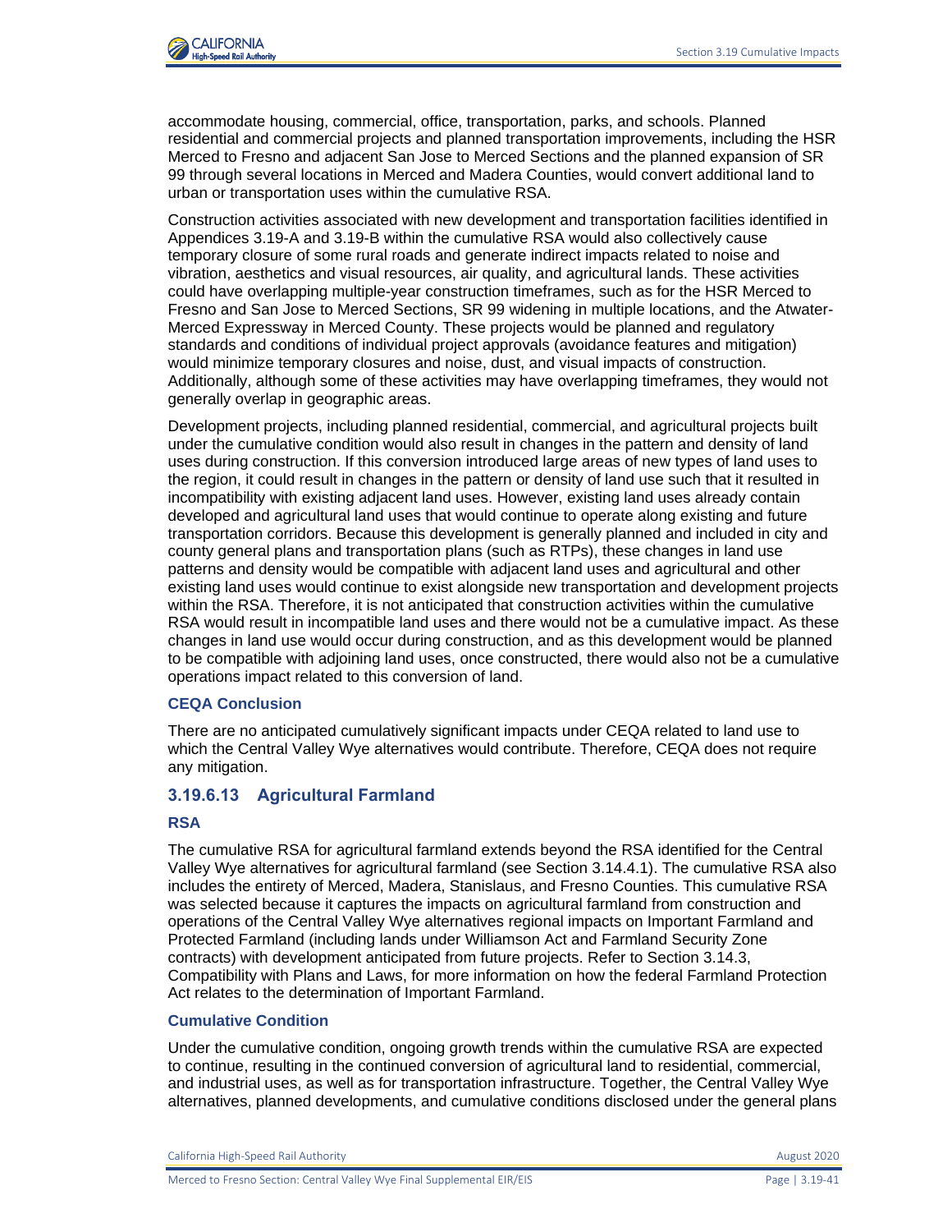accommodate housing, commercial, office, transportation, parks, and schools. Planned residential and commercial projects and planned transportation improvements, including the HSR Merced to Fresno and adjacent San Jose to Merced Sections and the planned expansion of SR 99 through several locations in Merced and Madera Counties, would convert additional land to urban or transportation uses within the cumulative RSA.

Construction activities associated with new development and transportation facilities identified in Appendices 3.19-A and 3.19-B within the cumulative RSA would also collectively cause temporary closure of some rural roads and generate indirect impacts related to noise and vibration, aesthetics and visual resources, air quality, and agricultural lands. These activities could have overlapping multiple-year construction timeframes, such as for the HSR Merced to Fresno and San Jose to Merced Sections, SR 99 widening in multiple locations, and the Atwater-Merced Expressway in Merced County. These projects would be planned and regulatory standards and conditions of individual project approvals (avoidance features and mitigation) would minimize temporary closures and noise, dust, and visual impacts of construction. Additionally, although some of these activities may have overlapping timeframes, they would not generally overlap in geographic areas.

Development projects, including planned residential, commercial, and agricultural projects built under the cumulative condition would also result in changes in the pattern and density of land uses during construction. If this conversion introduced large areas of new types of land uses to the region, it could result in changes in the pattern or density of land use such that it resulted in incompatibility with existing adjacent land uses. However, existing land uses already contain developed and agricultural land uses that would continue to operate along existing and future transportation corridors. Because this development is generally planned and included in city and county general plans and transportation plans (such as RTPs), these changes in land use patterns and density would be compatible with adjacent land uses and agricultural and other existing land uses would continue to exist alongside new transportation and development projects within the RSA. Therefore, it is not anticipated that construction activities within the cumulative RSA would result in incompatible land uses and there would not be a cumulative impact. As these changes in land use would occur during construction, and as this development would be planned to be compatible with adjoining land uses, once constructed, there would also not be a cumulative operations impact related to this conversion of land.

#### CEQA Conclusion

There are no anticipated cumulatively significant impacts under CEQA related to land use to which the Central Valley Wye alternatives would contribute. Therefore, CEQA does not require any mitigation.

### 3.19.6.13 Agricultural Farmland

#### RSA

The cumulative RSA for agricultural farmland extends beyond the RSA identified for the Central Valley Wye alternatives for agricultural farmland (see Section 3.14.4.1). The cumulative RSA also includes the entirety of Merced, Madera, Stanislaus, and Fresno Counties. This cumulative RSA was selected because it captures the impacts on agricultural farmland from construction and operations of the Central Valley Wye alternatives regional impacts on Important Farmland and Protected Farmland (including lands under Williamson Act and Farmland Security Zone contracts) with development anticipated from future projects. Refer to Section 3.14.3, Compatibility with Plans and Laws, for more information on how the federal Farmland Protection Act relates to the determination of Important Farmland.

#### Cumulative Condition

Under the cumulative condition, ongoing growth trends within the cumulative RSA are expected to continue, resulting in the continued conversion of agricultural land to residential, commercial, and industrial uses, as well as for transportation infrastructure. Together, the Central Valley Wye alternatives, planned developments, and cumulative conditions disclosed under the general plans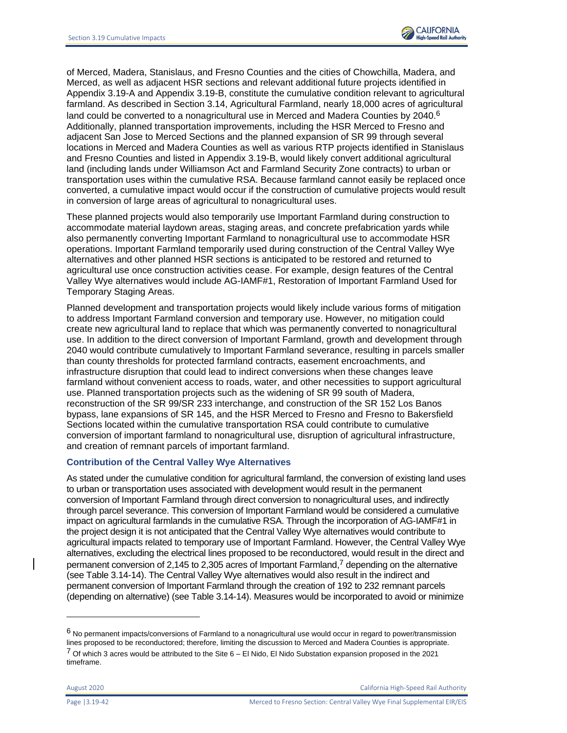of Merced, Madera, Stanislaus, and Fresno Counties and the cities of Chowchilla, Madera, and Merced, as well as adjacent HSR sections and relevant additional future projects identified in Appendix 3.19-A and Appendix 3.19-B, constitute the cumulative condition relevant to agricultural farmland. As described in Section 3.14, Agricultural Farmland, nearly 18,000 acres of agricultural land could be converted to a nonagricultural use in Merced and Madera Counties by 2040.[6] Additionally, planned transportation improvements, including the HSR Merced to Fresno and adjacent San Jose to Merced Sections and the planned expansion of SR 99 through several locations in Merced and Madera Counties as well as various RTP projects identified in Stanislaus and Fresno Counties and listed in Appendix 3.19-B, would likely convert additional agricultural land (including lands under Williamson Act and Farmland Security Zone contracts) to urban or transportation uses within the cumulative RSA. Because farmland cannot easily be replaced once converted, a cumulative impact would occur if the construction of cumulative projects would result in conversion of large areas of agricultural to nonagricultural uses.

These planned projects would also temporarily use Important Farmland during construction to accommodate material laydown areas, staging areas, and concrete prefabrication yards while also permanently converting Important Farmland to nonagricultural use to accommodate HSR operations. Important Farmland temporarily used during construction of the Central Valley Wye alternatives and other planned HSR sections is anticipated to be restored and returned to agricultural use once construction activities cease. For example, design features of the Central Valley Wye alternatives would include AG-IAMF#1, Restoration of Important Farmland Used for Temporary Staging Areas.

Planned development and transportation projects would likely include various forms of mitigation to address Important Farmland conversion and temporary use. However, no mitigation could create new agricultural land to replace that which was permanently converted to nonagricultural use. In addition to the direct conversion of Important Farmland, growth and development through 2040 would contribute cumulatively to Important Farmland severance, resulting in parcels smaller than county thresholds for protected farmland contracts, easement encroachments, and infrastructure disruption that could lead to indirect conversions when these changes leave farmland without convenient access to roads, water, and other necessities to support agricultural use. Planned transportation projects such as the widening of SR 99 south of Madera, reconstruction of the SR 99/SR 233 interchange, and construction of the SR 152 Los Banos bypass, lane expansions of SR 145, and the HSR Merced to Fresno and Fresno to Bakersfield Sections located within the cumulative transportation RSA could contribute to cumulative conversion of important farmland to nonagricultural use, disruption of agricultural infrastructure, and creation of remnant parcels of important farmland.

### Contribution of the Central Valley Wye Alternatives

As stated under the cumulative condition for agricultural farmland, the conversion of existing land uses to urban or transportation uses associated with development would result in the permanent conversion of Important Farmland through direct conversion to nonagricultural uses, and indirectly through parcel severance. This conversion of Important Farmland would be considered a cumulative impact on agricultural farmlands in the cumulative RSA. Through the incorporation of AG-IAMF#1 in the project design it is not anticipated that the Central Valley Wye alternatives would contribute to agricultural impacts related to temporary use of Important Farmland. However, the Central Valley Wye alternatives, excluding the electrical lines proposed to be reconductored, would result in the direct and permanent conversion of 2,145 to 2,305 acres of Important Farmland,[7] depending on the alternative (see Table 3.14-14). The Central Valley Wye alternatives would also result in the indirect and permanent conversion of Important Farmland through the creation of 192 to 232 remnant parcels (depending on alternative) (see Table 3.14-14). Measures would be incorporated to avoid or minimize

---

[6] No permanent impacts/conversions of Farmland to a nonagricultural use would occur in regard to power/transmission lines proposed to be reconductored; therefore, limiting the discussion to Merced and Madera Counties is appropriate.

[7] Of which 3 acres would be attributed to the Site 6 – El Nido, El Nido Substation expansion proposed in the 2021 timeframe.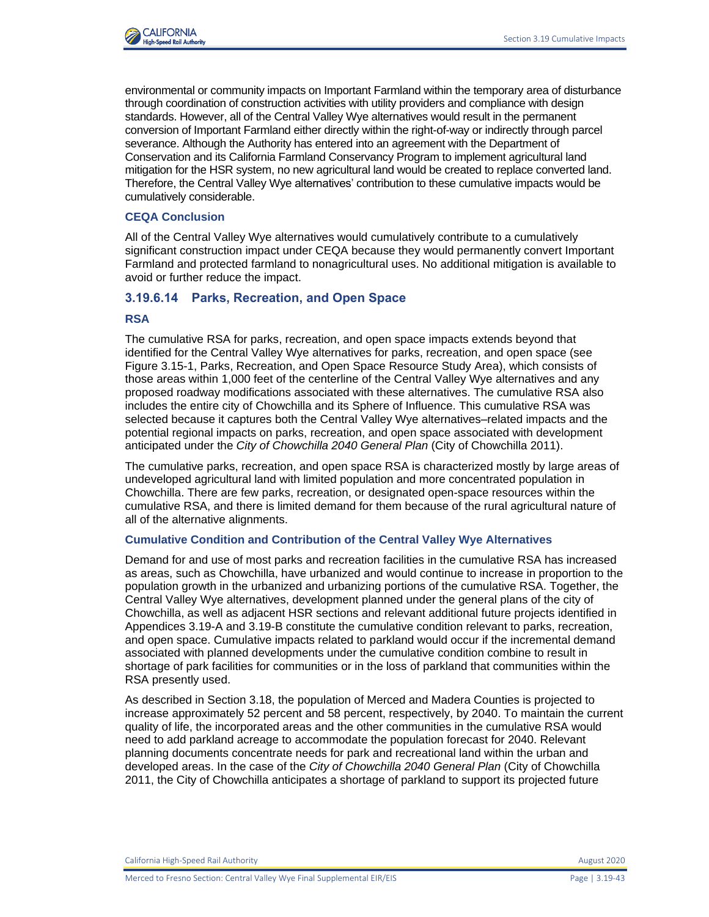environmental or community impacts on Important Farmland within the temporary area of disturbance through coordination of construction activities with utility providers and compliance with design standards. However, all of the Central Valley Wye alternatives would result in the permanent conversion of Important Farmland either directly within the right-of-way or indirectly through parcel severance. Although the Authority has entered into an agreement with the Department of Conservation and its California Farmland Conservancy Program to implement agricultural land mitigation for the HSR system, no new agricultural land would be created to replace converted land. Therefore, the Central Valley Wye alternatives' contribution to these cumulative impacts would be cumulatively considerable.

#### CEQA Conclusion

All of the Central Valley Wye alternatives would cumulatively contribute to a cumulatively significant construction impact under CEQA because they would permanently convert Important Farmland and protected farmland to nonagricultural uses. No additional mitigation is available to avoid or further reduce the impact.

### 3.19.6.14 Parks, Recreation, and Open Space

#### RSA

The cumulative RSA for parks, recreation, and open space impacts extends beyond that identified for the Central Valley Wye alternatives for parks, recreation, and open space (see Figure 3.15-1, Parks, Recreation, and Open Space Resource Study Area), which consists of those areas within 1,000 feet of the centerline of the Central Valley Wye alternatives and any proposed roadway modifications associated with these alternatives. The cumulative RSA also includes the entire city of Chowchilla and its Sphere of Influence. This cumulative RSA was selected because it captures both the Central Valley Wye alternatives–related impacts and the potential regional impacts on parks, recreation, and open space associated with development anticipated under the *City of Chowchilla 2040 General Plan* (City of Chowchilla 2011).

The cumulative parks, recreation, and open space RSA is characterized mostly by large areas of undeveloped agricultural land with limited population and more concentrated population in Chowchilla. There are few parks, recreation, or designated open-space resources within the cumulative RSA, and there is limited demand for them because of the rural agricultural nature of all of the alternative alignments.

#### Cumulative Condition and Contribution of the Central Valley Wye Alternatives

Demand for and use of most parks and recreation facilities in the cumulative RSA has increased as areas, such as Chowchilla, have urbanized and would continue to increase in proportion to the population growth in the urbanized and urbanizing portions of the cumulative RSA. Together, the Central Valley Wye alternatives, development planned under the general plans of the city of Chowchilla, as well as adjacent HSR sections and relevant additional future projects identified in Appendices 3.19-A and 3.19-B constitute the cumulative condition relevant to parks, recreation, and open space. Cumulative impacts related to parkland would occur if the incremental demand associated with planned developments under the cumulative condition combine to result in shortage of park facilities for communities or in the loss of parkland that communities within the RSA presently used.

As described in Section 3.18, the population of Merced and Madera Counties is projected to increase approximately 52 percent and 58 percent, respectively, by 2040. To maintain the current quality of life, the incorporated areas and the other communities in the cumulative RSA would need to add parkland acreage to accommodate the population forecast for 2040. Relevant planning documents concentrate needs for park and recreational land within the urban and developed areas. In the case of the *City of Chowchilla 2040 General Plan* (City of Chowchilla 2011, the City of Chowchilla anticipates a shortage of parkland to support its projected future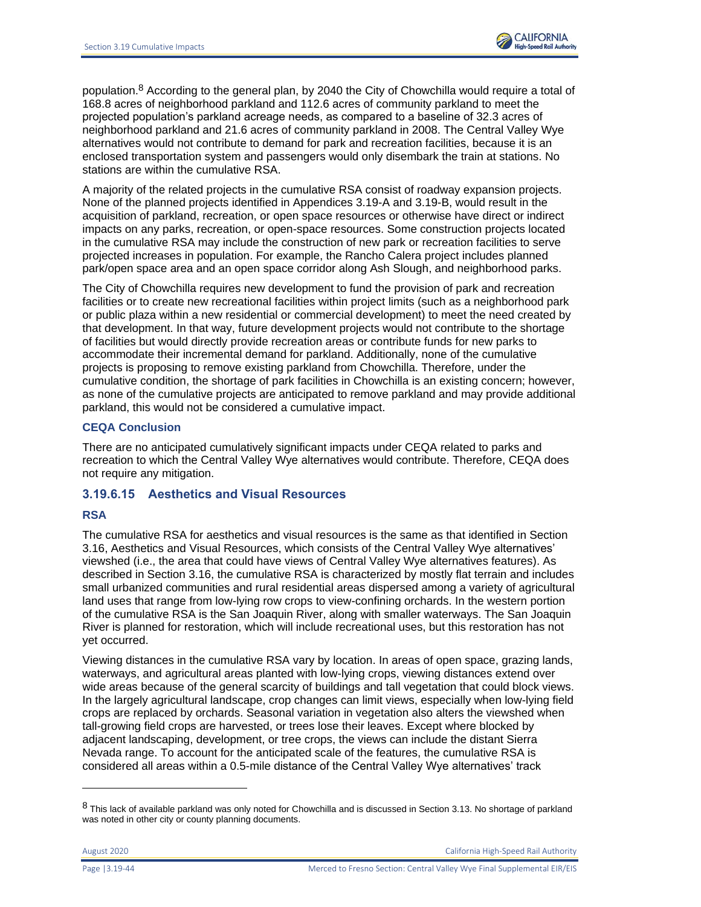population.[8] According to the general plan, by 2040 the City of Chowchilla would require a total of 168.8 acres of neighborhood parkland and 112.6 acres of community parkland to meet the projected population's parkland acreage needs, as compared to a baseline of 32.3 acres of neighborhood parkland and 21.6 acres of community parkland in 2008. The Central Valley Wye alternatives would not contribute to demand for park and recreation facilities, because it is an enclosed transportation system and passengers would only disembark the train at stations. No stations are within the cumulative RSA.

A majority of the related projects in the cumulative RSA consist of roadway expansion projects. None of the planned projects identified in Appendices 3.19-A and 3.19-B, would result in the acquisition of parkland, recreation, or open space resources or otherwise have direct or indirect impacts on any parks, recreation, or open-space resources. Some construction projects located in the cumulative RSA may include the construction of new park or recreation facilities to serve projected increases in population. For example, the Rancho Calera project includes planned park/open space area and an open space corridor along Ash Slough, and neighborhood parks.

The City of Chowchilla requires new development to fund the provision of park and recreation facilities or to create new recreational facilities within project limits (such as a neighborhood park or public plaza within a new residential or commercial development) to meet the need created by that development. In that way, future development projects would not contribute to the shortage of facilities but would directly provide recreation areas or contribute funds for new parks to accommodate their incremental demand for parkland. Additionally, none of the cumulative projects is proposing to remove existing parkland from Chowchilla. Therefore, under the cumulative condition, the shortage of park facilities in Chowchilla is an existing concern; however, as none of the cumulative projects are anticipated to remove parkland and may provide additional parkland, this would not be considered a cumulative impact.

#### CEQA Conclusion

There are no anticipated cumulatively significant impacts under CEQA related to parks and recreation to which the Central Valley Wye alternatives would contribute. Therefore, CEQA does not require any mitigation.

### 3.19.6.15 Aesthetics and Visual Resources

#### RSA

The cumulative RSA for aesthetics and visual resources is the same as that identified in Section 3.16, Aesthetics and Visual Resources, which consists of the Central Valley Wye alternatives' viewshed (i.e., the area that could have views of Central Valley Wye alternatives features). As described in Section 3.16, the cumulative RSA is characterized by mostly flat terrain and includes small urbanized communities and rural residential areas dispersed among a variety of agricultural land uses that range from low-lying row crops to view-confining orchards. In the western portion of the cumulative RSA is the San Joaquin River, along with smaller waterways. The San Joaquin River is planned for restoration, which will include recreational uses, but this restoration has not yet occurred.

Viewing distances in the cumulative RSA vary by location. In areas of open space, grazing lands, waterways, and agricultural areas planted with low-lying crops, viewing distances extend over wide areas because of the general scarcity of buildings and tall vegetation that could block views. In the largely agricultural landscape, crop changes can limit views, especially when low-lying field crops are replaced by orchards. Seasonal variation in vegetation also alters the viewshed when tall-growing field crops are harvested, or trees lose their leaves. Except where blocked by adjacent landscaping, development, or tree crops, the views can include the distant Sierra Nevada range. To account for the anticipated scale of the features, the cumulative RSA is considered all areas within a 0.5-mile distance of the Central Valley Wye alternatives' track

---

[8] This lack of available parkland was only noted for Chowchilla and is discussed in Section 3.13. No shortage of parkland was noted in other city or county planning documents.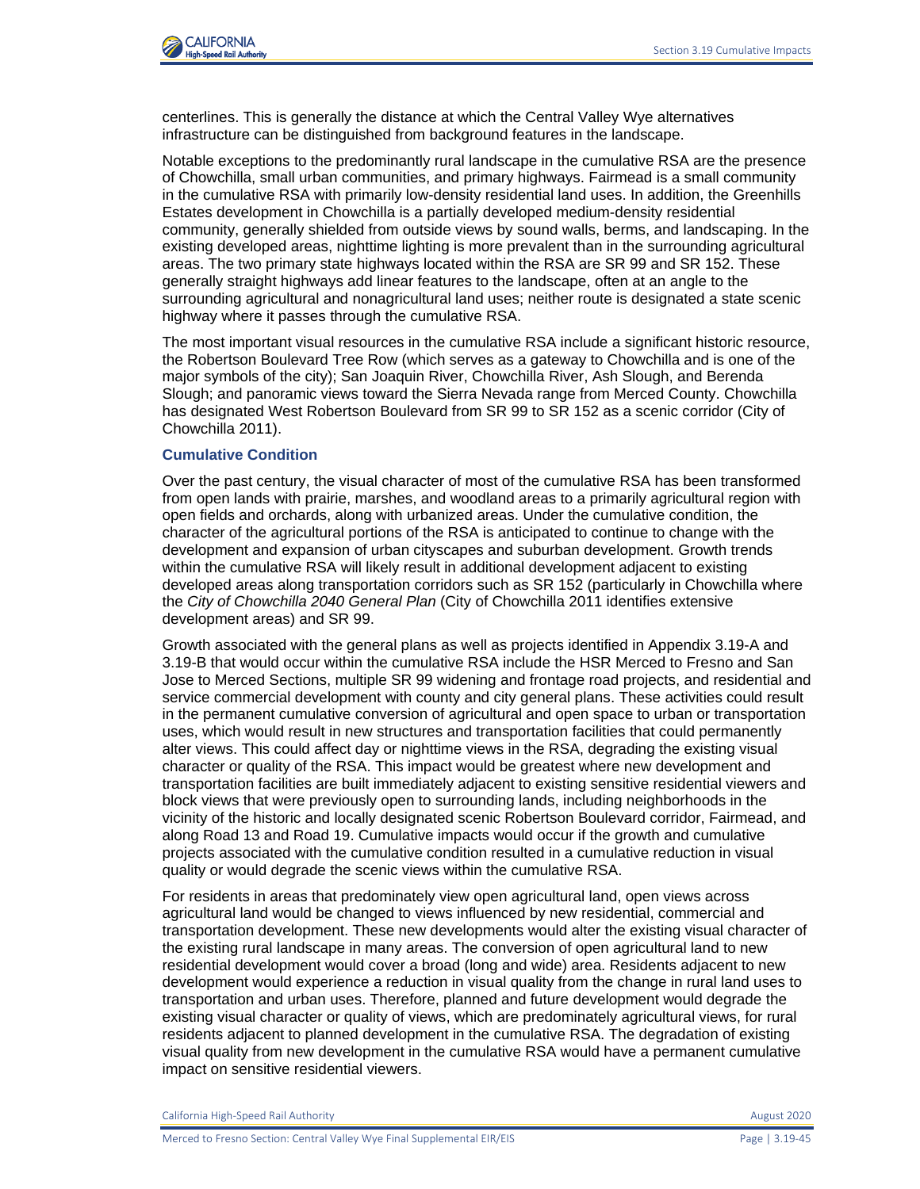centerlines. This is generally the distance at which the Central Valley Wye alternatives infrastructure can be distinguished from background features in the landscape.

Notable exceptions to the predominantly rural landscape in the cumulative RSA are the presence of Chowchilla, small urban communities, and primary highways. Fairmead is a small community in the cumulative RSA with primarily low-density residential land uses. In addition, the Greenhills Estates development in Chowchilla is a partially developed medium-density residential community, generally shielded from outside views by sound walls, berms, and landscaping. In the existing developed areas, nighttime lighting is more prevalent than in the surrounding agricultural areas. The two primary state highways located within the RSA are SR 99 and SR 152. These generally straight highways add linear features to the landscape, often at an angle to the surrounding agricultural and nonagricultural land uses; neither route is designated a state scenic highway where it passes through the cumulative RSA.

The most important visual resources in the cumulative RSA include a significant historic resource, the Robertson Boulevard Tree Row (which serves as a gateway to Chowchilla and is one of the major symbols of the city); San Joaquin River, Chowchilla River, Ash Slough, and Berenda Slough; and panoramic views toward the Sierra Nevada range from Merced County. Chowchilla has designated West Robertson Boulevard from SR 99 to SR 152 as a scenic corridor (City of Chowchilla 2011).

### Cumulative Condition

Over the past century, the visual character of most of the cumulative RSA has been transformed from open lands with prairie, marshes, and woodland areas to a primarily agricultural region with open fields and orchards, along with urbanized areas. Under the cumulative condition, the character of the agricultural portions of the RSA is anticipated to continue to change with the development and expansion of urban cityscapes and suburban development. Growth trends within the cumulative RSA will likely result in additional development adjacent to existing developed areas along transportation corridors such as SR 152 (particularly in Chowchilla where the *City of Chowchilla 2040 General Plan* (City of Chowchilla 2011 identifies extensive development areas) and SR 99.

Growth associated with the general plans as well as projects identified in Appendix 3.19-A and 3.19-B that would occur within the cumulative RSA include the HSR Merced to Fresno and San Jose to Merced Sections, multiple SR 99 widening and frontage road projects, and residential and service commercial development with county and city general plans. These activities could result in the permanent cumulative conversion of agricultural and open space to urban or transportation uses, which would result in new structures and transportation facilities that could permanently alter views. This could affect day or nighttime views in the RSA, degrading the existing visual character or quality of the RSA. This impact would be greatest where new development and transportation facilities are built immediately adjacent to existing sensitive residential viewers and block views that were previously open to surrounding lands, including neighborhoods in the vicinity of the historic and locally designated scenic Robertson Boulevard corridor, Fairmead, and along Road 13 and Road 19. Cumulative impacts would occur if the growth and cumulative projects associated with the cumulative condition resulted in a cumulative reduction in visual quality or would degrade the scenic views within the cumulative RSA.

For residents in areas that predominately view open agricultural land, open views across agricultural land would be changed to views influenced by new residential, commercial and transportation development. These new developments would alter the existing visual character of the existing rural landscape in many areas. The conversion of open agricultural land to new residential development would cover a broad (long and wide) area. Residents adjacent to new development would experience a reduction in visual quality from the change in rural land uses to transportation and urban uses. Therefore, planned and future development would degrade the existing visual character or quality of views, which are predominately agricultural views, for rural residents adjacent to planned development in the cumulative RSA. The degradation of existing visual quality from new development in the cumulative RSA would have a permanent cumulative impact on sensitive residential viewers.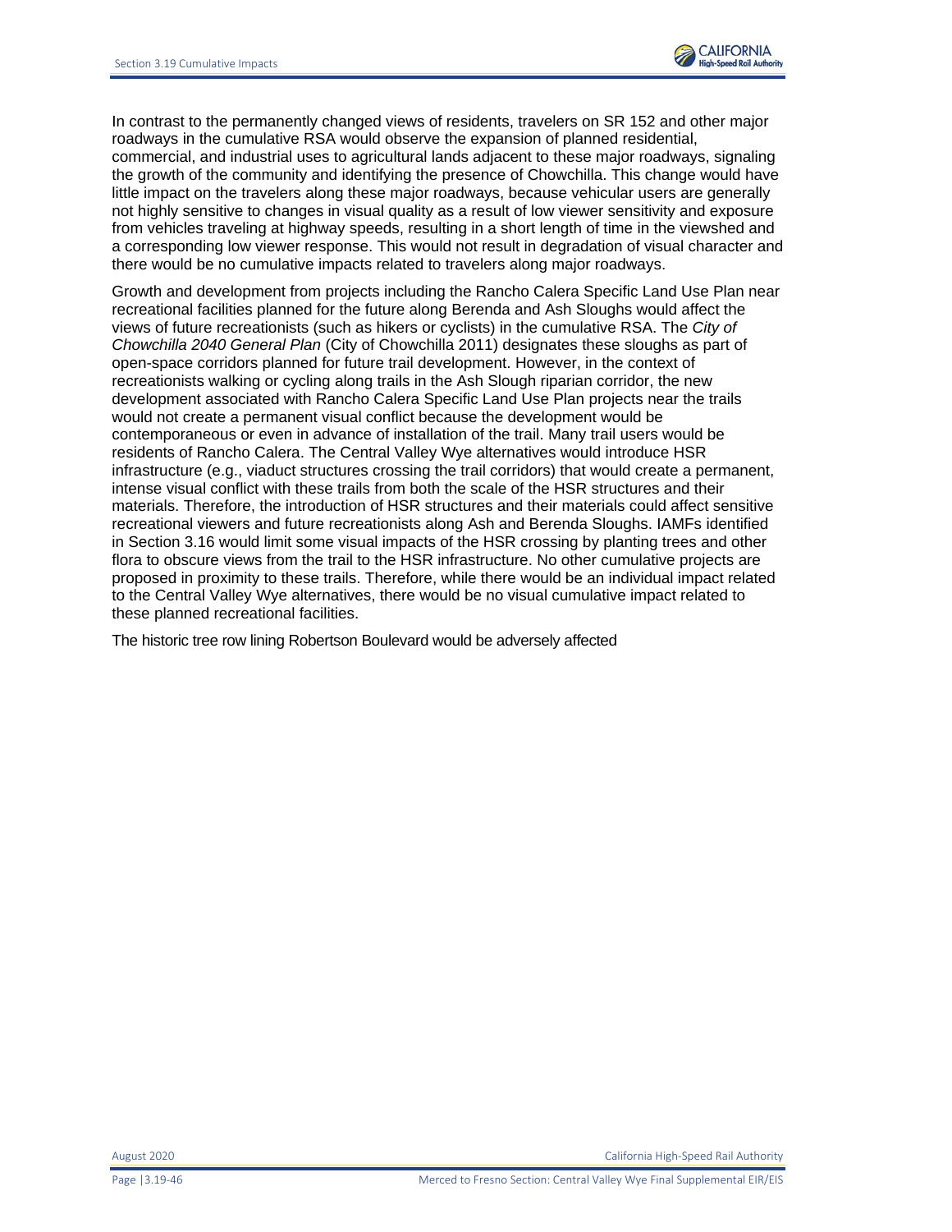In contrast to the permanently changed views of residents, travelers on SR 152 and other major roadways in the cumulative RSA would observe the expansion of planned residential, commercial, and industrial uses to agricultural lands adjacent to these major roadways, signaling the growth of the community and identifying the presence of Chowchilla. This change would have little impact on the travelers along these major roadways, because vehicular users are generally not highly sensitive to changes in visual quality as a result of low viewer sensitivity and exposure from vehicles traveling at highway speeds, resulting in a short length of time in the viewshed and a corresponding low viewer response. This would not result in degradation of visual character and there would be no cumulative impacts related to travelers along major roadways.

Growth and development from projects including the Rancho Calera Specific Land Use Plan near recreational facilities planned for the future along Berenda and Ash Sloughs would affect the views of future recreationists (such as hikers or cyclists) in the cumulative RSA. The *City of Chowchilla 2040 General Plan* (City of Chowchilla 2011) designates these sloughs as part of open-space corridors planned for future trail development. However, in the context of recreationists walking or cycling along trails in the Ash Slough riparian corridor, the new development associated with Rancho Calera Specific Land Use Plan projects near the trails would not create a permanent visual conflict because the development would be contemporaneous or even in advance of installation of the trail. Many trail users would be residents of Rancho Calera. The Central Valley Wye alternatives would introduce HSR infrastructure (e.g., viaduct structures crossing the trail corridors) that would create a permanent, intense visual conflict with these trails from both the scale of the HSR structures and their materials. Therefore, the introduction of HSR structures and their materials could affect sensitive recreational viewers and future recreationists along Ash and Berenda Sloughs. IAMFs identified in Section 3.16 would limit some visual impacts of the HSR crossing by planting trees and other flora to obscure views from the trail to the HSR infrastructure. No other cumulative projects are proposed in proximity to these trails. Therefore, while there would be an individual impact related to the Central Valley Wye alternatives, there would be no visual cumulative impact related to these planned recreational facilities.

The historic tree row lining Robertson Boulevard would be adversely affected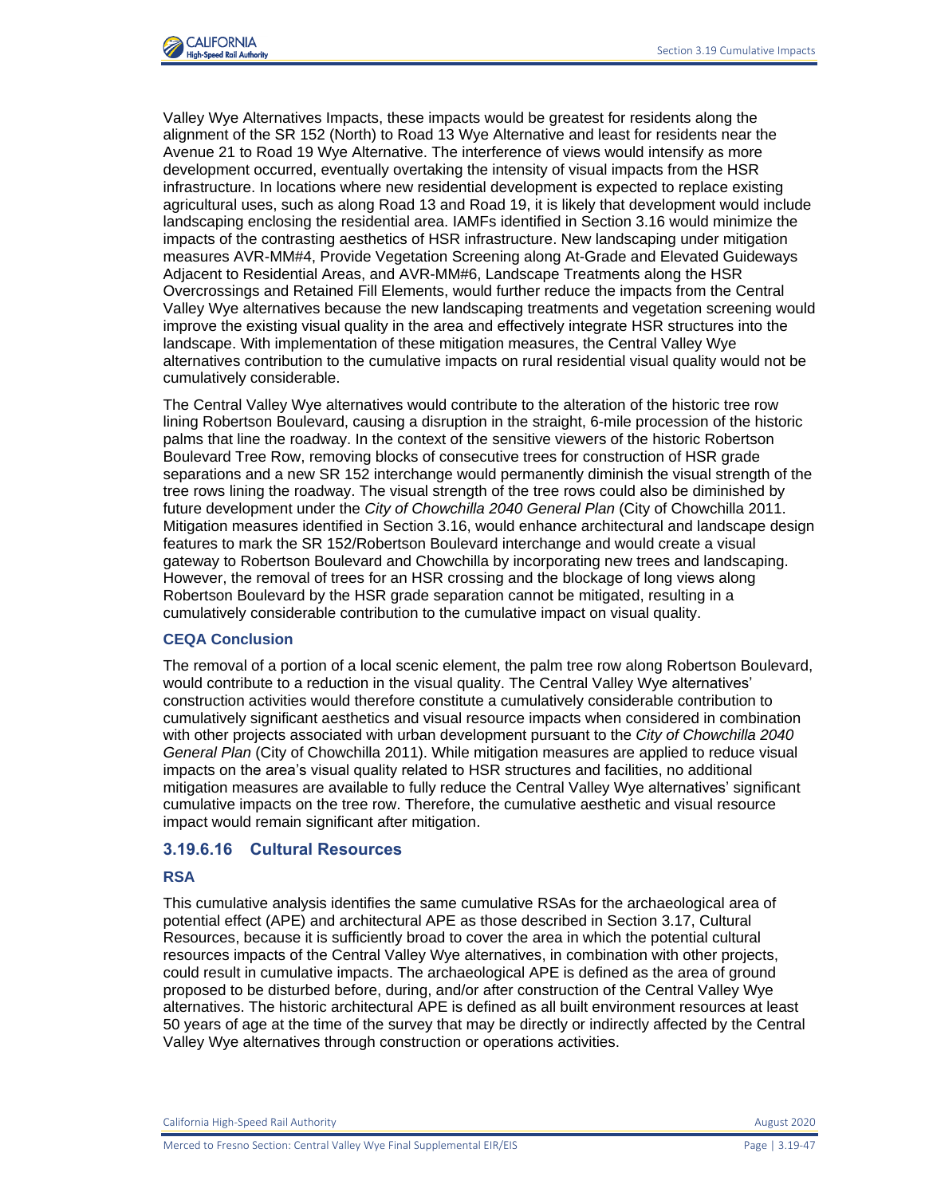Valley Wye Alternatives Impacts, these impacts would be greatest for residents along the alignment of the SR 152 (North) to Road 13 Wye Alternative and least for residents near the Avenue 21 to Road 19 Wye Alternative. The interference of views would intensify as more development occurred, eventually overtaking the intensity of visual impacts from the HSR infrastructure. In locations where new residential development is expected to replace existing agricultural uses, such as along Road 13 and Road 19, it is likely that development would include landscaping enclosing the residential area. IAMFs identified in Section 3.16 would minimize the impacts of the contrasting aesthetics of HSR infrastructure. New landscaping under mitigation measures AVR-MM#4, Provide Vegetation Screening along At-Grade and Elevated Guideways Adjacent to Residential Areas, and AVR-MM#6, Landscape Treatments along the HSR Overcrossings and Retained Fill Elements, would further reduce the impacts from the Central Valley Wye alternatives because the new landscaping treatments and vegetation screening would improve the existing visual quality in the area and effectively integrate HSR structures into the landscape. With implementation of these mitigation measures, the Central Valley Wye alternatives contribution to the cumulative impacts on rural residential visual quality would not be cumulatively considerable.

The Central Valley Wye alternatives would contribute to the alteration of the historic tree row lining Robertson Boulevard, causing a disruption in the straight, 6-mile procession of the historic palms that line the roadway. In the context of the sensitive viewers of the historic Robertson Boulevard Tree Row, removing blocks of consecutive trees for construction of HSR grade separations and a new SR 152 interchange would permanently diminish the visual strength of the tree rows lining the roadway. The visual strength of the tree rows could also be diminished by future development under the *City of Chowchilla 2040 General Plan* (City of Chowchilla 2011. Mitigation measures identified in Section 3.16, would enhance architectural and landscape design features to mark the SR 152/Robertson Boulevard interchange and would create a visual gateway to Robertson Boulevard and Chowchilla by incorporating new trees and landscaping. However, the removal of trees for an HSR crossing and the blockage of long views along Robertson Boulevard by the HSR grade separation cannot be mitigated, resulting in a cumulatively considerable contribution to the cumulative impact on visual quality.

#### CEQA Conclusion

The removal of a portion of a local scenic element, the palm tree row along Robertson Boulevard, would contribute to a reduction in the visual quality. The Central Valley Wye alternatives' construction activities would therefore constitute a cumulatively considerable contribution to cumulatively significant aesthetics and visual resource impacts when considered in combination with other projects associated with urban development pursuant to the *City of Chowchilla 2040 General Plan* (City of Chowchilla 2011). While mitigation measures are applied to reduce visual impacts on the area's visual quality related to HSR structures and facilities, no additional mitigation measures are available to fully reduce the Central Valley Wye alternatives' significant cumulative impacts on the tree row. Therefore, the cumulative aesthetic and visual resource impact would remain significant after mitigation.

### 3.19.6.16 Cultural Resources

#### RSA

This cumulative analysis identifies the same cumulative RSAs for the archaeological area of potential effect (APE) and architectural APE as those described in Section 3.17, Cultural Resources, because it is sufficiently broad to cover the area in which the potential cultural resources impacts of the Central Valley Wye alternatives, in combination with other projects, could result in cumulative impacts. The archaeological APE is defined as the area of ground proposed to be disturbed before, during, and/or after construction of the Central Valley Wye alternatives. The historic architectural APE is defined as all built environment resources at least 50 years of age at the time of the survey that may be directly or indirectly affected by the Central Valley Wye alternatives through construction or operations activities.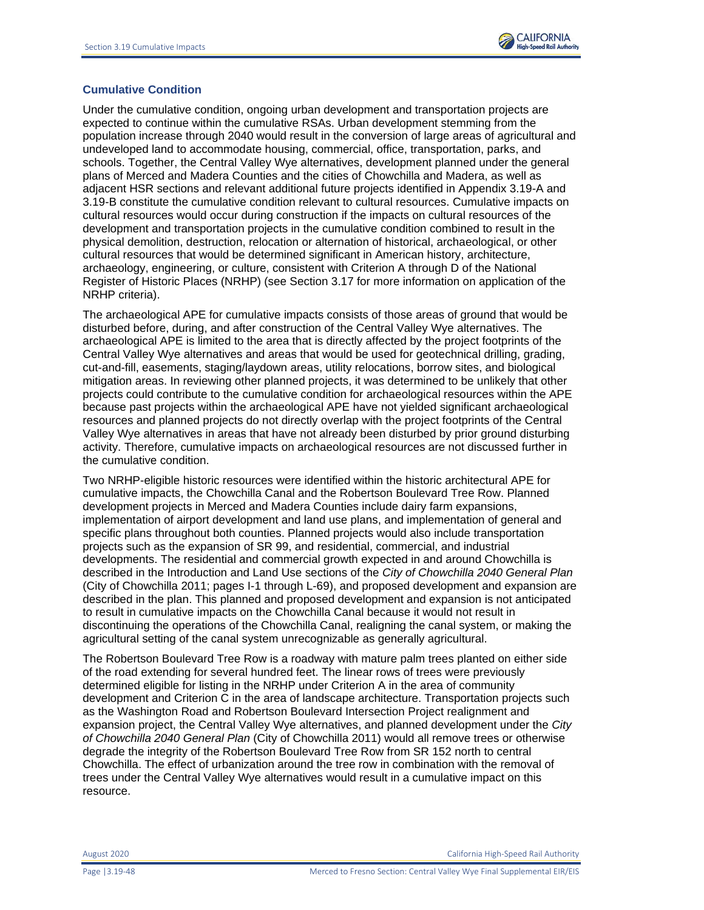### Cumulative Condition

Under the cumulative condition, ongoing urban development and transportation projects are expected to continue within the cumulative RSAs. Urban development stemming from the population increase through 2040 would result in the conversion of large areas of agricultural and undeveloped land to accommodate housing, commercial, office, transportation, parks, and schools. Together, the Central Valley Wye alternatives, development planned under the general plans of Merced and Madera Counties and the cities of Chowchilla and Madera, as well as adjacent HSR sections and relevant additional future projects identified in Appendix 3.19-A and 3.19-B constitute the cumulative condition relevant to cultural resources. Cumulative impacts on cultural resources would occur during construction if the impacts on cultural resources of the development and transportation projects in the cumulative condition combined to result in the physical demolition, destruction, relocation or alternation of historical, archaeological, or other cultural resources that would be determined significant in American history, architecture, archaeology, engineering, or culture, consistent with Criterion A through D of the National Register of Historic Places (NRHP) (see Section 3.17 for more information on application of the NRHP criteria).

The archaeological APE for cumulative impacts consists of those areas of ground that would be disturbed before, during, and after construction of the Central Valley Wye alternatives. The archaeological APE is limited to the area that is directly affected by the project footprints of the Central Valley Wye alternatives and areas that would be used for geotechnical drilling, grading, cut-and-fill, easements, staging/laydown areas, utility relocations, borrow sites, and biological mitigation areas. In reviewing other planned projects, it was determined to be unlikely that other projects could contribute to the cumulative condition for archaeological resources within the APE because past projects within the archaeological APE have not yielded significant archaeological resources and planned projects do not directly overlap with the project footprints of the Central Valley Wye alternatives in areas that have not already been disturbed by prior ground disturbing activity. Therefore, cumulative impacts on archaeological resources are not discussed further in the cumulative condition.

Two NRHP-eligible historic resources were identified within the historic architectural APE for cumulative impacts, the Chowchilla Canal and the Robertson Boulevard Tree Row. Planned development projects in Merced and Madera Counties include dairy farm expansions, implementation of airport development and land use plans, and implementation of general and specific plans throughout both counties. Planned projects would also include transportation projects such as the expansion of SR 99, and residential, commercial, and industrial developments. The residential and commercial growth expected in and around Chowchilla is described in the Introduction and Land Use sections of the *City of Chowchilla 2040 General Plan* (City of Chowchilla 2011; pages I-1 through L-69), and proposed development and expansion are described in the plan. This planned and proposed development and expansion is not anticipated to result in cumulative impacts on the Chowchilla Canal because it would not result in discontinuing the operations of the Chowchilla Canal, realigning the canal system, or making the agricultural setting of the canal system unrecognizable as generally agricultural.

The Robertson Boulevard Tree Row is a roadway with mature palm trees planted on either side of the road extending for several hundred feet. The linear rows of trees were previously determined eligible for listing in the NRHP under Criterion A in the area of community development and Criterion C in the area of landscape architecture. Transportation projects such as the Washington Road and Robertson Boulevard Intersection Project realignment and expansion project, the Central Valley Wye alternatives, and planned development under the *City of Chowchilla 2040 General Plan* (City of Chowchilla 2011) would all remove trees or otherwise degrade the integrity of the Robertson Boulevard Tree Row from SR 152 north to central Chowchilla. The effect of urbanization around the tree row in combination with the removal of trees under the Central Valley Wye alternatives would result in a cumulative impact on this resource.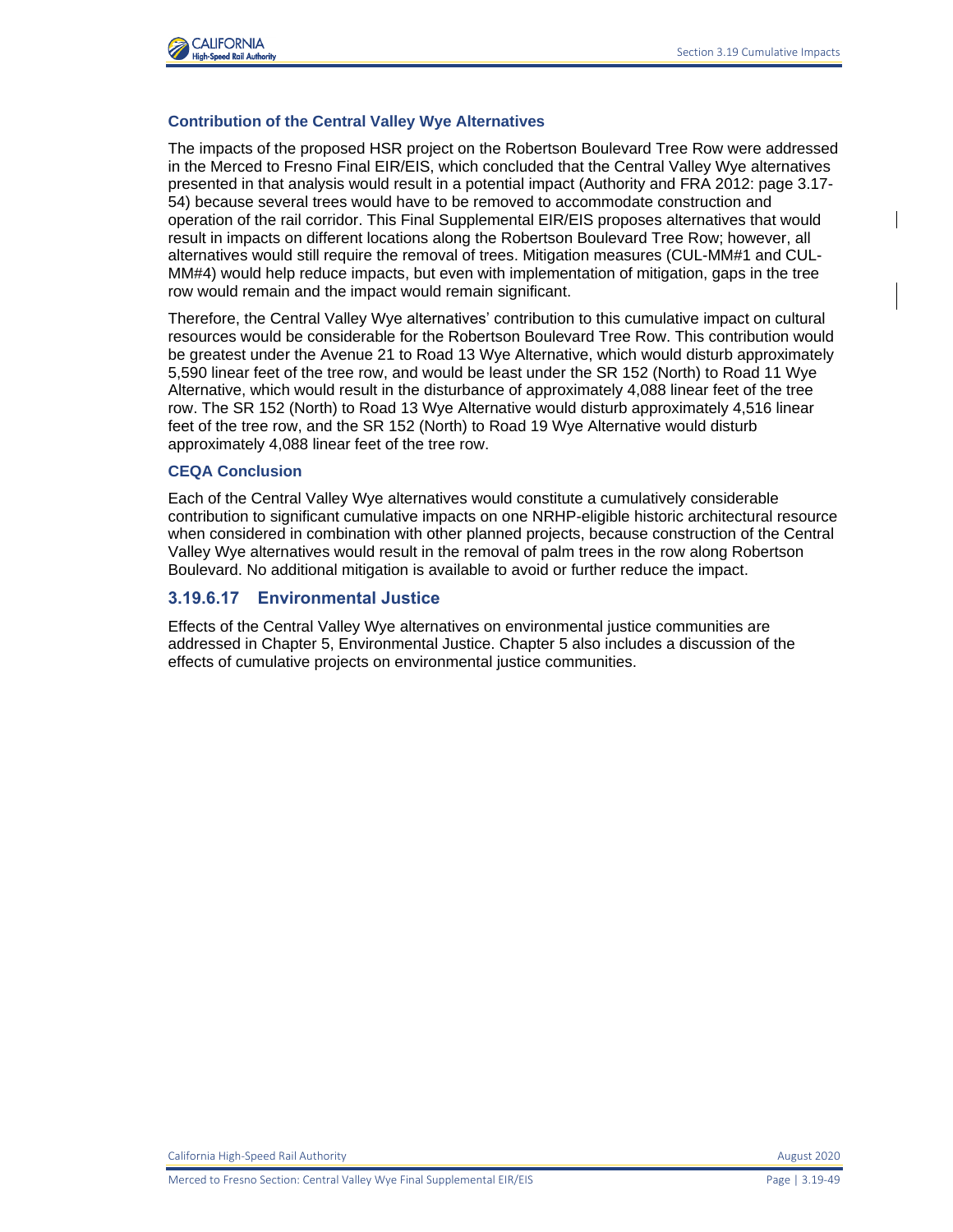#### Contribution of the Central Valley Wye Alternatives

The impacts of the proposed HSR project on the Robertson Boulevard Tree Row were addressed in the Merced to Fresno Final EIR/EIS, which concluded that the Central Valley Wye alternatives presented in that analysis would result in a potential impact (Authority and FRA 2012: page 3.17-54) because several trees would have to be removed to accommodate construction and operation of the rail corridor. This Final Supplemental EIR/EIS proposes alternatives that would result in impacts on different locations along the Robertson Boulevard Tree Row; however, all alternatives would still require the removal of trees. Mitigation measures (CUL-MM#1 and CUL-MM#4) would help reduce impacts, but even with implementation of mitigation, gaps in the tree row would remain and the impact would remain significant.

Therefore, the Central Valley Wye alternatives' contribution to this cumulative impact on cultural resources would be considerable for the Robertson Boulevard Tree Row. This contribution would be greatest under the Avenue 21 to Road 13 Wye Alternative, which would disturb approximately 5,590 linear feet of the tree row, and would be least under the SR 152 (North) to Road 11 Wye Alternative, which would result in the disturbance of approximately 4,088 linear feet of the tree row. The SR 152 (North) to Road 13 Wye Alternative would disturb approximately 4,516 linear feet of the tree row, and the SR 152 (North) to Road 19 Wye Alternative would disturb approximately 4,088 linear feet of the tree row.

#### CEQA Conclusion

Each of the Central Valley Wye alternatives would constitute a cumulatively considerable contribution to significant cumulative impacts on one NRHP-eligible historic architectural resource when considered in combination with other planned projects, because construction of the Central Valley Wye alternatives would result in the removal of palm trees in the row along Robertson Boulevard. No additional mitigation is available to avoid or further reduce the impact.

### 3.19.6.17 Environmental Justice

Effects of the Central Valley Wye alternatives on environmental justice communities are addressed in Chapter 5, Environmental Justice. Chapter 5 also includes a discussion of the effects of cumulative projects on environmental justice communities.